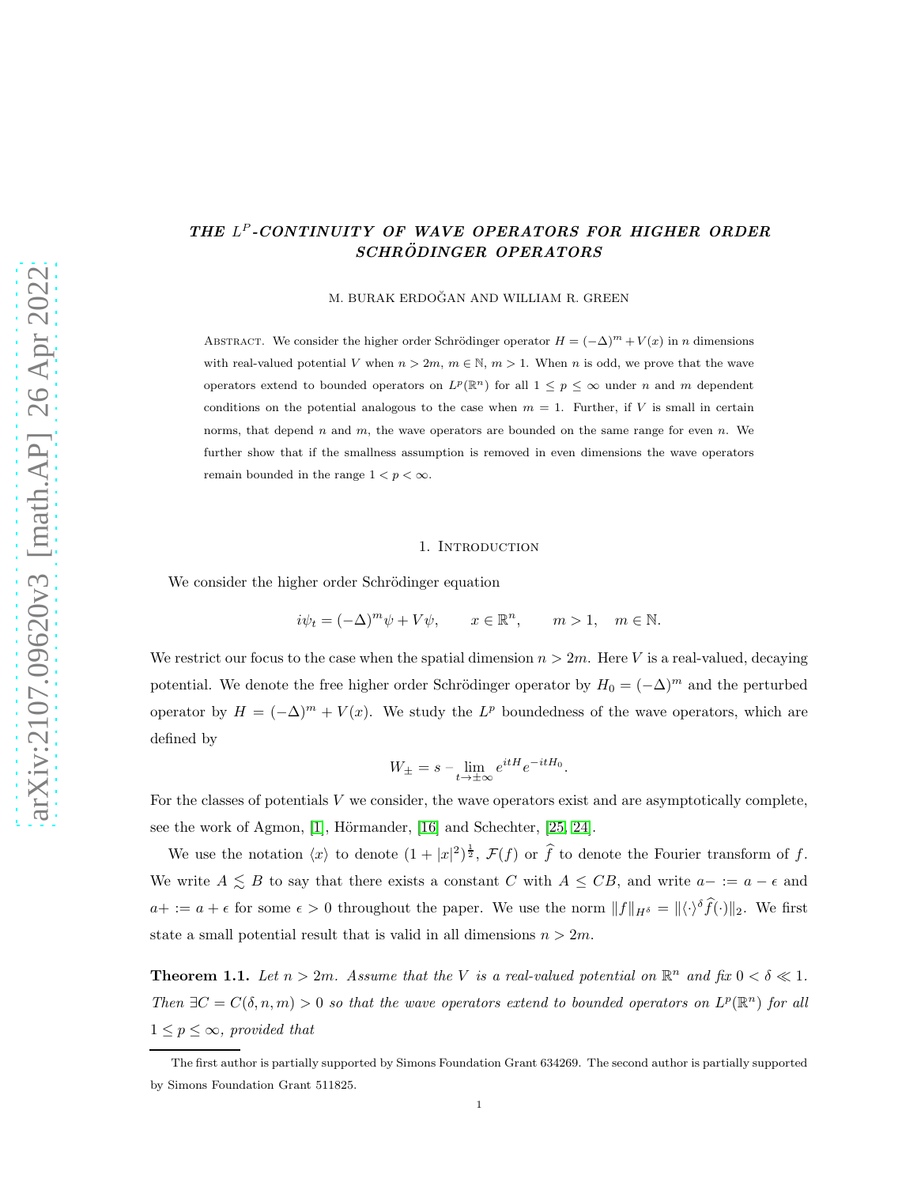# THE $L^P$-CONTINUITY OF WAVE OPERATORS FOR HIGHER ORDER SCHRÖDINGER OPERATORS

M. BURAK ERDOĞAN AND WILLIAM R. GREEN

Abstract. We consider the higher order Schrödinger operator $H = (-\Delta)^m + V(x)$ in $n$ dimensions with real-valued potential $V$ when $n > 2m$, $m \in \mathbb{N}$, $m > 1$. When $n$ is odd, we prove that the wave operators extend to bounded operators on $L^p(\mathbb{R}^n)$ for all $1 \leq p \leq \infty$ under $n$ and $m$ dependent conditions on the potential analogous to the case when $m = 1$. Further, if $V$ is small in certain norms, that depend $n$ and $m$, the wave operators are bounded on the same range for even $n$. We further show that if the smallness assumption is removed in even dimensions the wave operators remain bounded in the range $1 < p < \infty$.

## 1. Introduction

We consider the higher order Schrödinger equation

$$i\psi_t = (-\Delta)^m \psi + V\psi, \qquad x \in \mathbb{R}^n, \qquad m > 1, \quad m \in \mathbb{N}.$$

We restrict our focus to the case when the spatial dimension $n > 2m$. Here $V$ is a real-valued, decaying potential. We denote the free higher order Schrödinger operator by $H_0 = (-\Delta)^m$ and the perturbed operator by $H = (-\Delta)^m + V(x)$. We study the $L^p$ boundedness of the wave operators, which are defined by

$$W_\pm = s - \lim_{t \to \pm\infty} e^{itH} e^{-itH_0}.$$

For the classes of potentials $V$ we consider, the wave operators exist and are asymptotically complete, see the work of Agmon, [1], Hörmander, [16] and Schechter, [25, 24].

We use the notation $\langle x \rangle$ to denote $(1 + |x|^2)^{\frac{1}{2}}$, $\mathcal{F}(f)$ or $\widehat{f}$ to denote the Fourier transform of $f$. We write $A \lesssim B$ to say that there exists a constant $C$ with $A \leq CB$, and write $a- := a - \epsilon$ and $a+ := a + \epsilon$ for some $\epsilon > 0$ throughout the paper. We use the norm $\|f\|_{H^\delta} = \|\langle \cdot \rangle^\delta \widehat{f}(\cdot)\|_2$. We first state a small potential result that is valid in all dimensions $n > 2m$.

**Theorem 1.1.** *Let $n > 2m$. Assume that the $V$ is a real-valued potential on $\mathbb{R}^n$ and fix $0 < \delta \ll 1$. Then $\exists C = C(\delta, n, m) > 0$ so that the wave operators extend to bounded operators on $L^p(\mathbb{R}^n)$ for all $1 \leq p \leq \infty$, provided that*

The first author is partially supported by Simons Foundation Grant 634269. The second author is partially supported by Simons Foundation Grant 511825.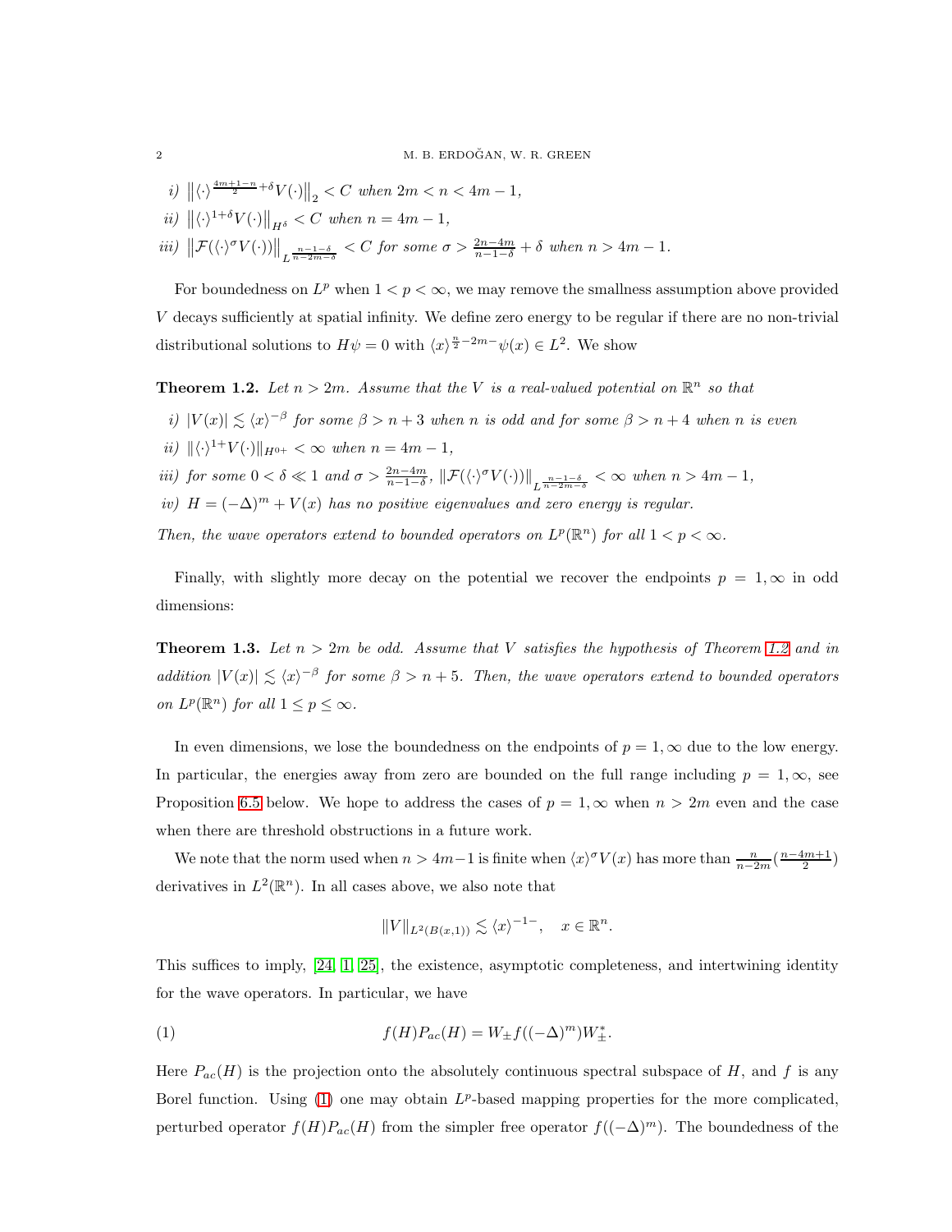*i)* $\big\|\langle \cdot \rangle^{\frac{4m+1-n}{2}+\delta} V(\cdot)\big\|_2 < C$ *when* $2m < n < 4m-1$,

*ii)* $\big\|\langle \cdot \rangle^{1+\delta} V(\cdot)\big\|_{H^\delta} < C$ *when* $n = 4m-1$,

*iii)* $\big\|\mathcal{F}(\langle \cdot \rangle^{\sigma} V(\cdot))\big\|_{L^{\frac{n-1-\delta}{n-2m-\delta}}} < C$ *for some* $\sigma > \frac{2n-4m}{n-1-\delta} + \delta$ *when* $n > 4m-1$.

For boundedness on $L^p$ when $1 < p < \infty$, we may remove the smallness assumption above provided $V$ decays sufficiently at spatial infinity. We define zero energy to be regular if there are no non-trivial distributional solutions to $H\psi = 0$ with $\langle x \rangle^{\frac{n}{2}-2m-}\psi(x) \in L^2$. We show

**Theorem 1.2.** *Let* $n > 2m$. *Assume that the* $V$ *is a real-valued potential on* $\mathbb{R}^n$ *so that*

*i)* $|V(x)| \lesssim \langle x \rangle^{-\beta}$ *for some* $\beta > n+3$ *when* $n$ *is odd and for some* $\beta > n+4$ *when* $n$ *is even*

*ii)* $\|\langle \cdot \rangle^{1+} V(\cdot)\|_{H^{0+}} < \infty$ *when* $n = 4m-1$,

*iii) for some* $0 < \delta \ll 1$ *and* $\sigma > \frac{2n-4m}{n-1-\delta}$, $\|\mathcal{F}(\langle \cdot \rangle^{\sigma} V(\cdot))\|_{L^{\frac{n-1-\delta}{n-2m-\delta}}} < \infty$ *when* $n > 4m-1$,

*iv)* $H = (-\Delta)^m + V(x)$ *has no positive eigenvalues and zero energy is regular.*

*Then, the wave operators extend to bounded operators on* $L^p(\mathbb{R}^n)$ *for all* $1 < p < \infty$.

Finally, with slightly more decay on the potential we recover the endpoints $p = 1, \infty$ in odd dimensions:

**Theorem 1.3.** *Let* $n > 2m$ *be odd. Assume that* $V$ *satisfies the hypothesis of Theorem 1.2 and in addition* $|V(x)| \lesssim \langle x \rangle^{-\beta}$ *for some* $\beta > n+5$. *Then, the wave operators extend to bounded operators on* $L^p(\mathbb{R}^n)$ *for all* $1 \leq p \leq \infty$.

In even dimensions, we lose the boundedness on the endpoints of $p = 1, \infty$ due to the low energy. In particular, the energies away from zero are bounded on the full range including $p = 1, \infty$, see Proposition 6.5 below. We hope to address the cases of $p = 1, \infty$ when $n > 2m$ even and the case when there are threshold obstructions in a future work.

We note that the norm used when $n > 4m-1$ is finite when $\langle x \rangle^{\sigma} V(x)$ has more than $\frac{n}{n-2m}(\frac{n-4m+1}{2})$ derivatives in $L^2(\mathbb{R}^n)$. In all cases above, we also note that

$$\|V\|_{L^2(B(x,1))} \lesssim \langle x \rangle^{-1-}, \quad x \in \mathbb{R}^n.$$

This suffices to imply, [24, 1, 25], the existence, asymptotic completeness, and intertwining identity for the wave operators. In particular, we have

$$f(H)P_{ac}(H) = W_{\pm} f((-\Delta)^m) W_{\pm}^*. \tag{1}$$

Here $P_{ac}(H)$ is the projection onto the absolutely continuous spectral subspace of $H$, and $f$ is any Borel function. Using (1) one may obtain $L^p$-based mapping properties for the more complicated, perturbed operator $f(H)P_{ac}(H)$ from the simpler free operator $f((-\Delta)^m)$. The boundedness of the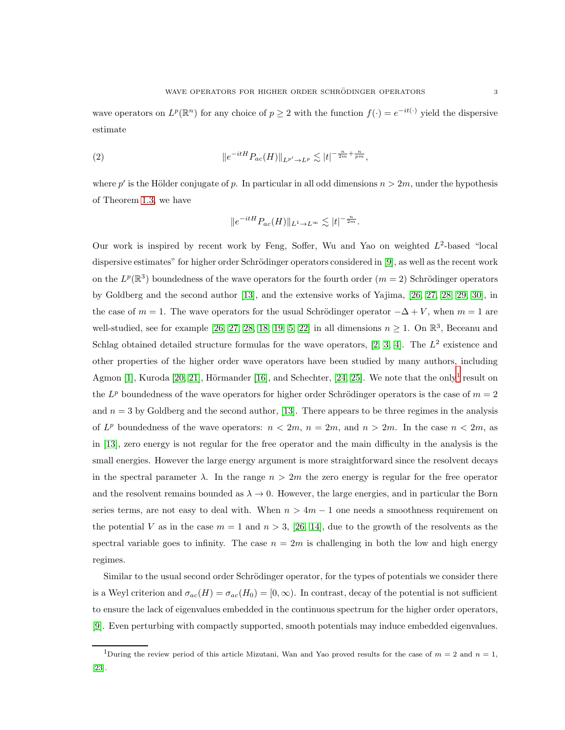wave operators on $L^p(\mathbb{R}^n)$ for any choice of $p \geq 2$ with the function $f(\cdot) = e^{-it(\cdot)}$ yield the dispersive estimate

$$\|e^{-itH}P_{ac}(H)\|_{L^{p'} \to L^p} \lesssim |t|^{-\frac{n}{2m}+\frac{n}{pm}}, \tag{2}$$

where $p'$ is the Hölder conjugate of $p$. In particular in all odd dimensions $n > 2m$, under the hypothesis of Theorem 1.3, we have

$$\|e^{-itH}P_{ac}(H)\|_{L^1 \to L^\infty} \lesssim |t|^{-\frac{n}{2m}}.$$

Our work is inspired by recent work by Feng, Soffer, Wu and Yao on weighted $L^2$-based "local dispersive estimates" for higher order Schrödinger operators considered in [9], as well as the recent work on the $L^p(\mathbb{R}^3)$ boundedness of the wave operators for the fourth order ($m = 2$) Schrödinger operators by Goldberg and the second author [13], and the extensive works of Yajima, [26, 27, 28, 29, 30], in the case of $m = 1$. The wave operators for the usual Schrödinger operator $-\Delta + V$, when $m = 1$ are well-studied, see for example [26, 27, 28, 18, 19, 5, 22] in all dimensions $n \geq 1$. On $\mathbb{R}^3$, Beceanu and Schlag obtained detailed structure formulas for the wave operators, [2, 3, 4]. The $L^2$ existence and other properties of the higher order wave operators have been studied by many authors, including Agmon [1], Kuroda [20, 21], Hörmander [16], and Schechter, [24, 25]. We note that the only[1] result on the $L^p$ boundedness of the wave operators for higher order Schrödinger operators is the case of $m = 2$ and $n = 3$ by Goldberg and the second author, [13]. There appears to be three regimes in the analysis of $L^p$ boundedness of the wave operators: $n < 2m$, $n = 2m$, and $n > 2m$. In the case $n < 2m$, as in [13], zero energy is not regular for the free operator and the main difficulty in the analysis is the small energies. However the large energy argument is more straightforward since the resolvent decays in the spectral parameter $\lambda$. In the range $n > 2m$ the zero energy is regular for the free operator and the resolvent remains bounded as $\lambda \to 0$. However, the large energies, and in particular the Born series terms, are not easy to deal with. When $n > 4m - 1$ one needs a smoothness requirement on the potential $V$ as in the case $m = 1$ and $n > 3$, [26, 14], due to the growth of the resolvents as the spectral variable goes to infinity. The case $n = 2m$ is challenging in both the low and high energy regimes.

Similar to the usual second order Schrödinger operator, for the types of potentials we consider there is a Weyl criterion and $\sigma_{ac}(H) = \sigma_{ac}(H_0) = [0, \infty)$. In contrast, decay of the potential is not sufficient to ensure the lack of eigenvalues embedded in the continuous spectrum for the higher order operators, [9]. Even perturbing with compactly supported, smooth potentials may induce embedded eigenvalues.

[1] During the review period of this article Mizutani, Wan and Yao proved results for the case of $m = 2$ and $n = 1$, [23].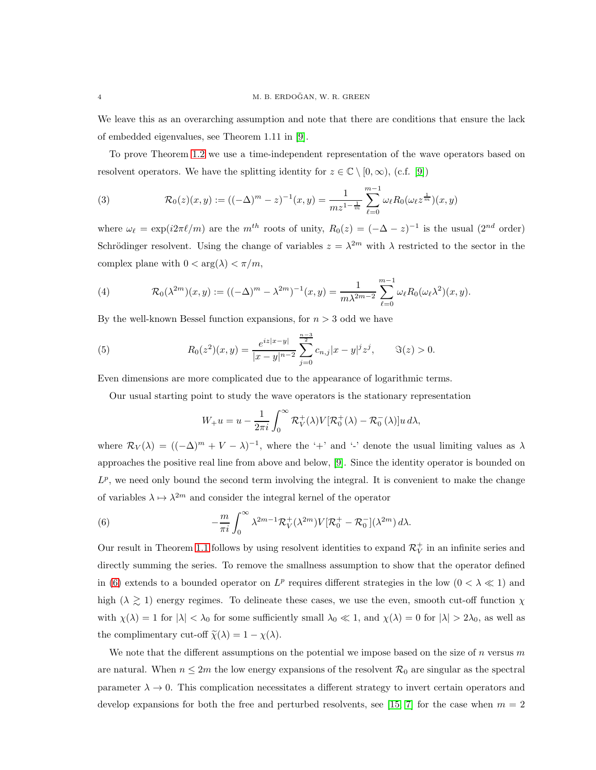We leave this as an overarching assumption and note that there are conditions that ensure the lack of embedded eigenvalues, see Theorem 1.11 in [9].

To prove Theorem 1.2 we use a time-independent representation of the wave operators based on resolvent operators. We have the splitting identity for $z \in \mathbb{C} \setminus [0, \infty)$, (c.f. [9])

$$\mathcal{R}_0(z)(x,y) := ((-\Delta)^m - z)^{-1}(x,y) = \frac{1}{mz^{1-\frac{1}{m}}} \sum_{\ell=0}^{m-1} \omega_\ell R_0(\omega_\ell z^{\frac{1}{m}})(x,y) \tag{3}$$

where $\omega_\ell = \exp(i2\pi\ell/m)$ are the $m^{th}$ roots of unity, $R_0(z) = (-\Delta - z)^{-1}$ is the usual ($2^{nd}$ order) Schrödinger resolvent. Using the change of variables $z = \lambda^{2m}$ with $\lambda$ restricted to the sector in the complex plane with $0 < \arg(\lambda) < \pi/m$,

$$\mathcal{R}_0(\lambda^{2m})(x,y) := ((-\Delta)^m - \lambda^{2m})^{-1}(x,y) = \frac{1}{m\lambda^{2m-2}} \sum_{\ell=0}^{m-1} \omega_\ell R_0(\omega_\ell \lambda^2)(x,y). \tag{4}$$

By the well-known Bessel function expansions, for $n > 3$ odd we have

$$R_0(z^2)(x,y) = \frac{e^{iz|x-y|}}{|x-y|^{n-2}} \sum_{j=0}^{\frac{n-3}{2}} c_{n,j} |x-y|^j z^j, \qquad \Im(z) > 0. \tag{5}$$

Even dimensions are more complicated due to the appearance of logarithmic terms.

Our usual starting point to study the wave operators is the stationary representation

$$W_+ u = u - \frac{1}{2\pi i} \int_0^\infty \mathcal{R}_V^+(\lambda) V[\mathcal{R}_0^+(\lambda) - \mathcal{R}_0^-(\lambda)] u \, d\lambda,$$

where $\mathcal{R}_V(\lambda) = ((-\Delta)^m + V - \lambda)^{-1}$, where the '+' and '-' denote the usual limiting values as $\lambda$ approaches the positive real line from above and below, [9]. Since the identity operator is bounded on $L^p$, we need only bound the second term involving the integral. It is convenient to make the change of variables $\lambda \mapsto \lambda^{2m}$ and consider the integral kernel of the operator

$$-\frac{m}{\pi i} \int_0^\infty \lambda^{2m-1} \mathcal{R}_V^+(\lambda^{2m}) V[\mathcal{R}_0^+ - \mathcal{R}_0^-](\lambda^{2m}) \, d\lambda. \tag{6}$$

Our result in Theorem 1.1 follows by using resolvent identities to expand $\mathcal{R}_V^+$ in an infinite series and directly summing the series. To remove the smallness assumption to show that the operator defined in (6) extends to a bounded operator on $L^p$ requires different strategies in the low ($0 < \lambda \ll 1$) and high ($\lambda \gtrsim 1$) energy regimes. To delineate these cases, we use the even, smooth cut-off function $\chi$ with $\chi(\lambda) = 1$ for $|\lambda| < \lambda_0$ for some sufficiently small $\lambda_0 \ll 1$, and $\chi(\lambda) = 0$ for $|\lambda| > 2\lambda_0$, as well as the complimentary cut-off $\widetilde{\chi}(\lambda) = 1 - \chi(\lambda)$.

We note that the different assumptions on the potential we impose based on the size of $n$ versus $m$ are natural. When $n \leq 2m$ the low energy expansions of the resolvent $\mathcal{R}_0$ are singular as the spectral parameter $\lambda \to 0$. This complication necessitates a different strategy to invert certain operators and develop expansions for both the free and perturbed resolvents, see [15, 7] for the case when $m = 2$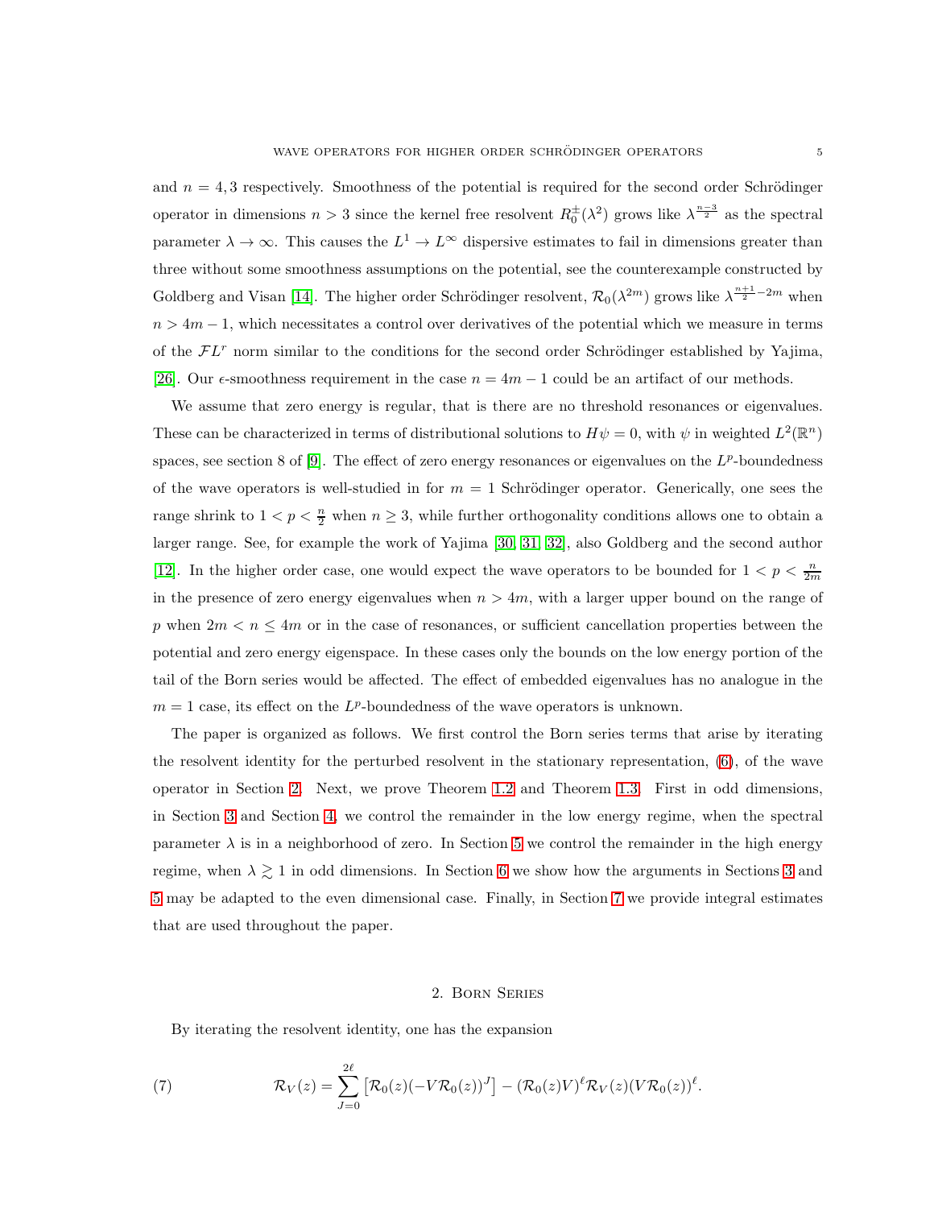and $n = 4, 3$ respectively. Smoothness of the potential is required for the second order Schrödinger operator in dimensions $n > 3$ since the kernel free resolvent $R_0^{\pm}(\lambda^2)$ grows like $\lambda^{\frac{n-3}{2}}$ as the spectral parameter $\lambda \to \infty$. This causes the $L^1 \to L^\infty$ dispersive estimates to fail in dimensions greater than three without some smoothness assumptions on the potential, see the counterexample constructed by Goldberg and Visan [14]. The higher order Schrödinger resolvent, $\mathcal{R}_0(\lambda^{2m})$ grows like $\lambda^{\frac{n+1}{2}-2m}$ when $n > 4m-1$, which necessitates a control over derivatives of the potential which we measure in terms of the $\mathcal{F}L^r$ norm similar to the conditions for the second order Schrödinger established by Yajima, [26]. Our $\epsilon$-smoothness requirement in the case $n = 4m-1$ could be an artifact of our methods.

We assume that zero energy is regular, that is there are no threshold resonances or eigenvalues. These can be characterized in terms of distributional solutions to $H\psi = 0$, with $\psi$ in weighted $L^2(\mathbb{R}^n)$ spaces, see section 8 of [9]. The effect of zero energy resonances or eigenvalues on the $L^p$-boundedness of the wave operators is well-studied in for $m = 1$ Schrödinger operator. Generically, one sees the range shrink to $1 < p < \frac{n}{2}$ when $n \geq 3$, while further orthogonality conditions allows one to obtain a larger range. See, for example the work of Yajima [30, 31, 32], also Goldberg and the second author [12]. In the higher order case, one would expect the wave operators to be bounded for $1 < p < \frac{n}{2m}$ in the presence of zero energy eigenvalues when $n > 4m$, with a larger upper bound on the range of $p$ when $2m < n \leq 4m$ or in the case of resonances, or sufficient cancellation properties between the potential and zero energy eigenspace. In these cases only the bounds on the low energy portion of the tail of the Born series would be affected. The effect of embedded eigenvalues has no analogue in the $m = 1$ case, its effect on the $L^p$-boundedness of the wave operators is unknown.

The paper is organized as follows. We first control the Born series terms that arise by iterating the resolvent identity for the perturbed resolvent in the stationary representation, (6), of the wave operator in Section 2. Next, we prove Theorem 1.2 and Theorem 1.3. First in odd dimensions, in Section 3 and Section 4, we control the remainder in the low energy regime, when the spectral parameter $\lambda$ is in a neighborhood of zero. In Section 5 we control the remainder in the high energy regime, when $\lambda \gtrsim 1$ in odd dimensions. In Section 6 we show how the arguments in Sections 3 and 5 may be adapted to the even dimensional case. Finally, in Section 7 we provide integral estimates that are used throughout the paper.

## 2. Born Series

By iterating the resolvent identity, one has the expansion

$$\mathcal{R}_V(z) = \sum_{J=0}^{2\ell} \left[\mathcal{R}_0(z)(-V\mathcal{R}_0(z))^J\right] - (\mathcal{R}_0(z)V)^\ell \mathcal{R}_V(z)(V\mathcal{R}_0(z))^\ell. \tag{7}$$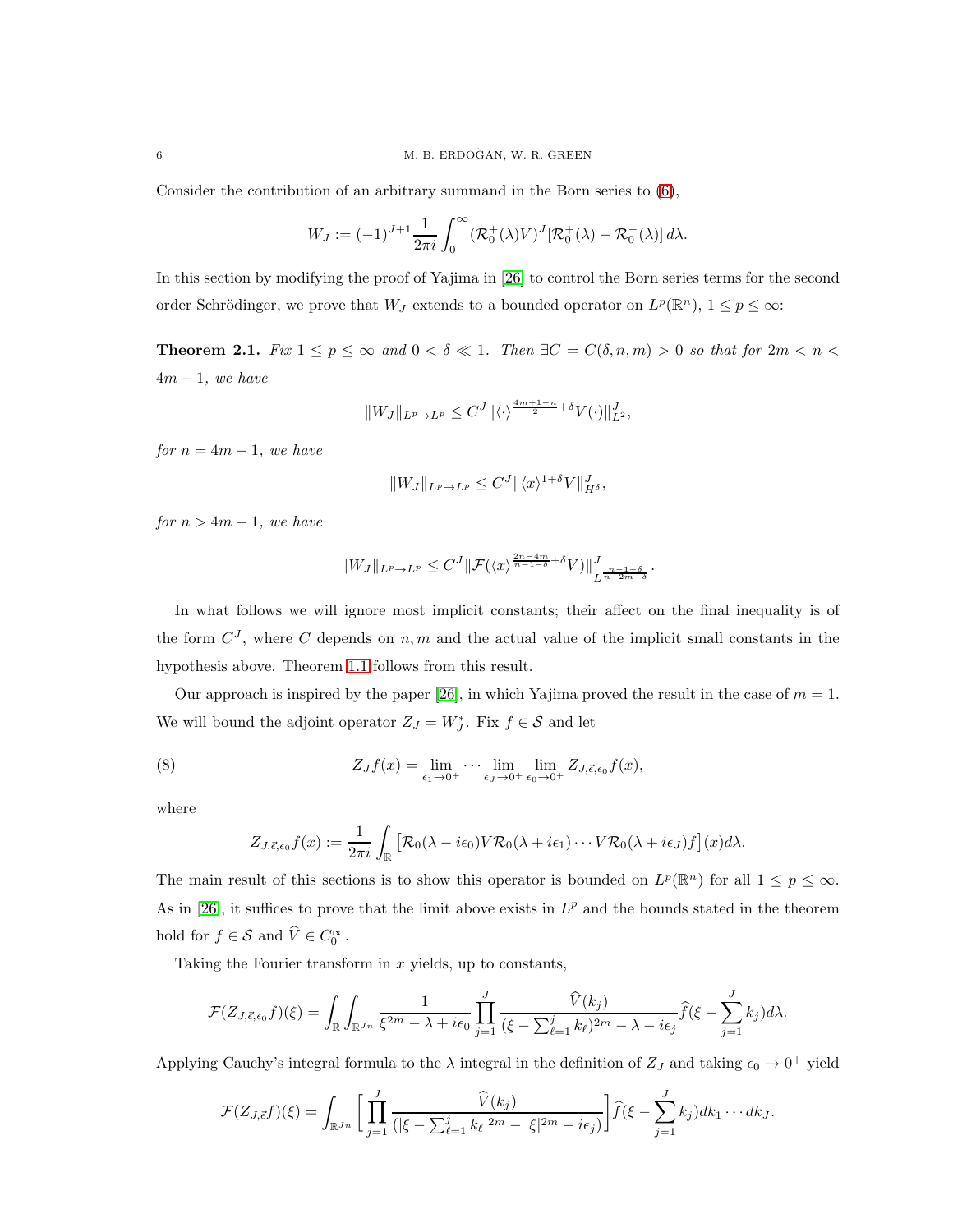Consider the contribution of an arbitrary summand in the Born series to (6),

$$W_J := (-1)^{J+1}\frac{1}{2\pi i}\int_0^\infty (\mathcal{R}_0^+(\lambda)V)^J[\mathcal{R}_0^+(\lambda)-\mathcal{R}_0^-(\lambda)]\,d\lambda.$$

In this section by modifying the proof of Yajima in [26] to control the Born series terms for the second order Schrödinger, we prove that $W_J$ extends to a bounded operator on $L^p(\mathbb{R}^n)$, $1\le p\le\infty$:

**Theorem 2.1.** *Fix $1\le p\le\infty$ and $0<\delta\ll 1$. Then $\exists C=C(\delta,n,m)>0$ so that for $2m<n<4m-1$, we have*

$$\|W_J\|_{L^p\to L^p}\le C^J\|\langle\cdot\rangle^{\frac{4m+1-n}{2}+\delta}V(\cdot)\|_{L^2}^J,$$

*for $n=4m-1$, we have*

$$\|W_J\|_{L^p\to L^p}\le C^J\|\langle x\rangle^{1+\delta}V\|_{H^\delta}^J,$$

*for $n>4m-1$, we have*

$$\|W_J\|_{L^p\to L^p}\le C^J\|\mathcal{F}(\langle x\rangle^{\frac{2n-4m}{n-1-\delta}+\delta}V)\|_{L^{\frac{n-1-\delta}{n-2m-\delta}}}^J.$$

In what follows we will ignore most implicit constants; their affect on the final inequality is of the form $C^J$, where $C$ depends on $n,m$ and the actual value of the implicit small constants in the hypothesis above. Theorem 1.1 follows from this result.

Our approach is inspired by the paper [26], in which Yajima proved the result in the case of $m=1$. We will bound the adjoint operator $Z_J=W_J^*$. Fix $f\in\mathcal{S}$ and let

$$Z_Jf(x)=\lim_{\epsilon_1\to0^+}\cdots\lim_{\epsilon_J\to0^+}\lim_{\epsilon_0\to0^+}Z_{J,\vec{\epsilon},\epsilon_0}f(x), \tag{8}$$

where

$$Z_{J,\vec{\epsilon},\epsilon_0}f(x):=\frac{1}{2\pi i}\int_{\mathbb{R}}\big[\mathcal{R}_0(\lambda-i\epsilon_0)V\mathcal{R}_0(\lambda+i\epsilon_1)\cdots V\mathcal{R}_0(\lambda+i\epsilon_J)f\big](x)d\lambda.$$

The main result of this sections is to show this operator is bounded on $L^p(\mathbb{R}^n)$ for all $1\le p\le\infty$. As in [26], it suffices to prove that the limit above exists in $L^p$ and the bounds stated in the theorem hold for $f\in\mathcal{S}$ and $\widehat{V}\in C_0^\infty$.

Taking the Fourier transform in $x$ yields, up to constants,

$$\mathcal{F}(Z_{J,\vec{\epsilon},\epsilon_0}f)(\xi)=\int_{\mathbb{R}}\int_{\mathbb{R}^{Jn}}\frac{1}{\xi^{2m}-\lambda+i\epsilon_0}\prod_{j=1}^J\frac{\widehat{V}(k_j)}{(\xi-\sum_{\ell=1}^j k_\ell)^{2m}-\lambda-i\epsilon_j}\widehat{f}(\xi-\sum_{j=1}^J k_j)d\lambda.$$

Applying Cauchy's integral formula to the $\lambda$ integral in the definition of $Z_J$ and taking $\epsilon_0\to0^+$ yield

$$\mathcal{F}(Z_{J,\vec{\epsilon}}f)(\xi)=\int_{\mathbb{R}^{Jn}}\Big[\prod_{j=1}^J\frac{\widehat{V}(k_j)}{(|\xi-\sum_{\ell=1}^j k_\ell|^{2m}-|\xi|^{2m}-i\epsilon_j)}\Big]\widehat{f}(\xi-\sum_{j=1}^J k_j)dk_1\cdots dk_J.$$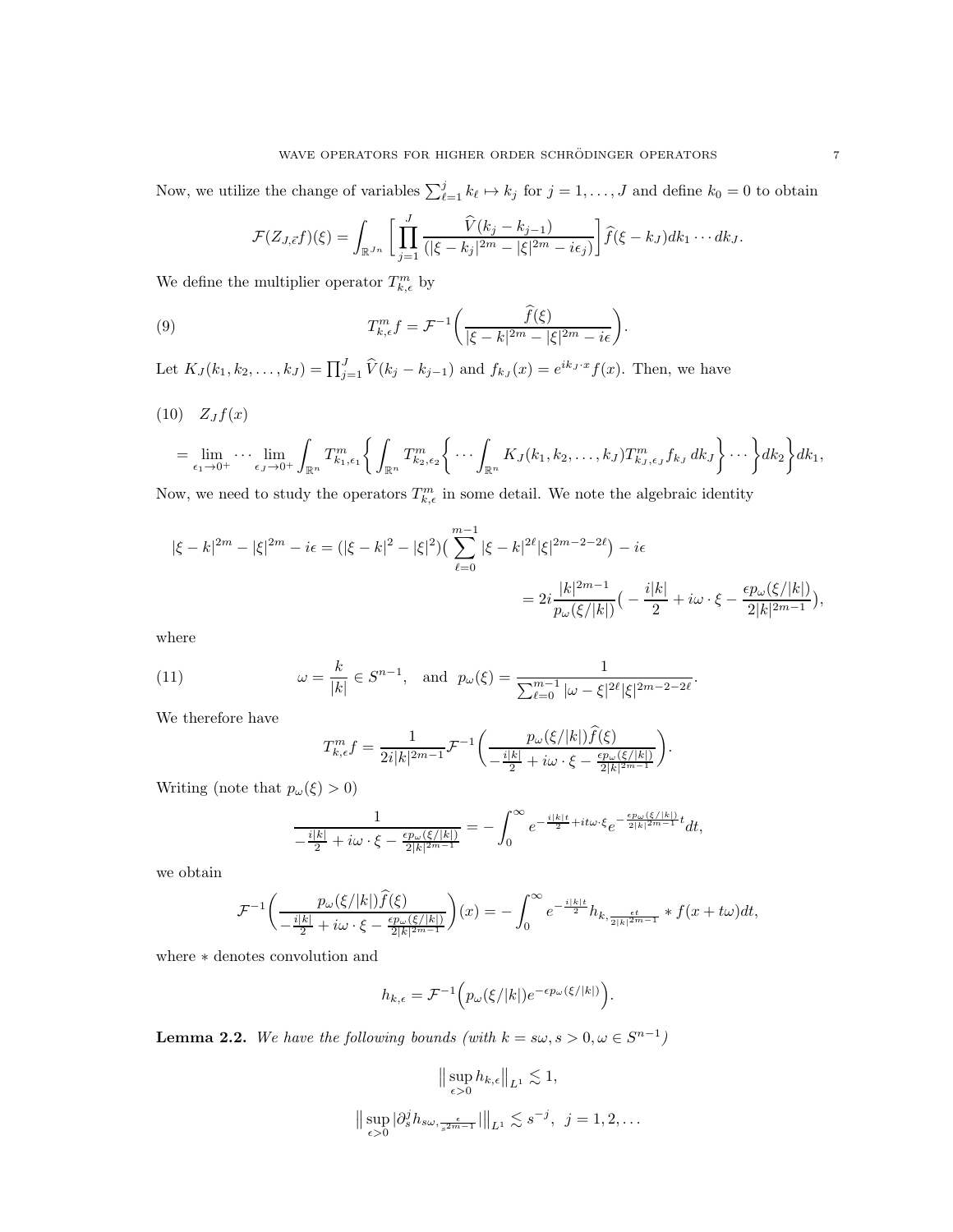Now, we utilize the change of variables $\sum_{\ell=1}^{j} k_\ell \mapsto k_j$ for $j = 1, \dots, J$ and define $k_0 = 0$ to obtain

$$\mathcal{F}(Z_{J,\vec{\epsilon}} f)(\xi) = \int_{\mathbb{R}^{Jn}} \left[ \prod_{j=1}^{J} \frac{\widehat{V}(k_j - k_{j-1})}{(|\xi - k_j|^{2m} - |\xi|^{2m} - i\epsilon_j)} \right] \widehat{f}(\xi - k_J) dk_1 \cdots dk_J.$$

We define the multiplier operator $T^m_{k,\epsilon}$ by

$$T^m_{k,\epsilon} f = \mathcal{F}^{-1}\Big( \frac{\widehat{f}(\xi)}{|\xi - k|^{2m} - |\xi|^{2m} - i\epsilon} \Big). \tag{9}$$

Let $K_J(k_1, k_2, \dots, k_J) = \prod_{j=1}^{J} \widehat{V}(k_j - k_{j-1})$ and $f_{k_J}(x) = e^{ik_J \cdot x} f(x)$. Then, we have

(10) $Z_J f(x)$

$$= \lim_{\epsilon_1 \to 0^+} \cdots \lim_{\epsilon_J \to 0^+} \int_{\mathbb{R}^n} T^m_{k_1,\epsilon_1} \Big\{ \int_{\mathbb{R}^n} T^m_{k_2,\epsilon_2} \Big\{ \cdots \int_{\mathbb{R}^n} K_J(k_1, k_2, \dots, k_J) T^m_{k_J,\epsilon_J} f_{k_J} \, dk_J \Big\} \cdots \Big\} dk_2 \Big\} dk_1,$$

Now, we need to study the operators $T^m_{k,\epsilon}$ in some detail. We note the algebraic identity

$$|\xi - k|^{2m} - |\xi|^{2m} - i\epsilon = (|\xi - k|^2 - |\xi|^2)\Big( \sum_{\ell=0}^{m-1} |\xi - k|^{2\ell} |\xi|^{2m-2-2\ell} \Big) - i\epsilon$$

$$= 2i \frac{|k|^{2m-1}}{p_\omega(\xi/|k|)} \Big( -\frac{i|k|}{2} + i\omega \cdot \xi - \frac{\epsilon p_\omega(\xi/|k|)}{2|k|^{2m-1}} \Big),$$

where

$$\omega = \frac{k}{|k|} \in S^{n-1}, \quad \text{and} \;\; p_\omega(\xi) = \frac{1}{\sum_{\ell=0}^{m-1} |\omega - \xi|^{2\ell} |\xi|^{2m-2-2\ell}}. \tag{11}$$

We therefore have

$$T^m_{k,\epsilon} f = \frac{1}{2i|k|^{2m-1}} \mathcal{F}^{-1}\Big( \frac{p_\omega(\xi/|k|) \widehat{f}(\xi)}{-\frac{i|k|}{2} + i\omega \cdot \xi - \frac{\epsilon p_\omega(\xi/|k|)}{2|k|^{2m-1}}} \Big).$$

Writing (note that $p_\omega(\xi) > 0$)

$$\frac{1}{-\frac{i|k|}{2} + i\omega \cdot \xi - \frac{\epsilon p_\omega(\xi/|k|)}{2|k|^{2m-1}}} = -\int_0^\infty e^{-\frac{i|k|t}{2} + it\omega\cdot\xi} e^{-\frac{\epsilon p_\omega(\xi/|k|)}{2|k|^{2m-1}} t} dt,$$

we obtain

$$\mathcal{F}^{-1}\Big( \frac{p_\omega(\xi/|k|) \widehat{f}(\xi)}{-\frac{i|k|}{2} + i\omega \cdot \xi - \frac{\epsilon p_\omega(\xi/|k|)}{2|k|^{2m-1}}} \Big)(x) = -\int_0^\infty e^{-\frac{i|k|t}{2}} h_{k, \frac{\epsilon t}{2|k|^{2m-1}}} * f(x + t\omega) dt,$$

where $*$ denotes convolution and

$$h_{k,\epsilon} = \mathcal{F}^{-1}\Big( p_\omega(\xi/|k|) e^{-\epsilon p_\omega(\xi/|k|)} \Big).$$

**Lemma 2.2.** *We have the following bounds (with $k = s\omega, s > 0, \omega \in S^{n-1}$)*

$$\big\| \sup_{\epsilon > 0} h_{k,\epsilon} \big\|_{L^1} \lesssim 1,$$

$$\big\| \sup_{\epsilon > 0} |\partial_s^j h_{s\omega, \frac{\epsilon}{s^{2m-1}}}| \big\|_{L^1} \lesssim s^{-j}, \;\; j = 1, 2, \dots$$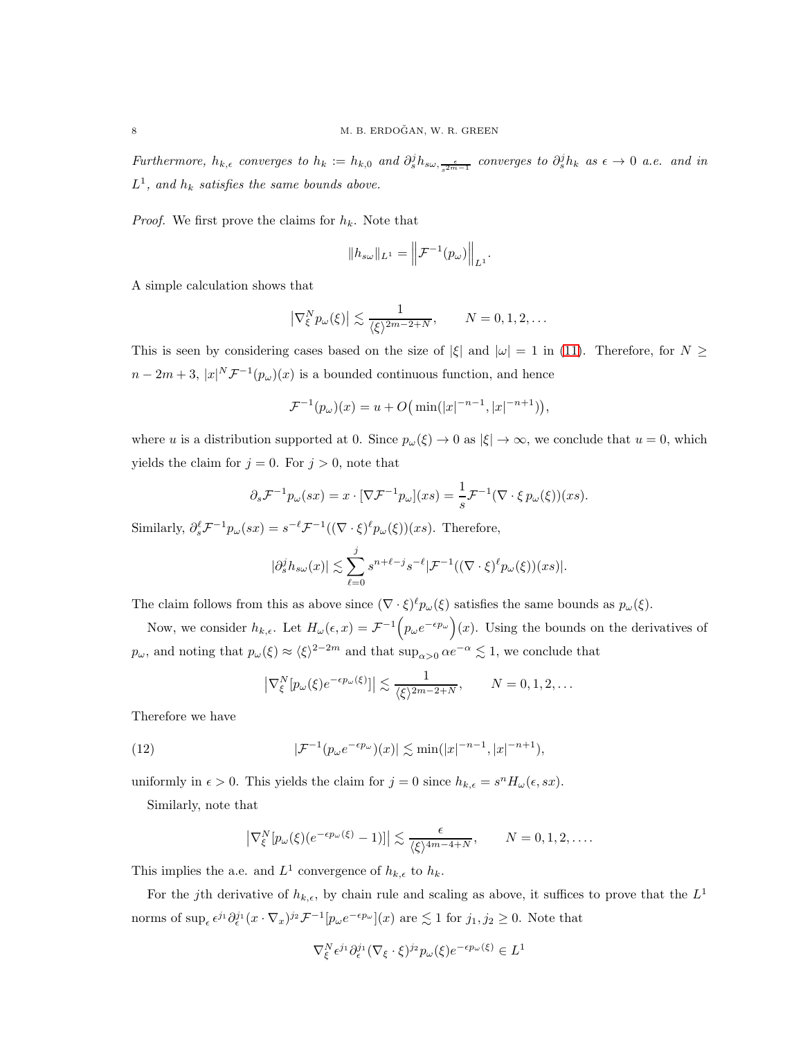*Furthermore, $h_{k,\epsilon}$ converges to $h_k := h_{k,0}$ and $\partial_s^j h_{s\omega,\frac{\epsilon}{s^{2m-1}}}$ converges to $\partial_s^j h_k$ as $\epsilon \to 0$ a.e. and in $L^1$, and $h_k$ satisfies the same bounds above.*

*Proof.* We first prove the claims for $h_k$. Note that

$$\|h_{s\omega}\|_{L^1} = \left\|\mathcal{F}^{-1}(p_\omega)\right\|_{L^1}.$$

A simple calculation shows that

$$\left|\nabla_\xi^N p_\omega(\xi)\right| \lesssim \frac{1}{\langle \xi\rangle^{2m-2+N}}, \qquad N = 0, 1, 2, \dots$$

This is seen by considering cases based on the size of $|\xi|$ and $|\omega| = 1$ in (11). Therefore, for $N \geq n - 2m + 3$, $|x|^N \mathcal{F}^{-1}(p_\omega)(x)$ is a bounded continuous function, and hence

$$\mathcal{F}^{-1}(p_\omega)(x) = u + O\big(\min(|x|^{-n-1}, |x|^{-n+1})\big),$$

where $u$ is a distribution supported at 0. Since $p_\omega(\xi) \to 0$ as $|\xi| \to \infty$, we conclude that $u = 0$, which yields the claim for $j = 0$. For $j > 0$, note that

$$\partial_s \mathcal{F}^{-1} p_\omega(sx) = x \cdot [\nabla \mathcal{F}^{-1} p_\omega](xs) = \frac{1}{s}\mathcal{F}^{-1}(\nabla \cdot \xi\, p_\omega(\xi))(xs).$$

Similarly, $\partial_s^\ell \mathcal{F}^{-1} p_\omega(sx) = s^{-\ell}\mathcal{F}^{-1}((\nabla\cdot\xi)^\ell p_\omega(\xi))(xs)$. Therefore,

$$|\partial_s^j h_{s\omega}(x)| \lesssim \sum_{\ell=0}^{j} s^{n+\ell-j} s^{-\ell} |\mathcal{F}^{-1}((\nabla\cdot\xi)^\ell p_\omega(\xi))(xs)|.$$

The claim follows from this as above since $(\nabla\cdot\xi)^\ell p_\omega(\xi)$ satisfies the same bounds as $p_\omega(\xi)$.

Now, we consider $h_{k,\epsilon}$. Let $H_\omega(\epsilon, x) = \mathcal{F}^{-1}\Big(p_\omega e^{-\epsilon p_\omega}\Big)(x)$. Using the bounds on the derivatives of $p_\omega$, and noting that $p_\omega(\xi) \approx \langle\xi\rangle^{2-2m}$ and that $\sup_{\alpha>0} \alpha e^{-\alpha} \lesssim 1$, we conclude that

$$\left|\nabla_\xi^N [p_\omega(\xi) e^{-\epsilon p_\omega(\xi)}]\right| \lesssim \frac{1}{\langle\xi\rangle^{2m-2+N}}, \qquad N = 0, 1, 2, \dots$$

Therefore we have

$$|\mathcal{F}^{-1}(p_\omega e^{-\epsilon p_\omega})(x)| \lesssim \min(|x|^{-n-1}, |x|^{-n+1}), \tag{12}$$

uniformly in $\epsilon > 0$. This yields the claim for $j = 0$ since $h_{k,\epsilon} = s^n H_\omega(\epsilon, sx)$.

Similarly, note that

$$\left|\nabla_\xi^N [p_\omega(\xi)(e^{-\epsilon p_\omega(\xi)} - 1)]\right| \lesssim \frac{\epsilon}{\langle\xi\rangle^{4m-4+N}}, \qquad N = 0, 1, 2, \dots.$$

This implies the a.e. and $L^1$ convergence of $h_{k,\epsilon}$ to $h_k$.

For the $j$th derivative of $h_{k,\epsilon}$, by chain rule and scaling as above, it suffices to prove that the $L^1$ norms of $\sup_\epsilon \epsilon^{j_1}\partial_\epsilon^{j_1}(x\cdot\nabla_x)^{j_2}\mathcal{F}^{-1}[p_\omega e^{-\epsilon p_\omega}](x)$ are $\lesssim 1$ for $j_1, j_2 \geq 0$. Note that

$$\nabla_\xi^N \epsilon^{j_1}\partial_\epsilon^{j_1}(\nabla_\xi\cdot\xi)^{j_2} p_\omega(\xi) e^{-\epsilon p_\omega(\xi)} \in L^1$$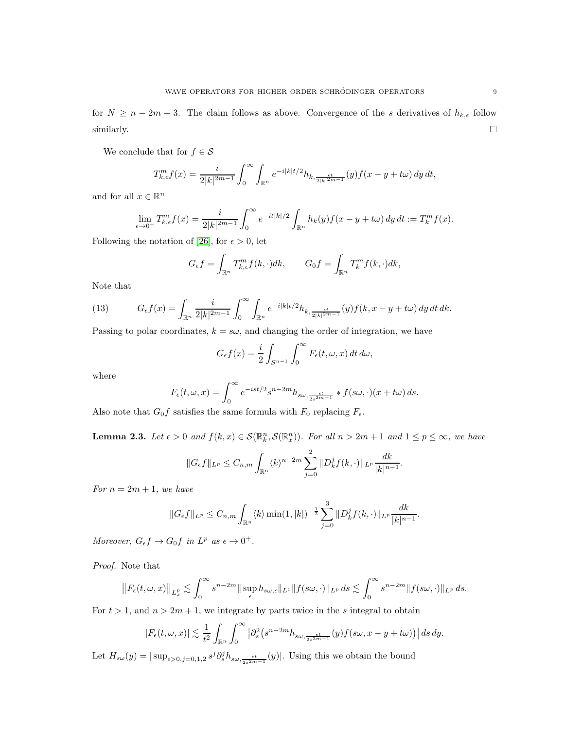for $N \geq n - 2m + 3$. The claim follows as above. Convergence of the $s$ derivatives of $h_{k,\epsilon}$ follow similarly. $\square$

We conclude that for $f \in \mathcal{S}$

$$T^m_{k,\epsilon} f(x) = \frac{i}{2|k|^{2m-1}} \int_0^\infty \int_{\mathbb{R}^n} e^{-i|k|t/2} h_{k, \frac{\epsilon t}{2|k|^{2m-1}}}(y) f(x - y + t\omega)\, dy\, dt,$$

and for all $x \in \mathbb{R}^n$

$$\lim_{\epsilon \to 0^+} T^m_{k,\epsilon} f(x) = \frac{i}{2|k|^{2m-1}} \int_0^\infty e^{-it|k|/2} \int_{\mathbb{R}^n} h_k(y) f(x - y + t\omega)\, dy\, dt := T^m_k f(x).$$

Following the notation of [26], for $\epsilon > 0$, let

$$G_\epsilon f = \int_{\mathbb{R}^n} T^m_{k,\epsilon} f(k, \cdot) dk, \qquad G_0 f = \int_{\mathbb{R}^n} T^m_k f(k, \cdot) dk,$$

Note that

$$G_\epsilon f(x) = \int_{\mathbb{R}^n} \frac{i}{2|k|^{2m-1}} \int_0^\infty \int_{\mathbb{R}^n} e^{-i|k|t/2} h_{k, \frac{\epsilon t}{2|k|^{2m-1}}}(y) f(k, x - y + t\omega)\, dy\, dt\, dk. \tag{13}$$

Passing to polar coordinates, $k = s\omega$, and changing the order of integration, we have

$$G_\epsilon f(x) = \frac{i}{2} \int_{S^{n-1}} \int_0^\infty F_\epsilon(t, \omega, x)\, dt\, d\omega,$$

where

$$F_\epsilon(t, \omega, x) = \int_0^\infty e^{-ist/2} s^{n-2m} h_{s\omega, \frac{\epsilon t}{2s^{2m-1}}} * f(s\omega, \cdot)(x + t\omega)\, ds.$$

Also note that $G_0 f$ satisfies the same formula with $F_0$ replacing $F_\epsilon$.

**Lemma 2.3.** *Let $\epsilon > 0$ and $f(k, x) \in \mathcal{S}(\mathbb{R}^n_k, \mathcal{S}(\mathbb{R}^n_x))$. For all $n > 2m + 1$ and $1 \leq p \leq \infty$, we have*

$$\|G_\epsilon f\|_{L^p} \leq C_{n,m} \int_{\mathbb{R}^n} \langle k \rangle^{n-2m} \sum_{j=0}^{2} \|D^j_k f(k, \cdot)\|_{L^p} \frac{dk}{|k|^{n-1}}.$$

*For $n = 2m + 1$, we have*

$$\|G_\epsilon f\|_{L^p} \leq C_{n,m} \int_{\mathbb{R}^n} \langle k \rangle \min(1, |k|)^{-\frac{1}{2}} \sum_{j=0}^{3} \|D^j_k f(k, \cdot)\|_{L^p} \frac{dk}{|k|^{n-1}}.$$

*Moreover, $G_\epsilon f \to G_0 f$ in $L^p$ as $\epsilon \to 0^+$.*

*Proof.* Note that

$$\big\| F_\epsilon(t, \omega, x) \big\|_{L^p_x} \lesssim \int_0^\infty s^{n-2m} \| \sup_\epsilon h_{s\omega,\epsilon} \|_{L^1} \| f(s\omega, \cdot) \|_{L^p}\, ds \lesssim \int_0^\infty s^{n-2m} \| f(s\omega, \cdot) \|_{L^p}\, ds.$$

For $t > 1$, and $n > 2m + 1$, we integrate by parts twice in the $s$ integral to obtain

$$|F_\epsilon(t, \omega, x)| \lesssim \frac{1}{t^2} \int_{\mathbb{R}^n} \int_0^\infty \big| \partial_s^2 \big( s^{n-2m} h_{s\omega, \frac{\epsilon t}{2s^{2m-1}}}(y) f(s\omega, x - y + t\omega) \big) \big|\, ds\, dy.$$

Let $H_{s\omega}(y) = | \sup_{\epsilon > 0, j = 0,1,2} s^j \partial_s^j h_{s\omega, \frac{\epsilon t}{2s^{2m-1}}}(y)|$. Using this we obtain the bound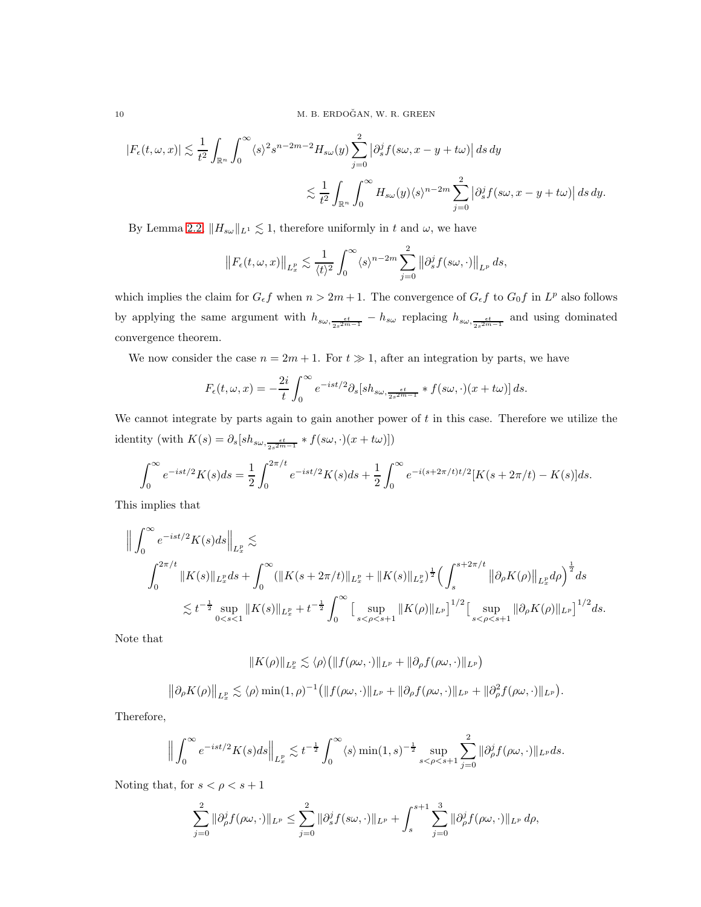$$|F_\epsilon(t,\omega,x)| \lesssim \frac{1}{t^2}\int_{\mathbb{R}^n}\int_0^\infty \langle s\rangle^2 s^{n-2m-2} H_{s\omega}(y)\sum_{j=0}^2 \big|\partial_s^j f(s\omega, x-y+t\omega)\big|\,ds\,dy$$

$$\lesssim \frac{1}{t^2}\int_{\mathbb{R}^n}\int_0^\infty H_{s\omega}(y)\langle s\rangle^{n-2m}\sum_{j=0}^2 \big|\partial_s^j f(s\omega, x-y+t\omega)\big|\,ds\,dy.$$

By Lemma 2.2, $\|H_{s\omega}\|_{L^1}\lesssim 1$, therefore uniformly in $t$ and $\omega$, we have

$$\big\|F_\epsilon(t,\omega,x)\big\|_{L^p_x} \lesssim \frac{1}{\langle t\rangle^2}\int_0^\infty \langle s\rangle^{n-2m}\sum_{j=0}^2 \big\|\partial_s^j f(s\omega,\cdot)\big\|_{L^p}\,ds,$$

which implies the claim for $G_\epsilon f$ when $n>2m+1$. The convergence of $G_\epsilon f$ to $G_0 f$ in $L^p$ also follows by applying the same argument with $h_{s\omega,\frac{\epsilon t}{2s^{2m-1}}} - h_{s\omega}$ replacing $h_{s\omega,\frac{\epsilon t}{2s^{2m-1}}}$ and using dominated convergence theorem.

We now consider the case $n=2m+1$. For $t\gg 1$, after an integration by parts, we have

$$F_\epsilon(t,\omega,x) = -\frac{2i}{t}\int_0^\infty e^{-ist/2}\partial_s[s h_{s\omega,\frac{\epsilon t}{2s^{2m-1}}} * f(s\omega,\cdot)(x+t\omega)]\,ds.$$

We cannot integrate by parts again to gain another power of $t$ in this case. Therefore we utilize the identity (with $K(s)=\partial_s[s h_{s\omega,\frac{\epsilon t}{2s^{2m-1}}} * f(s\omega,\cdot)(x+t\omega)]$)

$$\int_0^\infty e^{-ist/2}K(s)ds = \frac{1}{2}\int_0^{2\pi/t} e^{-ist/2}K(s)ds + \frac{1}{2}\int_0^\infty e^{-i(s+2\pi/t)t/2}[K(s+2\pi/t)-K(s)]ds.$$

This implies that

$$\Big\|\int_0^\infty e^{-ist/2}K(s)ds\Big\|_{L^p_x} \lesssim$$

$$\int_0^{2\pi/t}\|K(s)\|_{L^p_x}ds + \int_0^\infty (\|K(s+2\pi/t)\|_{L^p_x}+\|K(s)\|_{L^p_x})^{\frac{1}{2}}\Big(\int_s^{s+2\pi/t}\big\|\partial_\rho K(\rho)\big\|_{L^p_x}d\rho\Big)^{\frac{1}{2}}ds$$

$$\lesssim t^{-\frac{1}{2}}\sup_{0<s<1}\|K(s)\|_{L^p_x} + t^{-\frac{1}{2}}\int_0^\infty \big[\sup_{s<\rho<s+1}\|K(\rho)\|_{L^p}\big]^{1/2}\big[\sup_{s<\rho<s+1}\|\partial_\rho K(\rho)\|_{L^p}\big]^{1/2}ds.$$

Note that

$$\|K(\rho)\|_{L^p_x} \lesssim \langle\rho\rangle\big(\|f(\rho\omega,\cdot)\|_{L^p}+\|\partial_\rho f(\rho\omega,\cdot)\|_{L^p}\big)$$

$$\big\|\partial_\rho K(\rho)\big\|_{L^p_x} \lesssim \langle\rho\rangle\min(1,\rho)^{-1}\big(\|f(\rho\omega,\cdot)\|_{L^p}+\|\partial_\rho f(\rho\omega,\cdot)\|_{L^p}+\|\partial_\rho^2 f(\rho\omega,\cdot)\|_{L^p}\big).$$

Therefore,

$$\Big\|\int_0^\infty e^{-ist/2}K(s)ds\Big\|_{L^p_x} \lesssim t^{-\frac{1}{2}}\int_0^\infty \langle s\rangle\min(1,s)^{-\frac{1}{2}}\sup_{s<\rho<s+1}\sum_{j=0}^2\|\partial_\rho^j f(\rho\omega,\cdot)\|_{L^p}ds.$$

Noting that, for $s<\rho<s+1$

$$\sum_{j=0}^2\|\partial_\rho^j f(\rho\omega,\cdot)\|_{L^p} \le \sum_{j=0}^2\|\partial_s^j f(s\omega,\cdot)\|_{L^p} + \int_s^{s+1}\sum_{j=0}^3\|\partial_\rho^j f(\rho\omega,\cdot)\|_{L^p}\,d\rho,$$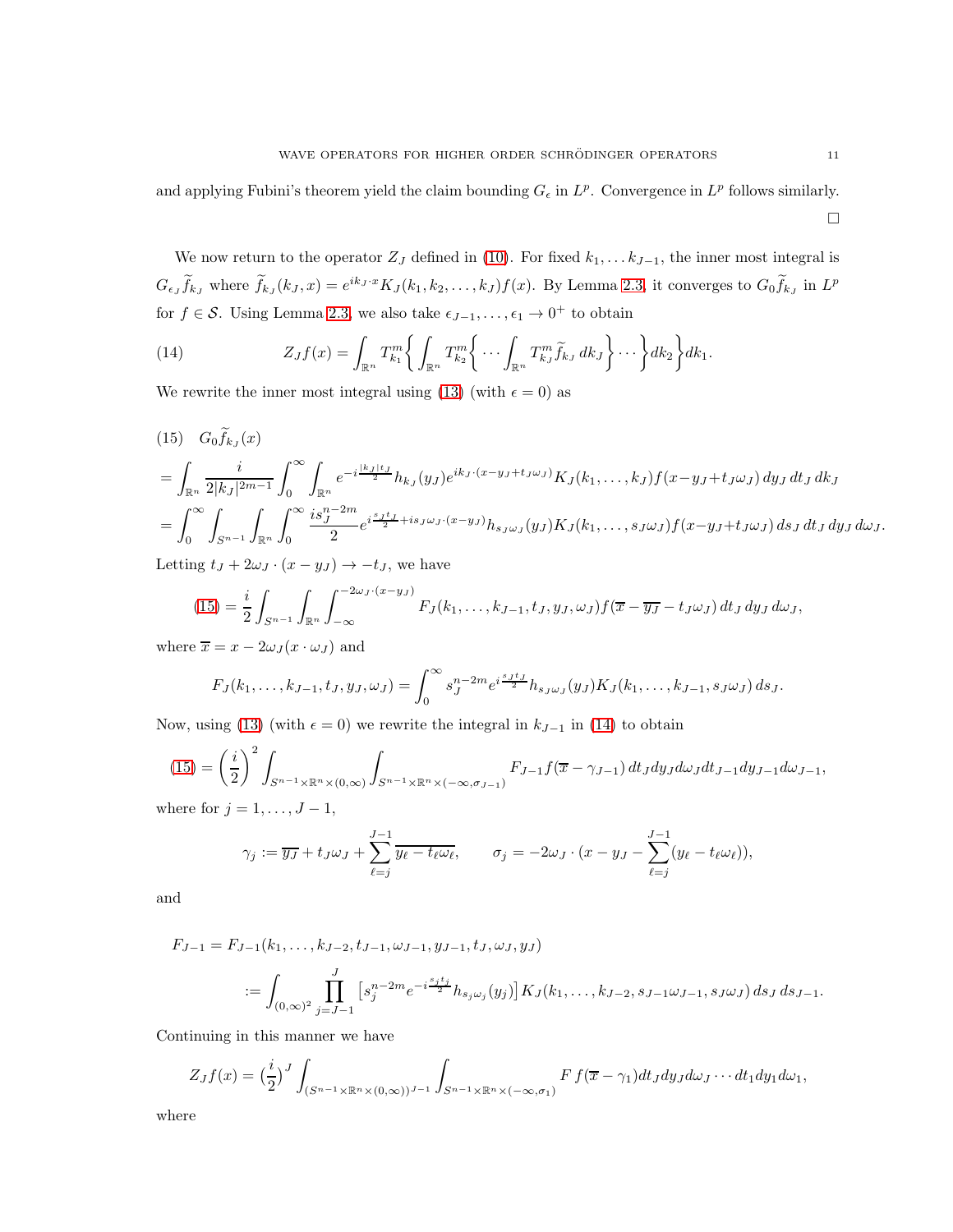and applying Fubini's theorem yield the claim bounding $G_\epsilon$ in $L^p$. Convergence in $L^p$ follows similarly.

□

We now return to the operator $Z_J$ defined in (10). For fixed $k_1, \dots k_{J-1}$, the inner most integral is $G_{\epsilon_J}\widetilde{f}_{k_J}$ where $\widetilde{f}_{k_J}(k_J, x) = e^{ik_J\cdot x}K_J(k_1, k_2, \dots, k_J)f(x)$. By Lemma 2.3, it converges to $G_0\widetilde{f}_{k_J}$ in $L^p$ for $f \in \mathcal{S}$. Using Lemma 2.3, we also take $\epsilon_{J-1}, \dots, \epsilon_1 \to 0^+$ to obtain

$$Z_J f(x) = \int_{\mathbb{R}^n} T^m_{k_1}\Big\{ \int_{\mathbb{R}^n} T^m_{k_2}\Big\{ \cdots \int_{\mathbb{R}^n} T^m_{k_J}\widetilde{f}_{k_J}\, dk_J \Big\} \cdots \Big\} dk_2 \Big\} dk_1. \tag{14}$$

We rewrite the inner most integral using (13) (with $\epsilon = 0$) as

$$
\begin{aligned}
&(15)\quad G_0\widetilde{f}_{k_J}(x) \\
&= \int_{\mathbb{R}^n} \frac{i}{2|k_J|^{2m-1}} \int_0^\infty \int_{\mathbb{R}^n} e^{-i\frac{|k_J| t_J}{2}} h_{k_J}(y_J) e^{ik_J\cdot(x-y_J+t_J\omega_J)} K_J(k_1, \dots, k_J) f(x-y_J+t_J\omega_J)\, dy_J\, dt_J\, dk_J \\
&= \int_0^\infty \int_{S^{n-1}} \int_{\mathbb{R}^n} \int_0^\infty \frac{i s_J^{n-2m}}{2} e^{i\frac{s_J t_J}{2} + i s_J \omega_J\cdot(x-y_J)} h_{s_J\omega_J}(y_J) K_J(k_1, \dots, s_J\omega_J) f(x-y_J+t_J\omega_J)\, ds_J\, dt_J\, dy_J\, d\omega_J.
\end{aligned}
$$

Letting $t_J + 2\omega_J\cdot(x-y_J) \to -t_J$, we have

$$(15) = \frac{i}{2}\int_{S^{n-1}} \int_{\mathbb{R}^n} \int_{-\infty}^{-2\omega_J\cdot(x-y_J)} F_J(k_1, \dots, k_{J-1}, t_J, y_J, \omega_J) f(\overline{x} - \overline{y_J} - t_J\omega_J)\, dt_J\, dy_J\, d\omega_J,$$

where $\overline{x} = x - 2\omega_J(x\cdot\omega_J)$ and

$$F_J(k_1, \dots, k_{J-1}, t_J, y_J, \omega_J) = \int_0^\infty s_J^{n-2m} e^{i\frac{s_J t_J}{2}} h_{s_J\omega_J}(y_J) K_J(k_1, \dots, k_{J-1}, s_J\omega_J)\, ds_J.$$

Now, using (13) (with $\epsilon = 0$) we rewrite the integral in $k_{J-1}$ in (14) to obtain

$$(15) = \left(\frac{i}{2}\right)^2 \int_{S^{n-1}\times\mathbb{R}^n\times(0,\infty)} \int_{S^{n-1}\times\mathbb{R}^n\times(-\infty,\sigma_{J-1})} F_{J-1} f(\overline{x} - \gamma_{J-1})\, dt_J dy_J d\omega_J dt_{J-1} dy_{J-1} d\omega_{J-1},$$

where for $j = 1, \dots, J-1$,

$$\gamma_j := \overline{y_J} + t_J\omega_J + \sum_{\ell=j}^{J-1} \overline{y_\ell - t_\ell\omega_\ell}, \qquad \sigma_j = -2\omega_J\cdot(x - y_J - \sum_{\ell=j}^{J-1}(y_\ell - t_\ell\omega_\ell)),$$

and

$$
\begin{aligned}
F_{J-1} &= F_{J-1}(k_1, \dots, k_{J-2}, t_{J-1}, \omega_{J-1}, y_{J-1}, t_J, \omega_J, y_J) \\
&:= \int_{(0,\infty)^2} \prod_{j=J-1}^{J} \left[ s_j^{n-2m} e^{-i\frac{s_j t_j}{2}} h_{s_j\omega_j}(y_j) \right] K_J(k_1, \dots, k_{J-2}, s_{J-1}\omega_{J-1}, s_J\omega_J)\, ds_J\, ds_{J-1}.
\end{aligned}
$$

Continuing in this manner we have

$$Z_J f(x) = \left(\frac{i}{2}\right)^J \int_{(S^{n-1}\times\mathbb{R}^n\times(0,\infty))^{J-1}} \int_{S^{n-1}\times\mathbb{R}^n\times(-\infty,\sigma_1)} F\, f(\overline{x} - \gamma_1) dt_J dy_J d\omega_J \cdots dt_1 dy_1 d\omega_1,$$

where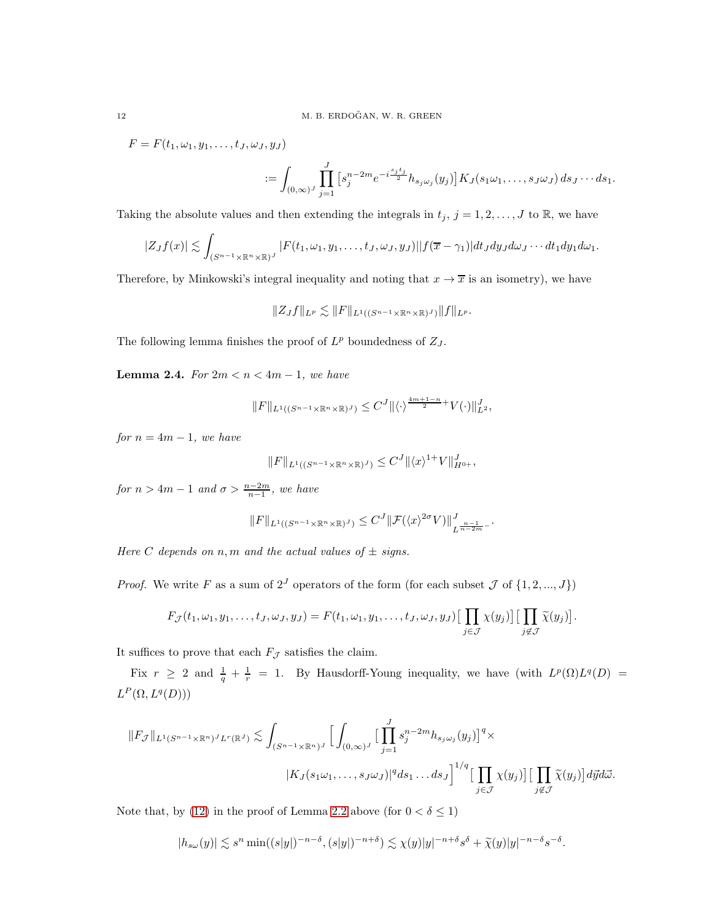$$F = F(t_1, \omega_1, y_1, \dots, t_J, \omega_J, y_J)$$

$$:= \int_{(0,\infty)^J} \prod_{j=1}^{J} \big[ s_j^{n-2m} e^{-i\frac{s_j t_j}{2}} h_{s_j\omega_j}(y_j) \big] K_J(s_1\omega_1, \dots, s_J\omega_J)\, ds_J \cdots ds_1.$$

Taking the absolute values and then extending the integrals in $t_j$, $j = 1, 2, \dots, J$ to $\mathbb{R}$, we have

$$|Z_J f(x)| \lesssim \int_{(S^{n-1}\times\mathbb{R}^n\times\mathbb{R})^J} |F(t_1, \omega_1, y_1, \dots, t_J, \omega_J, y_J)| |f(\overline{x} - \gamma_1)| dt_J dy_J d\omega_J \cdots dt_1 dy_1 d\omega_1.$$

Therefore, by Minkowski's integral inequality and noting that $x \to \overline{x}$ is an isometry), we have

$$\|Z_J f\|_{L^p} \lesssim \|F\|_{L^1((S^{n-1}\times\mathbb{R}^n\times\mathbb{R})^J)} \|f\|_{L^p}.$$

The following lemma finishes the proof of $L^p$ boundedness of $Z_J$.

**Lemma 2.4.** *For $2m < n < 4m - 1$, we have*

$$\|F\|_{L^1((S^{n-1}\times\mathbb{R}^n\times\mathbb{R})^J)} \le C^J \|\langle\cdot\rangle^{\frac{4m+1-n}{2}+} V(\cdot)\|_{L^2}^J,$$

*for $n = 4m - 1$, we have*

$$\|F\|_{L^1((S^{n-1}\times\mathbb{R}^n\times\mathbb{R})^J)} \le C^J \|\langle x\rangle^{1+} V\|_{H^{0+}}^J,$$

*for $n > 4m - 1$ and $\sigma > \frac{n-2m}{n-1}$, we have*

$$\|F\|_{L^1((S^{n-1}\times\mathbb{R}^n\times\mathbb{R})^J)} \le C^J \|\mathcal{F}(\langle x\rangle^{2\sigma} V)\|_{L^{\frac{n-1}{n-2m}-}}^J.$$

*Here $C$ depends on $n, m$ and the actual values of $\pm$ signs.*

*Proof.* We write $F$ as a sum of $2^J$ operators of the form (for each subset $\mathcal{J}$ of $\{1, 2, ..., J\}$)

$$F_{\mathcal{J}}(t_1, \omega_1, y_1, \dots, t_J, \omega_J, y_J) = F(t_1, \omega_1, y_1, \dots, t_J, \omega_J, y_J) \big[ \prod_{j\in\mathcal{J}} \chi(y_j) \big] \big[ \prod_{j\notin\mathcal{J}} \widetilde{\chi}(y_j) \big].$$

It suffices to prove that each $F_{\mathcal{J}}$ satisfies the claim.

Fix $r \ge 2$ and $\frac{1}{q} + \frac{1}{r} = 1$. By Hausdorff-Young inequality, we have (with $L^p(\Omega)L^q(D) = L^P(\Omega, L^q(D))$)

$$\|F_{\mathcal{J}}\|_{L^1(S^{n-1}\times\mathbb{R}^n)^J L^r(\mathbb{R}^J)} \lesssim \int_{(S^{n-1}\times\mathbb{R}^n)^J} \Big[ \int_{(0,\infty)^J} \big[ \prod_{j=1}^{J} s_j^{n-2m} h_{s_j\omega_j}(y_j) \big]^q \times$$
$$|K_J(s_1\omega_1, \dots, s_J\omega_J)|^q ds_1 \dots ds_J \Big]^{1/q} \big[ \prod_{j\in\mathcal{J}} \chi(y_j) \big] \big[ \prod_{j\notin\mathcal{J}} \widetilde{\chi}(y_j) \big] d\vec{y} d\vec{\omega}.$$

Note that, by (12) in the proof of Lemma 2.2 above (for $0 < \delta \le 1$)

$$|h_{s\omega}(y)| \lesssim s^n \min((s|y|)^{-n-\delta}, (s|y|)^{-n+\delta}) \lesssim \chi(y)|y|^{-n+\delta} s^{\delta} + \widetilde{\chi}(y)|y|^{-n-\delta} s^{-\delta}.$$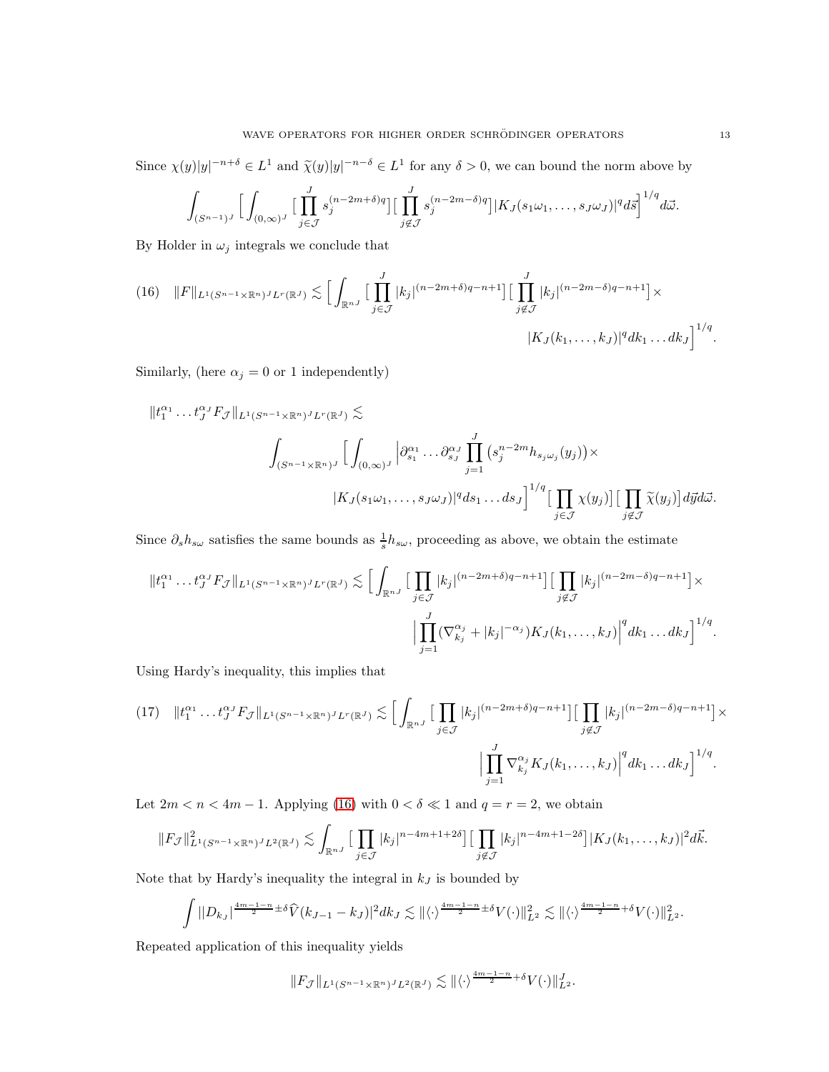Since $\chi(y)|y|^{-n+\delta} \in L^1$ and $\widetilde{\chi}(y)|y|^{-n-\delta} \in L^1$ for any $\delta > 0$, we can bound the norm above by

$$\int_{(S^{n-1})^J} \Big[ \int_{(0,\infty)^J} \big[ \prod_{j\in\mathcal{J}}^{J} s_j^{(n-2m+\delta)q} \big] \big[ \prod_{j\notin\mathcal{J}}^{J} s_j^{(n-2m-\delta)q} \big] |K_J(s_1\omega_1, \dots, s_J\omega_J)|^q d\vec{s} \Big]^{1/q} d\vec{\omega}.$$

By Holder in $\omega_j$ integrals we conclude that

$$\|F\|_{L^1(S^{n-1}\times\mathbb{R}^n)^J L^r(\mathbb{R}^J)} \lesssim \Big[ \int_{\mathbb{R}^{nJ}} \big[ \prod_{j\in\mathcal{J}}^{J} |k_j|^{(n-2m+\delta)q-n+1} \big] \big[ \prod_{j\notin\mathcal{J}}^{J} |k_j|^{(n-2m-\delta)q-n+1} \big] \times |K_J(k_1, \dots, k_J)|^q dk_1 \dots dk_J \Big]^{1/q}. \tag{16}$$

Similarly, (here $\alpha_j = 0$ or 1 independently)

$$\|t_1^{\alpha_1} \dots t_J^{\alpha_J} F_{\mathcal{J}}\|_{L^1(S^{n-1}\times\mathbb{R}^n)^J L^r(\mathbb{R}^J)} \lesssim \int_{(S^{n-1}\times\mathbb{R}^n)^J} \Big[ \int_{(0,\infty)^J} \Big| \partial_{s_1}^{\alpha_1} \dots \partial_{s_J}^{\alpha_J} \prod_{j=1}^{J} \big(s_j^{n-2m} h_{s_j\omega_j}(y_j)\big) \times |K_J(s_1\omega_1, \dots, s_J\omega_J)|^q ds_1 \dots ds_J \Big]^{1/q} \big[ \prod_{j\in\mathcal{J}} \chi(y_j) \big] \big[ \prod_{j\notin\mathcal{J}} \widetilde{\chi}(y_j) \big] d\vec{y} d\vec{\omega}.$$

Since $\partial_s h_{s\omega}$ satisfies the same bounds as $\frac{1}{s} h_{s\omega}$, proceeding as above, we obtain the estimate

$$\|t_1^{\alpha_1} \dots t_J^{\alpha_J} F_{\mathcal{J}}\|_{L^1(S^{n-1}\times\mathbb{R}^n)^J L^r(\mathbb{R}^J)} \lesssim \Big[ \int_{\mathbb{R}^{nJ}} \big[ \prod_{j\in\mathcal{J}} |k_j|^{(n-2m+\delta)q-n+1} \big] \big[ \prod_{j\notin\mathcal{J}} |k_j|^{(n-2m-\delta)q-n+1} \big] \times \Big| \prod_{j=1}^{J} (\nabla_{k_j}^{\alpha_j} + |k_j|^{-\alpha_j}) K_J(k_1, \dots, k_J) \Big|^q dk_1 \dots dk_J \Big]^{1/q}.$$

Using Hardy's inequality, this implies that

$$\|t_1^{\alpha_1} \dots t_J^{\alpha_J} F_{\mathcal{J}}\|_{L^1(S^{n-1}\times\mathbb{R}^n)^J L^r(\mathbb{R}^J)} \lesssim \Big[ \int_{\mathbb{R}^{nJ}} \big[ \prod_{j\in\mathcal{J}} |k_j|^{(n-2m+\delta)q-n+1} \big] \big[ \prod_{j\notin\mathcal{J}} |k_j|^{(n-2m-\delta)q-n+1} \big] \times \Big| \prod_{j=1}^{J} \nabla_{k_j}^{\alpha_j} K_J(k_1, \dots, k_J) \Big|^q dk_1 \dots dk_J \Big]^{1/q}. \tag{17}$$

Let $2m < n < 4m-1$. Applying (16) with $0 < \delta \ll 1$ and $q = r = 2$, we obtain

$$\|F_{\mathcal{J}}\|^2_{L^1(S^{n-1}\times\mathbb{R}^n)^J L^2(\mathbb{R}^J)} \lesssim \int_{\mathbb{R}^{nJ}} \big[ \prod_{j\in\mathcal{J}} |k_j|^{n-4m+1+2\delta} \big] \big[ \prod_{j\notin\mathcal{J}} |k_j|^{n-4m+1-2\delta} \big] |K_J(k_1, \dots, k_J)|^2 d\vec{k}.$$

Note that by Hardy's inequality the integral in $k_J$ is bounded by

$$\int \big| |D_{k_J}|^{\frac{4m-1-n}{2} \pm\delta} \widehat{V}(k_{J-1} - k_J) \big|^2 dk_J \lesssim \| \langle\cdot\rangle^{\frac{4m-1-n}{2} \pm\delta} V(\cdot) \|^2_{L^2} \lesssim \| \langle\cdot\rangle^{\frac{4m-1-n}{2} +\delta} V(\cdot) \|^2_{L^2}.$$

Repeated application of this inequality yields

$$\|F_{\mathcal{J}}\|_{L^1(S^{n-1}\times\mathbb{R}^n)^J L^2(\mathbb{R}^J)} \lesssim \| \langle\cdot\rangle^{\frac{4m-1-n}{2} +\delta} V(\cdot) \|^J_{L^2}.$$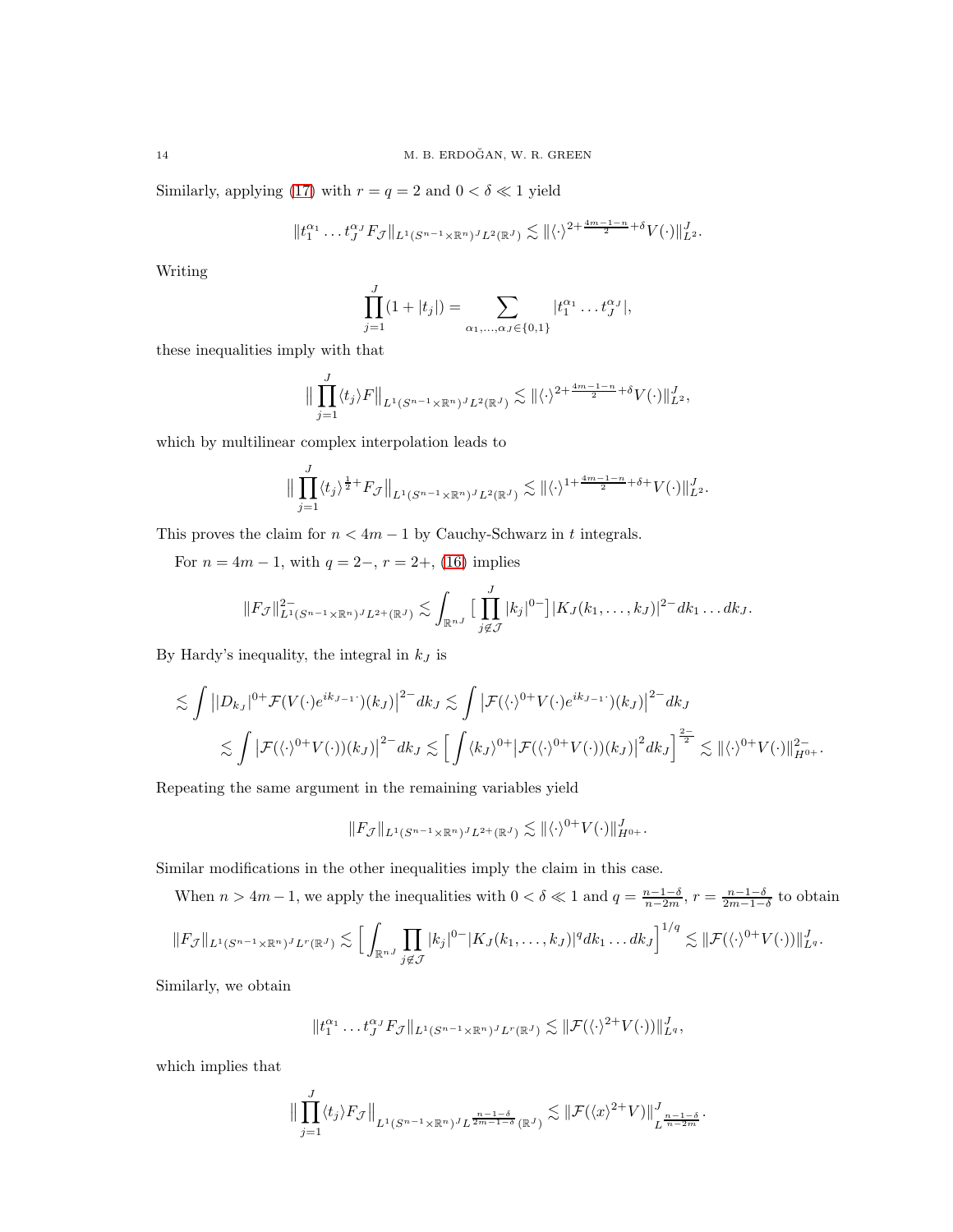Similarly, applying (17) with $r = q = 2$ and $0 < \delta \ll 1$ yield

$$\|t_1^{\alpha_1} \dots t_J^{\alpha_J} F_{\mathcal{J}}\|_{L^1(S^{n-1}\times\mathbb{R}^n)^J L^2(\mathbb{R}^J)} \lesssim \|\langle\cdot\rangle^{2+\frac{4m-1-n}{2}+\delta} V(\cdot)\|_{L^2}^J.$$

Writing

$$\prod_{j=1}^J (1+|t_j|) = \sum_{\alpha_1,\dots,\alpha_J\in\{0,1\}} |t_1^{\alpha_1}\dots t_J^{\alpha_J}|,$$

these inequalities imply with that

$$\|\prod_{j=1}^J \langle t_j\rangle F\|_{L^1(S^{n-1}\times\mathbb{R}^n)^J L^2(\mathbb{R}^J)} \lesssim \|\langle\cdot\rangle^{2+\frac{4m-1-n}{2}+\delta} V(\cdot)\|_{L^2}^J,$$

which by multilinear complex interpolation leads to

$$\|\prod_{j=1}^J \langle t_j\rangle^{\frac12+} F_{\mathcal{J}}\|_{L^1(S^{n-1}\times\mathbb{R}^n)^J L^2(\mathbb{R}^J)} \lesssim \|\langle\cdot\rangle^{1+\frac{4m-1-n}{2}+\delta+} V(\cdot)\|_{L^2}^J.$$

This proves the claim for $n < 4m-1$ by Cauchy-Schwarz in $t$ integrals.

For $n = 4m-1$, with $q = 2-$, $r = 2+$, (16) implies

$$\|F_{\mathcal{J}}\|_{L^1(S^{n-1}\times\mathbb{R}^n)^J L^{2+}(\mathbb{R}^J)}^{2-} \lesssim \int_{\mathbb{R}^{nJ}} \Big[\prod_{j\notin\mathcal{J}}^J |k_j|^{0-}\Big] |K_J(k_1,\dots,k_J)|^{2-} dk_1\dots dk_J.$$

By Hardy's inequality, the integral in $k_J$ is

$$\lesssim \int \big||D_{k_J}|^{0+}\mathcal{F}(V(\cdot)e^{ik_{J-1}\cdot})(k_J)\big|^{2-} dk_J \lesssim \int \big|\mathcal{F}(\langle\cdot\rangle^{0+}V(\cdot)e^{ik_{J-1}\cdot})(k_J)\big|^{2-} dk_J$$
$$\lesssim \int \big|\mathcal{F}(\langle\cdot\rangle^{0+}V(\cdot))(k_J)\big|^{2-} dk_J \lesssim \Big[\int \langle k_J\rangle^{0+}\big|\mathcal{F}(\langle\cdot\rangle^{0+}V(\cdot))(k_J)\big|^2 dk_J\Big]^{\frac{2-}{2}} \lesssim \|\langle\cdot\rangle^{0+}V(\cdot)\|_{H^{0+}}^{2-}.$$

Repeating the same argument in the remaining variables yield

$$\|F_{\mathcal{J}}\|_{L^1(S^{n-1}\times\mathbb{R}^n)^J L^{2+}(\mathbb{R}^J)} \lesssim \|\langle\cdot\rangle^{0+}V(\cdot)\|_{H^{0+}}^J.$$

Similar modifications in the other inequalities imply the claim in this case.

When $n > 4m-1$, we apply the inequalities with $0 < \delta \ll 1$ and $q = \frac{n-1-\delta}{n-2m}$, $r = \frac{n-1-\delta}{2m-1-\delta}$ to obtain

$$\|F_{\mathcal{J}}\|_{L^1(S^{n-1}\times\mathbb{R}^n)^J L^r(\mathbb{R}^J)} \lesssim \Big[\int_{\mathbb{R}^{nJ}} \prod_{j\notin\mathcal{J}} |k_j|^{0-}|K_J(k_1,\dots,k_J)|^q dk_1\dots dk_J\Big]^{1/q} \lesssim \|\mathcal{F}(\langle\cdot\rangle^{0+}V(\cdot))\|_{L^q}^J.$$

Similarly, we obtain

$$\|t_1^{\alpha_1}\dots t_J^{\alpha_J} F_{\mathcal{J}}\|_{L^1(S^{n-1}\times\mathbb{R}^n)^J L^r(\mathbb{R}^J)} \lesssim \|\mathcal{F}(\langle\cdot\rangle^{2+}V(\cdot))\|_{L^q}^J,$$

which implies that

$$\|\prod_{j=1}^J \langle t_j\rangle F_{\mathcal{J}}\|_{L^1(S^{n-1}\times\mathbb{R}^n)^J L^{\frac{n-1-\delta}{2m-1-\delta}}(\mathbb{R}^J)} \lesssim \|\mathcal{F}(\langle x\rangle^{2+}V)\|_{L^{\frac{n-1-\delta}{n-2m}}}^J.$$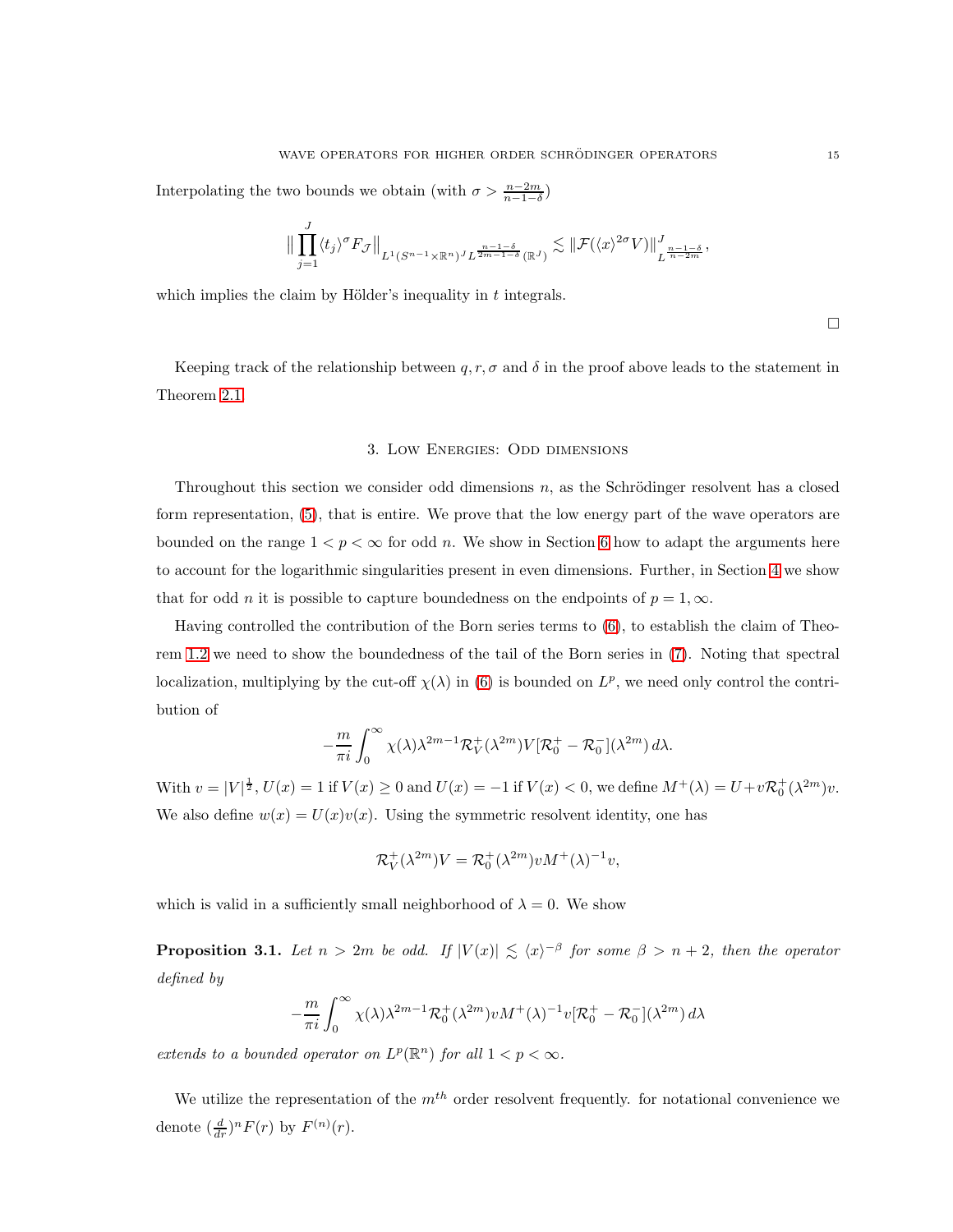Interpolating the two bounds we obtain (with $\sigma > \frac{n-2m}{n-1-\delta}$)

$$\Big\| \prod_{j=1}^{J} \langle t_j\rangle^{\sigma} F_{\mathcal{J}} \Big\|_{L^1(S^{n-1}\times\mathbb{R}^n)^J L^{\frac{n-1-\delta}{2m-1-\delta}}(\mathbb{R}^J)} \lesssim \|\mathcal{F}(\langle x\rangle^{2\sigma} V)\|^J_{L^{\frac{n-1-\delta}{n-2m}}},$$

which implies the claim by Hölder's inequality in $t$ integrals.

$\square$

Keeping track of the relationship between $q, r, \sigma$ and $\delta$ in the proof above leads to the statement in Theorem 2.1.

## 3. Low Energies: Odd dimensions

Throughout this section we consider odd dimensions $n$, as the Schrödinger resolvent has a closed form representation, (5), that is entire. We prove that the low energy part of the wave operators are bounded on the range $1 < p < \infty$ for odd $n$. We show in Section 6 how to adapt the arguments here to account for the logarithmic singularities present in even dimensions. Further, in Section 4 we show that for odd $n$ it is possible to capture boundedness on the endpoints of $p = 1, \infty$.

Having controlled the contribution of the Born series terms to (6), to establish the claim of Theorem 1.2 we need to show the boundedness of the tail of the Born series in (7). Noting that spectral localization, multiplying by the cut-off $\chi(\lambda)$ in (6) is bounded on $L^p$, we need only control the contribution of

$$-\frac{m}{\pi i}\int_0^\infty \chi(\lambda)\lambda^{2m-1}\mathcal{R}_V^+(\lambda^{2m})V[\mathcal{R}_0^+ - \mathcal{R}_0^-](\lambda^{2m})\,d\lambda.$$

With $v = |V|^{\frac{1}{2}}$, $U(x) = 1$ if $V(x) \geq 0$ and $U(x) = -1$ if $V(x) < 0$, we define $M^+(\lambda) = U + v\mathcal{R}_0^+(\lambda^{2m})v$. We also define $w(x) = U(x)v(x)$. Using the symmetric resolvent identity, one has

$$\mathcal{R}_V^+(\lambda^{2m})V = \mathcal{R}_0^+(\lambda^{2m})vM^+(\lambda)^{-1}v,$$

which is valid in a sufficiently small neighborhood of $\lambda = 0$. We show

**Proposition 3.1.** *Let $n > 2m$ be odd. If $|V(x)| \lesssim \langle x\rangle^{-\beta}$ for some $\beta > n+2$, then the operator defined by*

$$-\frac{m}{\pi i}\int_0^\infty \chi(\lambda)\lambda^{2m-1}\mathcal{R}_0^+(\lambda^{2m})vM^+(\lambda)^{-1}v[\mathcal{R}_0^+ - \mathcal{R}_0^-](\lambda^{2m})\,d\lambda$$

*extends to a bounded operator on $L^p(\mathbb{R}^n)$ for all $1 < p < \infty$.*

We utilize the representation of the $m^{th}$ order resolvent frequently. for notational convenience we denote $(\frac{d}{dr})^n F(r)$ by $F^{(n)}(r)$.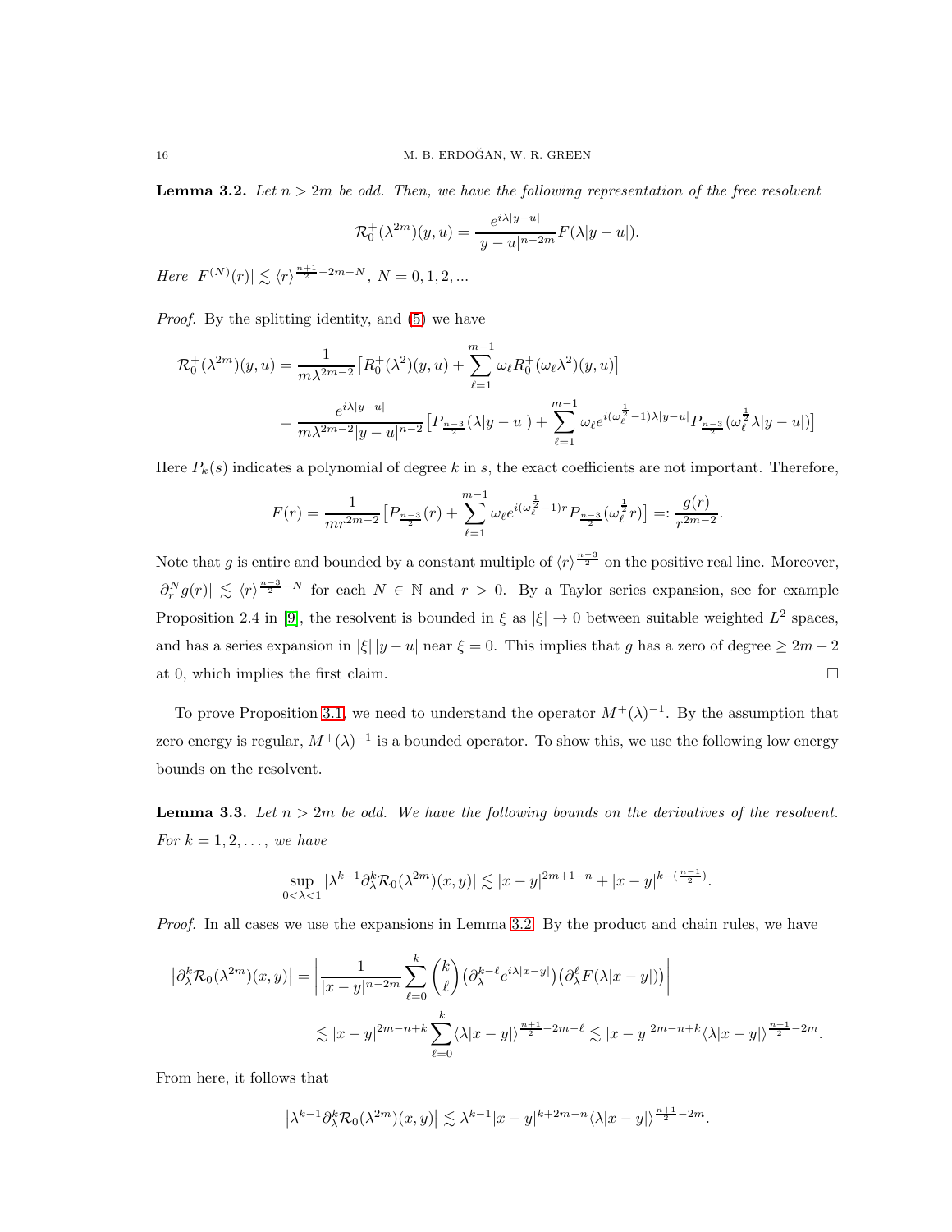**Lemma 3.2.** *Let $n > 2m$ be odd. Then, we have the following representation of the free resolvent*

$$\mathcal{R}_0^+(\lambda^{2m})(y,u) = \frac{e^{i\lambda|y-u|}}{|y-u|^{n-2m}} F(\lambda|y-u|).$$

*Here $|F^{(N)}(r)| \lesssim \langle r\rangle^{\frac{n+1}{2}-2m-N}$, $N = 0, 1, 2, ...$*

*Proof.* By the splitting identity, and (5) we have

$$\begin{aligned}
\mathcal{R}_0^+(\lambda^{2m})(y,u) &= \frac{1}{m\lambda^{2m-2}}\big[R_0^+(\lambda^2)(y,u) + \sum_{\ell=1}^{m-1}\omega_\ell R_0^+(\omega_\ell\lambda^2)(y,u)\big] \\
&= \frac{e^{i\lambda|y-u|}}{m\lambda^{2m-2}|y-u|^{n-2}}\big[P_{\frac{n-3}{2}}(\lambda|y-u|) + \sum_{\ell=1}^{m-1}\omega_\ell e^{i(\omega_\ell^{\frac{1}{2}}-1)\lambda|y-u|}P_{\frac{n-3}{2}}(\omega_\ell^{\frac{1}{2}}\lambda|y-u|)\big]
\end{aligned}$$

Here $P_k(s)$ indicates a polynomial of degree $k$ in $s$, the exact coefficients are not important. Therefore,

$$F(r) = \frac{1}{mr^{2m-2}}\big[P_{\frac{n-3}{2}}(r) + \sum_{\ell=1}^{m-1}\omega_\ell e^{i(\omega_\ell^{\frac{1}{2}}-1)r}P_{\frac{n-3}{2}}(\omega_\ell^{\frac{1}{2}}r)\big] =: \frac{g(r)}{r^{2m-2}}.$$

Note that $g$ is entire and bounded by a constant multiple of $\langle r\rangle^{\frac{n-3}{2}}$ on the positive real line. Moreover, $|\partial_r^N g(r)| \lesssim \langle r\rangle^{\frac{n-3}{2}-N}$ for each $N \in \mathbb{N}$ and $r > 0$. By a Taylor series expansion, see for example Proposition 2.4 in [9], the resolvent is bounded in $\xi$ as $|\xi| \to 0$ between suitable weighted $L^2$ spaces, and has a series expansion in $|\xi|\,|y-u|$ near $\xi = 0$. This implies that $g$ has a zero of degree $\geq 2m-2$ at 0, which implies the first claim. $\square$

To prove Proposition 3.1, we need to understand the operator $M^+(\lambda)^{-1}$. By the assumption that zero energy is regular, $M^+(\lambda)^{-1}$ is a bounded operator. To show this, we use the following low energy bounds on the resolvent.

**Lemma 3.3.** *Let $n > 2m$ be odd. We have the following bounds on the derivatives of the resolvent. For $k = 1, 2, \ldots,$ we have*

$$\sup_{0<\lambda<1}|\lambda^{k-1}\partial_\lambda^k\mathcal{R}_0(\lambda^{2m})(x,y)| \lesssim |x-y|^{2m+1-n} + |x-y|^{k-(\frac{n-1}{2})}.$$

*Proof.* In all cases we use the expansions in Lemma 3.2. By the product and chain rules, we have

$$\begin{aligned}
\big|\partial_\lambda^k\mathcal{R}_0(\lambda^{2m})(x,y)\big| &= \bigg|\frac{1}{|x-y|^{n-2m}}\sum_{\ell=0}^{k}\binom{k}{\ell}\big(\partial_\lambda^{k-\ell}e^{i\lambda|x-y|}\big)\big(\partial_\lambda^\ell F(\lambda|x-y|)\big)\bigg| \\
&\lesssim |x-y|^{2m-n+k}\sum_{\ell=0}^{k}\langle\lambda|x-y|\rangle^{\frac{n+1}{2}-2m-\ell} \lesssim |x-y|^{2m-n+k}\langle\lambda|x-y|\rangle^{\frac{n+1}{2}-2m}.
\end{aligned}$$

From here, it follows that

$$\big|\lambda^{k-1}\partial_\lambda^k\mathcal{R}_0(\lambda^{2m})(x,y)\big| \lesssim \lambda^{k-1}|x-y|^{k+2m-n}\langle\lambda|x-y|\rangle^{\frac{n+1}{2}-2m}.$$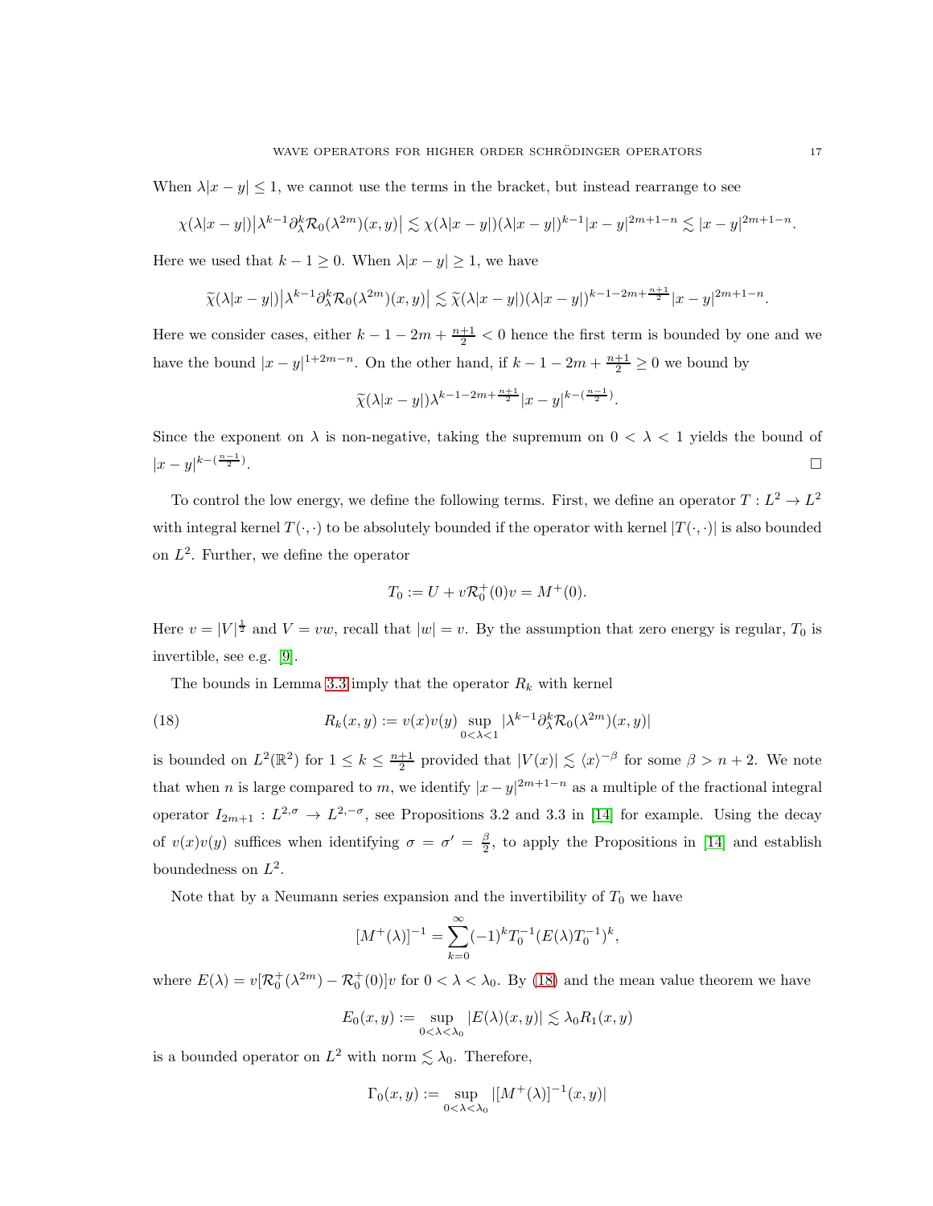When $\lambda|x-y| \leq 1$, we cannot use the terms in the bracket, but instead rearrange to see

$$\chi(\lambda|x-y|)\big|\lambda^{k-1}\partial_\lambda^k \mathcal{R}_0(\lambda^{2m})(x,y)\big| \lesssim \chi(\lambda|x-y|)(\lambda|x-y|)^{k-1}|x-y|^{2m+1-n} \lesssim |x-y|^{2m+1-n}.$$

Here we used that $k-1 \geq 0$. When $\lambda|x-y| \geq 1$, we have

$$\widetilde{\chi}(\lambda|x-y|)\big|\lambda^{k-1}\partial_\lambda^k \mathcal{R}_0(\lambda^{2m})(x,y)\big| \lesssim \widetilde{\chi}(\lambda|x-y|)(\lambda|x-y|)^{k-1-2m+\frac{n+1}{2}}|x-y|^{2m+1-n}.$$

Here we consider cases, either $k-1-2m+\frac{n+1}{2} < 0$ hence the first term is bounded by one and we have the bound $|x-y|^{1+2m-n}$. On the other hand, if $k-1-2m+\frac{n+1}{2} \geq 0$ we bound by

$$\widetilde{\chi}(\lambda|x-y|)\lambda^{k-1-2m+\frac{n+1}{2}}|x-y|^{k-(\frac{n-1}{2})}.$$

Since the exponent on $\lambda$ is non-negative, taking the supremum on $0 < \lambda < 1$ yields the bound of $|x-y|^{k-(\frac{n-1}{2})}$. $\square$

To control the low energy, we define the following terms. First, we define an operator $T : L^2 \to L^2$ with integral kernel $T(\cdot,\cdot)$ to be absolutely bounded if the operator with kernel $|T(\cdot,\cdot)|$ is also bounded on $L^2$. Further, we define the operator

$$T_0 := U + v\mathcal{R}_0^+(0)v = M^+(0).$$

Here $v = |V|^{\frac{1}{2}}$ and $V = vw$, recall that $|w| = v$. By the assumption that zero energy is regular, $T_0$ is invertible, see e.g. [9].

The bounds in Lemma 3.3 imply that the operator $R_k$ with kernel

$$R_k(x,y) := v(x)v(y) \sup_{0<\lambda<1} |\lambda^{k-1}\partial_\lambda^k \mathcal{R}_0(\lambda^{2m})(x,y)| \tag{18}$$

is bounded on $L^2(\mathbb{R}^2)$ for $1 \leq k \leq \frac{n+1}{2}$ provided that $|V(x)| \lesssim \langle x\rangle^{-\beta}$ for some $\beta > n+2$. We note that when $n$ is large compared to $m$, we identify $|x-y|^{2m+1-n}$ as a multiple of the fractional integral operator $I_{2m+1} : L^{2,\sigma} \to L^{2,-\sigma}$, see Propositions 3.2 and 3.3 in [14] for example. Using the decay of $v(x)v(y)$ suffices when identifying $\sigma = \sigma' = \frac{\beta}{2}$, to apply the Propositions in [14] and establish boundedness on $L^2$.

Note that by a Neumann series expansion and the invertibility of $T_0$ we have

$$[M^+(\lambda)]^{-1} = \sum_{k=0}^{\infty}(-1)^k T_0^{-1}(E(\lambda)T_0^{-1})^k,$$

where $E(\lambda) = v[\mathcal{R}_0^+(\lambda^{2m}) - \mathcal{R}_0^+(0)]v$ for $0 < \lambda < \lambda_0$. By (18) and the mean value theorem we have

$$E_0(x,y) := \sup_{0<\lambda<\lambda_0} |E(\lambda)(x,y)| \lesssim \lambda_0 R_1(x,y)$$

is a bounded operator on $L^2$ with norm $\lesssim \lambda_0$. Therefore,

$$\Gamma_0(x,y) := \sup_{0<\lambda<\lambda_0} |[M^+(\lambda)]^{-1}(x,y)|$$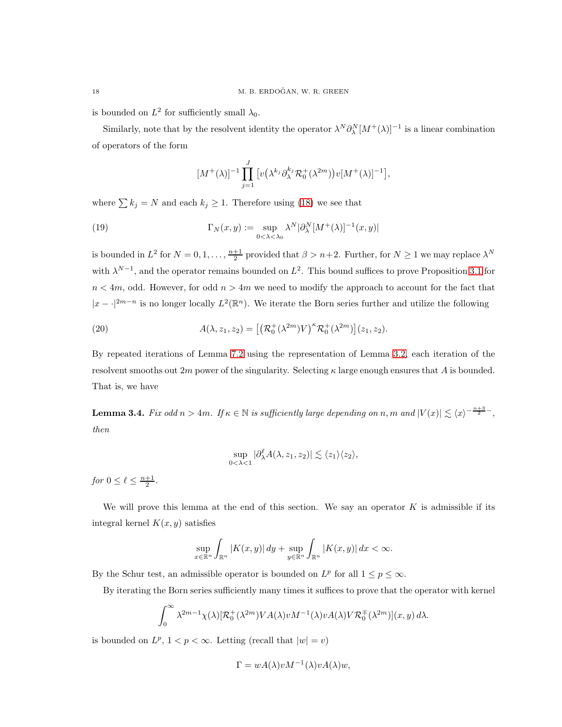is bounded on $L^2$ for sufficiently small $\lambda_0$.

Similarly, note that by the resolvent identity the operator $\lambda^N \partial_\lambda^N [M^+(\lambda)]^{-1}$ is a linear combination of operators of the form

$$[M^+(\lambda)]^{-1} \prod_{j=1}^{J} \big[ v\big(\lambda^{k_j} \partial_\lambda^{k_j} \mathcal{R}_0^+(\lambda^{2m})\big) v [M^+(\lambda)]^{-1} \big],$$

where $\sum k_j = N$ and each $k_j \geq 1$. Therefore using (18) we see that

$$\Gamma_N(x,y) := \sup_{0<\lambda<\lambda_0} \lambda^N |\partial_\lambda^N [M^+(\lambda)]^{-1}(x,y)| \tag{19}$$

is bounded in $L^2$ for $N = 0, 1, \dots, \frac{n+1}{2}$ provided that $\beta > n+2$. Further, for $N \geq 1$ we may replace $\lambda^N$ with $\lambda^{N-1}$, and the operator remains bounded on $L^2$. This bound suffices to prove Proposition 3.1 for $n < 4m$, odd. However, for odd $n > 4m$ we need to modify the approach to account for the fact that $|x - \cdot|^{2m-n}$ is no longer locally $L^2(\mathbb{R}^n)$. We iterate the Born series further and utilize the following

$$A(\lambda, z_1, z_2) = \big[ \big( \mathcal{R}_0^+(\lambda^{2m}) V \big)^{\kappa} \mathcal{R}_0^+(\lambda^{2m}) \big](z_1, z_2). \tag{20}$$

By repeated iterations of Lemma 7.2 using the representation of Lemma 3.2, each iteration of the resolvent smooths out $2m$ power of the singularity. Selecting $\kappa$ large enough ensures that $A$ is bounded. That is, we have

**Lemma 3.4.** *Fix odd $n > 4m$. If $\kappa \in \mathbb{N}$ is sufficiently large depending on $n, m$ and $|V(x)| \lesssim \langle x \rangle^{-\frac{n+3}{2}-}$, then*

$$\sup_{0<\lambda<1} |\partial_\lambda^\ell A(\lambda, z_1, z_2)| \lesssim \langle z_1 \rangle \langle z_2 \rangle,$$

*for $0 \leq \ell \leq \frac{n+1}{2}$.*

We will prove this lemma at the end of this section. We say an operator $K$ is admissible if its integral kernel $K(x,y)$ satisfies

$$\sup_{x \in \mathbb{R}^n} \int_{\mathbb{R}^n} |K(x,y)|\, dy + \sup_{y \in \mathbb{R}^n} \int_{\mathbb{R}^n} |K(x,y)|\, dx < \infty.$$

By the Schur test, an admissible operator is bounded on $L^p$ for all $1 \leq p \leq \infty$.

By iterating the Born series sufficiently many times it suffices to prove that the operator with kernel

$$\int_0^\infty \lambda^{2m-1} \chi(\lambda) [\mathcal{R}_0^+(\lambda^{2m}) V A(\lambda) v M^{-1}(\lambda) v A(\lambda) V \mathcal{R}_0^{\mp}(\lambda^{2m})](x,y)\, d\lambda.$$

is bounded on $L^p$, $1 < p < \infty$. Letting (recall that $|w| = v$)

$$\Gamma = w A(\lambda) v M^{-1}(\lambda) v A(\lambda) w,$$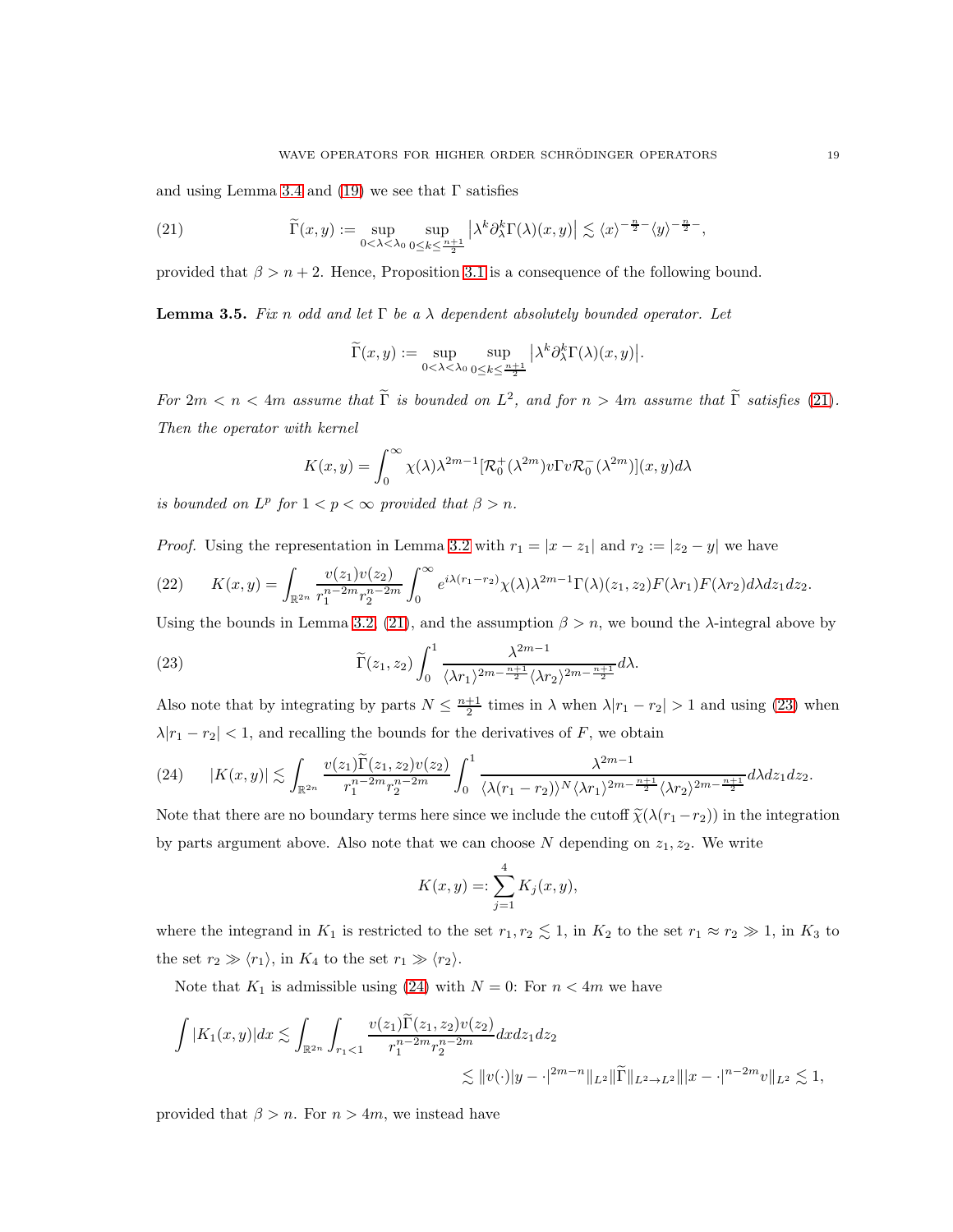and using Lemma 3.4 and (19) we see that $\Gamma$ satisfies

$$\widetilde{\Gamma}(x,y) := \sup_{0<\lambda<\lambda_0} \sup_{0\leq k\leq \frac{n+1}{2}} \big|\lambda^k \partial_\lambda^k \Gamma(\lambda)(x,y)\big| \lesssim \langle x\rangle^{-\frac{n}{2}-} \langle y\rangle^{-\frac{n}{2}-}, \tag{21}$$

provided that $\beta > n+2$. Hence, Proposition 3.1 is a consequence of the following bound.

**Lemma 3.5.** *Fix $n$ odd and let $\Gamma$ be a $\lambda$ dependent absolutely bounded operator. Let*

$$\widetilde{\Gamma}(x,y) := \sup_{0<\lambda<\lambda_0} \sup_{0\leq k\leq \frac{n+1}{2}} \big|\lambda^k \partial_\lambda^k \Gamma(\lambda)(x,y)\big|.$$

*For $2m < n < 4m$ assume that $\widetilde{\Gamma}$ is bounded on $L^2$, and for $n > 4m$ assume that $\widetilde{\Gamma}$ satisfies (21). Then the operator with kernel*

$$K(x,y) = \int_0^\infty \chi(\lambda)\lambda^{2m-1}[\mathcal{R}_0^+(\lambda^{2m})v\Gamma v\mathcal{R}_0^-(\lambda^{2m})](x,y)d\lambda$$

*is bounded on $L^p$ for $1<p<\infty$ provided that $\beta > n$.*

*Proof.* Using the representation in Lemma 3.2 with $r_1 = |x-z_1|$ and $r_2 := |z_2 - y|$ we have

$$K(x,y) = \int_{\mathbb{R}^{2n}} \frac{v(z_1)v(z_2)}{r_1^{n-2m} r_2^{n-2m}} \int_0^\infty e^{i\lambda(r_1-r_2)}\chi(\lambda)\lambda^{2m-1}\Gamma(\lambda)(z_1,z_2)F(\lambda r_1)F(\lambda r_2)d\lambda dz_1 dz_2. \tag{22}$$

Using the bounds in Lemma 3.2, (21), and the assumption $\beta > n$, we bound the $\lambda$-integral above by

$$\widetilde{\Gamma}(z_1,z_2)\int_0^1 \frac{\lambda^{2m-1}}{\langle \lambda r_1\rangle^{2m-\frac{n+1}{2}}\langle \lambda r_2\rangle^{2m-\frac{n+1}{2}}}d\lambda. \tag{23}$$

Also note that by integrating by parts $N \leq \frac{n+1}{2}$ times in $\lambda$ when $\lambda|r_1 - r_2| > 1$ and using (23) when $\lambda|r_1 - r_2| < 1$, and recalling the bounds for the derivatives of $F$, we obtain

$$|K(x,y)| \lesssim \int_{\mathbb{R}^{2n}} \frac{v(z_1)\widetilde{\Gamma}(z_1,z_2)v(z_2)}{r_1^{n-2m} r_2^{n-2m}} \int_0^1 \frac{\lambda^{2m-1}}{\langle \lambda(r_1-r_2)\rangle^N \langle \lambda r_1\rangle^{2m-\frac{n+1}{2}}\langle \lambda r_2\rangle^{2m-\frac{n+1}{2}}}d\lambda dz_1 dz_2. \tag{24}$$

Note that there are no boundary terms here since we include the cutoff $\widetilde{\chi}(\lambda(r_1-r_2))$ in the integration by parts argument above. Also note that we can choose $N$ depending on $z_1, z_2$. We write

$$K(x,y) =: \sum_{j=1}^4 K_j(x,y),$$

where the integrand in $K_1$ is restricted to the set $r_1, r_2 \lesssim 1$, in $K_2$ to the set $r_1 \approx r_2 \gg 1$, in $K_3$ to the set $r_2 \gg \langle r_1\rangle$, in $K_4$ to the set $r_1 \gg \langle r_2\rangle$.

Note that $K_1$ is admissible using (24) with $N = 0$: For $n < 4m$ we have

$$\int |K_1(x,y)|dx \lesssim \int_{\mathbb{R}^{2n}} \int_{r_1<1} \frac{v(z_1)\widetilde{\Gamma}(z_1,z_2)v(z_2)}{r_1^{n-2m} r_2^{n-2m}} dx dz_1 dz_2$$
$$\lesssim \|v(\cdot)|y-\cdot|^{2m-n}\|_{L^2} \|\widetilde{\Gamma}\|_{L^2\to L^2} \||x-\cdot|^{n-2m}v\|_{L^2} \lesssim 1,$$

provided that $\beta > n$. For $n > 4m$, we instead have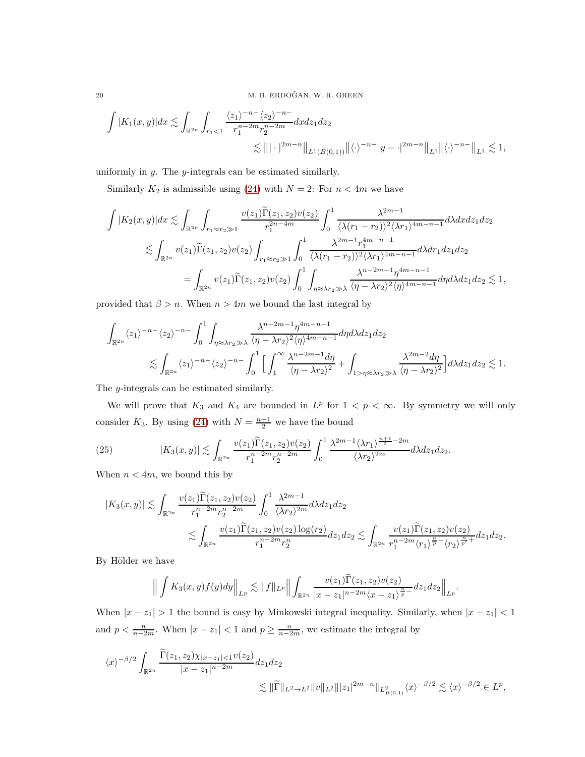$$\int |K_1(x,y)|dx \lesssim \int_{\mathbb{R}^{2n}} \int_{r_1<1} \frac{\langle z_1\rangle^{-n-}\langle z_2\rangle^{-n-}}{r_1^{n-2m} r_2^{n-2m}} dx dz_1 dz_2$$

$$\lesssim \big\| |\cdot|^{2m-n}\big\|_{L^1(B(0,1))} \big\|\langle\cdot\rangle^{-n-}|y-\cdot|^{2m-n}\big\|_{L^1} \big\|\langle\cdot\rangle^{-n-}\big\|_{L^1} \lesssim 1,$$

uniformly in $y$. The $y$-integrals can be estimated similarly.

Similarly $K_2$ is admissible using (24) with $N=2$: For $n<4m$ we have

$$\int |K_2(x,y)|dx \lesssim \int_{\mathbb{R}^{2n}} \int_{r_1\approx r_2 \gg 1} \frac{v(z_1)\widetilde{\Gamma}(z_1,z_2)v(z_2)}{r_1^{2n-4m}} \int_0^1 \frac{\lambda^{2m-1}}{\langle \lambda(r_1-r_2)\rangle^2 \langle \lambda r_1\rangle^{4m-n-1}} d\lambda dx dz_1 dz_2$$

$$\lesssim \int_{\mathbb{R}^{2n}} v(z_1)\widetilde{\Gamma}(z_1,z_2)v(z_2) \int_{r_1\approx r_2\gg 1} \int_0^1 \frac{\lambda^{2m-1} r_1^{4m-n-1}}{\langle \lambda(r_1-r_2)\rangle^2 \langle \lambda r_1\rangle^{4m-n-1}} d\lambda dr_1 dz_1 dz_2$$

$$= \int_{\mathbb{R}^{2n}} v(z_1)\widetilde{\Gamma}(z_1,z_2)v(z_2) \int_0^1 \int_{\eta\approx \lambda r_2\gg \lambda} \frac{\lambda^{n-2m-1}\eta^{4m-n-1}}{\langle \eta-\lambda r_2\rangle^2 \langle \eta\rangle^{4m-n-1}} d\eta d\lambda dz_1 dz_2 \lesssim 1,$$

provided that $\beta>n$. When $n>4m$ we bound the last integral by

$$\int_{\mathbb{R}^{2n}} \langle z_1\rangle^{-n-}\langle z_2\rangle^{-n-} \int_0^1 \int_{\eta\approx \lambda r_2 \gg \lambda} \frac{\lambda^{n-2m-1}\eta^{4m-n-1}}{\langle \eta-\lambda r_2\rangle^2 \langle\eta\rangle^{4m-n-1}} d\eta d\lambda dz_1 dz_2$$

$$\lesssim \int_{\mathbb{R}^{2n}} \langle z_1\rangle^{-n-}\langle z_2\rangle^{-n-} \int_0^1 \Big[ \int_1^\infty \frac{\lambda^{n-2m-1} d\eta}{\langle \eta-\lambda r_2\rangle^2} + \int_{1>\eta\approx\lambda r_2\gg\lambda} \frac{\lambda^{2m-2} d\eta}{\langle \eta-\lambda r_2\rangle^2}\Big] d\lambda dz_1 dz_2 \lesssim 1.$$

The $y$-integrals can be estimated similarly.

We will prove that $K_3$ and $K_4$ are bounded in $L^p$ for $1<p<\infty$. By symmetry we will only consider $K_3$. By using (24) with $N=\frac{n+1}{2}$ we have the bound

$$|K_3(x,y)| \lesssim \int_{\mathbb{R}^{2n}} \frac{v(z_1)\widetilde{\Gamma}(z_1,z_2)v(z_2)}{r_1^{n-2m} r_2^{n-2m}} \int_0^1 \frac{\lambda^{2m-1}\langle \lambda r_1\rangle^{\frac{n+1}{2}-2m}}{\langle \lambda r_2\rangle^{2m}} d\lambda dz_1 dz_2. \tag{25}$$

When $n<4m$, we bound this by

$$|K_3(x,y)| \lesssim \int_{\mathbb{R}^{2n}} \frac{v(z_1)\widetilde{\Gamma}(z_1,z_2)v(z_2)}{r_1^{n-2m} r_2^{n-2m}} \int_0^1 \frac{\lambda^{2m-1}}{\langle\lambda r_2\rangle^{2m}} d\lambda dz_1 dz_2$$

$$\lesssim \int_{\mathbb{R}^{2n}} \frac{v(z_1)\widetilde{\Gamma}(z_1,z_2)v(z_2)\log(r_2)}{r_1^{n-2m} r_2^{n}} dz_1 dz_2 \lesssim \int_{\mathbb{R}^{2n}} \frac{v(z_1)\widetilde{\Gamma}(z_1,z_2)v(z_2)}{r_1^{n-2m}\langle r_1\rangle^{\frac{n}{p}-}\langle r_2\rangle^{\frac{n}{p'}+}} dz_1 dz_2.$$

By Hölder we have

$$\Big\| \int K_3(x,y)f(y)dy\Big\|_{L^p} \lesssim \|f\|_{L^p} \Big\| \int_{\mathbb{R}^{2n}} \frac{v(z_1)\widetilde{\Gamma}(z_1,z_2)v(z_2)}{|x-z_1|^{n-2m}\langle x-z_1\rangle^{\frac{n}{p}-}} dz_1 dz_2\Big\|_{L^p}.$$

When $|x-z_1|>1$ the bound is easy by Minkowski integral inequality. Similarly, when $|x-z_1|<1$ and $p<\frac{n}{n-2m}$. When $|x-z_1|<1$ and $p\geq \frac{n}{n-2m}$, we estimate the integral by

$$\langle x\rangle^{-\beta/2} \int_{\mathbb{R}^{2n}} \frac{\widetilde{\Gamma}(z_1,z_2)\chi_{|x-z_1|<1} v(z_2)}{|x-z_1|^{n-2m}} dz_1 dz_2$$

$$\lesssim \|\widetilde{\Gamma}\|_{L^2\to L^2} \|v\|_{L^2} \||z_1|^{2m-n}\|_{L^2_{B(0,1)}} \langle x\rangle^{-\beta/2} \lesssim \langle x\rangle^{-\beta/2} \in L^p,$$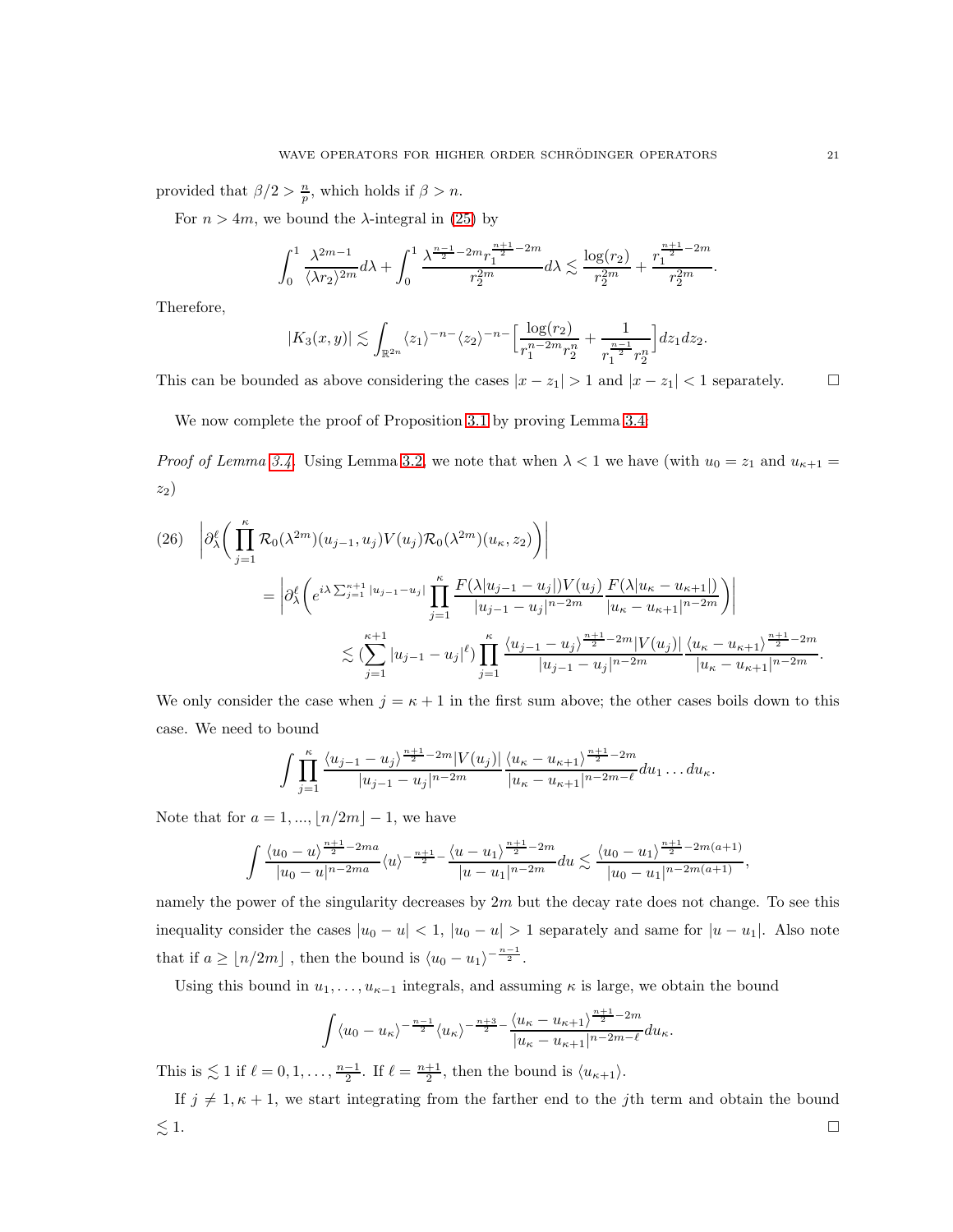provided that $\beta/2 > \frac{n}{p}$, which holds if $\beta > n$.

For $n > 4m$, we bound the $\lambda$-integral in (25) by

$$\int_0^1 \frac{\lambda^{2m-1}}{\langle \lambda r_2\rangle^{2m}} d\lambda + \int_0^1 \frac{\lambda^{\frac{n-1}{2}-2m} r_1^{\frac{n+1}{2}-2m}}{r_2^{2m}} d\lambda \lesssim \frac{\log(r_2)}{r_2^{2m}} + \frac{r_1^{\frac{n+1}{2}-2m}}{r_2^{2m}}.$$

Therefore,

$$|K_3(x,y)| \lesssim \int_{\mathbb{R}^{2n}} \langle z_1\rangle^{-n-} \langle z_2\rangle^{-n-} \Big[ \frac{\log(r_2)}{r_1^{n-2m} r_2^n} + \frac{1}{r_1^{\frac{n-1}{2}} r_2^n} \Big] dz_1 dz_2.$$

This can be bounded as above considering the cases $|x - z_1| > 1$ and $|x - z_1| < 1$ separately. $\square$

We now complete the proof of Proposition 3.1 by proving Lemma 3.4.

*Proof of Lemma 3.4.* Using Lemma 3.2, we note that when $\lambda < 1$ we have (with $u_0 = z_1$ and $u_{\kappa+1} = z_2$)

$$\begin{aligned}
(26)\quad & \Big| \partial_\lambda^\ell \Big( \prod_{j=1}^{\kappa} \mathcal{R}_0(\lambda^{2m})(u_{j-1}, u_j) V(u_j) \mathcal{R}_0(\lambda^{2m})(u_\kappa, z_2) \Big) \Big| \\
&= \Big| \partial_\lambda^\ell \Big( e^{i\lambda \sum_{j=1}^{\kappa+1} |u_{j-1}-u_j|} \prod_{j=1}^{\kappa} \frac{F(\lambda|u_{j-1}-u_j|) V(u_j)}{|u_{j-1}-u_j|^{n-2m}} \frac{F(\lambda|u_\kappa - u_{\kappa+1}|)}{|u_\kappa - u_{\kappa+1}|^{n-2m}} \Big) \Big| \\
&\lesssim \Big( \sum_{j=1}^{\kappa+1} |u_{j-1}-u_j|^\ell \Big) \prod_{j=1}^{\kappa} \frac{\langle u_{j-1}-u_j\rangle^{\frac{n+1}{2}-2m} |V(u_j)|}{|u_{j-1}-u_j|^{n-2m}} \frac{\langle u_\kappa - u_{\kappa+1}\rangle^{\frac{n+1}{2}-2m}}{|u_\kappa - u_{\kappa+1}|^{n-2m}}.
\end{aligned}$$

We only consider the case when $j = \kappa+1$ in the first sum above; the other cases boils down to this case. We need to bound

$$\int \prod_{j=1}^{\kappa} \frac{\langle u_{j-1}-u_j\rangle^{\frac{n+1}{2}-2m} |V(u_j)|}{|u_{j-1}-u_j|^{n-2m}} \frac{\langle u_\kappa - u_{\kappa+1}\rangle^{\frac{n+1}{2}-2m}}{|u_\kappa - u_{\kappa+1}|^{n-2m-\ell}} du_1 \dots du_\kappa.$$

Note that for $a = 1, ..., \lfloor n/2m \rfloor - 1$, we have

$$\int \frac{\langle u_0 - u\rangle^{\frac{n+1}{2}-2ma}}{|u_0 - u|^{n-2ma}} \langle u\rangle^{-\frac{n+1}{2}-} \frac{\langle u - u_1\rangle^{\frac{n+1}{2}-2m}}{|u - u_1|^{n-2m}} du \lesssim \frac{\langle u_0 - u_1\rangle^{\frac{n+1}{2}-2m(a+1)}}{|u_0 - u_1|^{n-2m(a+1)}},$$

namely the power of the singularity decreases by $2m$ but the decay rate does not change. To see this inequality consider the cases $|u_0 - u| < 1$, $|u_0 - u| > 1$ separately and same for $|u - u_1|$. Also note that if $a \geq \lfloor n/2m \rfloor$ , then the bound is $\langle u_0 - u_1\rangle^{-\frac{n-1}{2}}$.

Using this bound in $u_1, \dots, u_{\kappa-1}$ integrals, and assuming $\kappa$ is large, we obtain the bound

$$\int \langle u_0 - u_\kappa\rangle^{-\frac{n-1}{2}} \langle u_\kappa\rangle^{-\frac{n+3}{2}-} \frac{\langle u_\kappa - u_{\kappa+1}\rangle^{\frac{n+1}{2}-2m}}{|u_\kappa - u_{\kappa+1}|^{n-2m-\ell}} du_\kappa.$$

This is $\lesssim 1$ if $\ell = 0, 1, \dots, \frac{n-1}{2}$. If $\ell = \frac{n+1}{2}$, then the bound is $\langle u_{\kappa+1}\rangle$.

If $j \neq 1, \kappa+1$, we start integrating from the farther end to the $j$th term and obtain the bound $\lesssim 1$. $\square$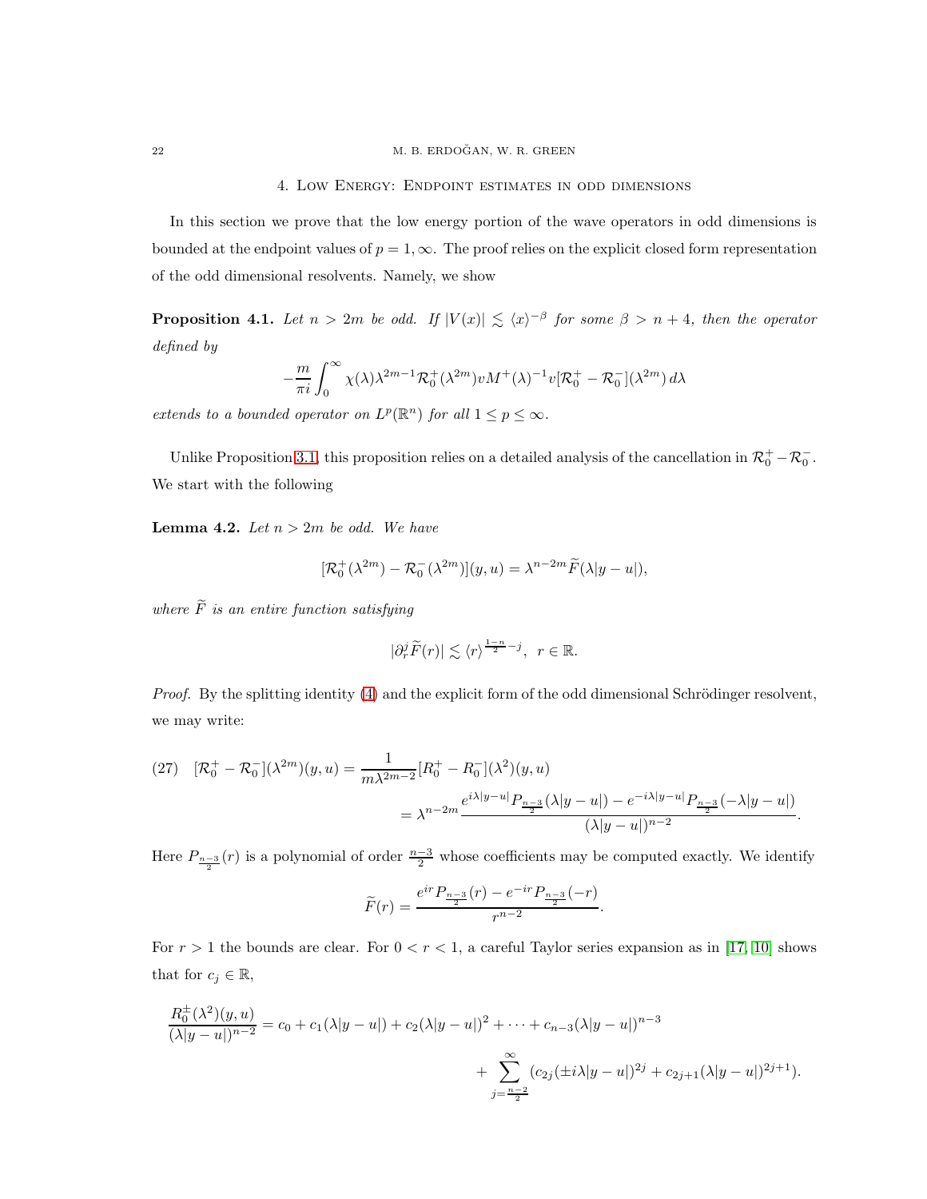## 4. Low Energy: Endpoint estimates in odd dimensions

In this section we prove that the low energy portion of the wave operators in odd dimensions is bounded at the endpoint values of $p = 1, \infty$. The proof relies on the explicit closed form representation of the odd dimensional resolvents. Namely, we show

**Proposition 4.1.** *Let $n > 2m$ be odd. If $|V(x)| \lesssim \langle x \rangle^{-\beta}$ for some $\beta > n+4$, then the operator defined by*

$$-\frac{m}{\pi i}\int_0^\infty \chi(\lambda)\lambda^{2m-1}\mathcal{R}_0^+(\lambda^{2m})vM^+(\lambda)^{-1}v[\mathcal{R}_0^+ - \mathcal{R}_0^-](\lambda^{2m})\,d\lambda$$

*extends to a bounded operator on $L^p(\mathbb{R}^n)$ for all $1 \leq p \leq \infty$.*

Unlike Proposition 3.1, this proposition relies on a detailed analysis of the cancellation in $\mathcal{R}_0^+ - \mathcal{R}_0^-$. We start with the following

**Lemma 4.2.** *Let $n > 2m$ be odd. We have*

$$[\mathcal{R}_0^+(\lambda^{2m}) - \mathcal{R}_0^-(\lambda^{2m})](y,u) = \lambda^{n-2m}\widetilde{F}(\lambda|y-u|),$$

*where $\widetilde{F}$ is an entire function satisfying*

$$|\partial_r^j \widetilde{F}(r)| \lesssim \langle r \rangle^{\frac{1-n}{2}-j}, \;\; r \in \mathbb{R}.$$

*Proof.* By the splitting identity (4) and the explicit form of the odd dimensional Schrödinger resolvent, we may write:

$$(27)\quad [\mathcal{R}_0^+ - \mathcal{R}_0^-](\lambda^{2m})(y,u) = \frac{1}{m\lambda^{2m-2}}[R_0^+ - R_0^-](\lambda^2)(y,u)$$
$$= \lambda^{n-2m}\frac{e^{i\lambda|y-u|}P_{\frac{n-3}{2}}(\lambda|y-u|) - e^{-i\lambda|y-u|}P_{\frac{n-3}{2}}(-\lambda|y-u|)}{(\lambda|y-u|)^{n-2}}.$$

Here $P_{\frac{n-3}{2}}(r)$ is a polynomial of order $\frac{n-3}{2}$ whose coefficients may be computed exactly. We identify

$$\widetilde{F}(r) = \frac{e^{ir}P_{\frac{n-3}{2}}(r) - e^{-ir}P_{\frac{n-3}{2}}(-r)}{r^{n-2}}.$$

For $r > 1$ the bounds are clear. For $0 < r < 1$, a careful Taylor series expansion as in [17, 10] shows that for $c_j \in \mathbb{R}$,

$$\frac{R_0^\pm(\lambda^2)(y,u)}{(\lambda|y-u|)^{n-2}} = c_0 + c_1(\lambda|y-u|) + c_2(\lambda|y-u|)^2 + \dots + c_{n-3}(\lambda|y-u|)^{n-3}$$
$$+ \sum_{j=\frac{n-2}{2}}^{\infty}(c_{2j}(\pm i\lambda|y-u|)^{2j} + c_{2j+1}(\lambda|y-u|)^{2j+1}).$$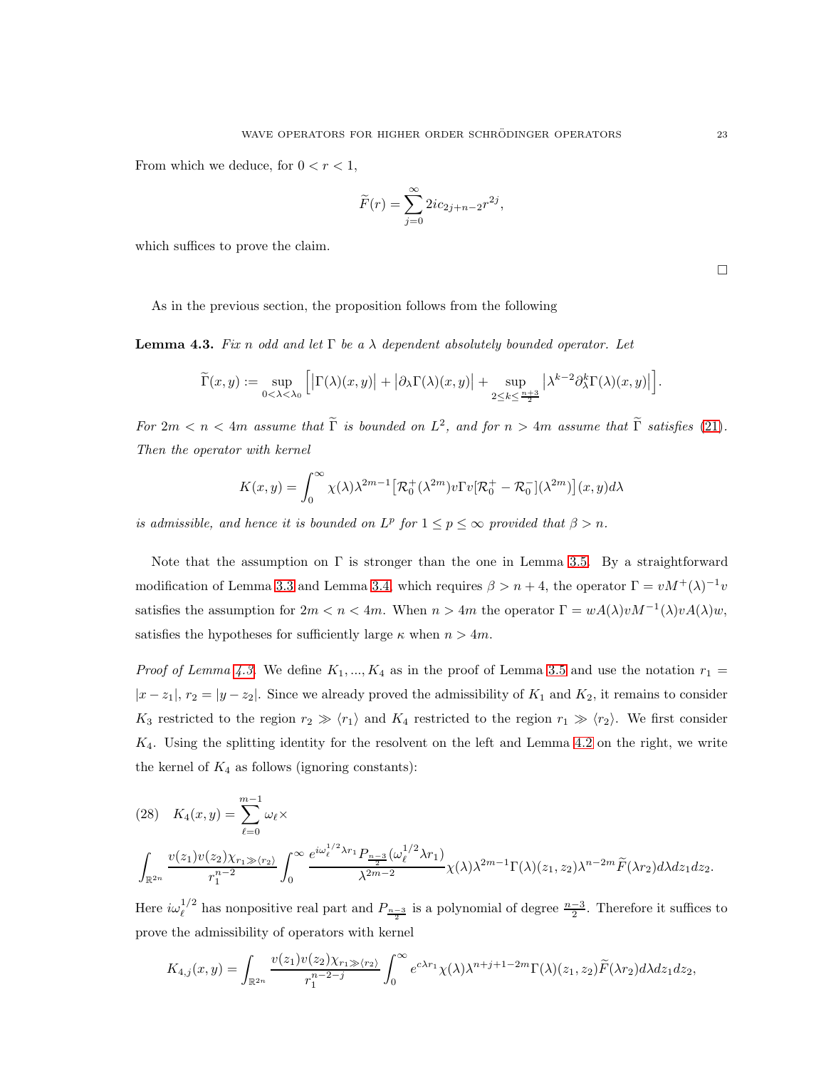From which we deduce, for $0 < r < 1$,

$$\widetilde{F}(r) = \sum_{j=0}^{\infty} 2ic_{2j+n-2} r^{2j},$$

which suffices to prove the claim.

□

As in the previous section, the proposition follows from the following

**Lemma 4.3.** *Fix $n$ odd and let $\Gamma$ be a $\lambda$ dependent absolutely bounded operator. Let*

$$\widetilde{\Gamma}(x,y) := \sup_{0<\lambda<\lambda_0} \Big[ \big|\Gamma(\lambda)(x,y)\big| + \big|\partial_\lambda \Gamma(\lambda)(x,y)\big| + \sup_{2\leq k \leq \frac{n+3}{2}} \big|\lambda^{k-2}\partial_\lambda^k \Gamma(\lambda)(x,y)\big| \Big].$$

*For $2m < n < 4m$ assume that $\widetilde{\Gamma}$ is bounded on $L^2$, and for $n > 4m$ assume that $\widetilde{\Gamma}$ satisfies (21). Then the operator with kernel*

$$K(x,y) = \int_0^\infty \chi(\lambda)\lambda^{2m-1}\big[\mathcal{R}_0^+(\lambda^{2m})v\Gamma v[\mathcal{R}_0^+ - \mathcal{R}_0^-](\lambda^{2m})\big](x,y)d\lambda$$

*is admissible, and hence it is bounded on $L^p$ for $1 \leq p \leq \infty$ provided that $\beta > n$.*

Note that the assumption on $\Gamma$ is stronger than the one in Lemma 3.5. By a straightforward modification of Lemma 3.3 and Lemma 3.4, which requires $\beta > n+4$, the operator $\Gamma = vM^+(\lambda)^{-1}v$ satisfies the assumption for $2m < n < 4m$. When $n > 4m$ the operator $\Gamma = wA(\lambda)vM^{-1}(\lambda)vA(\lambda)w$, satisfies the hypotheses for sufficiently large $\kappa$ when $n > 4m$.

*Proof of Lemma 4.3.* We define $K_1, ..., K_4$ as in the proof of Lemma 3.5 and use the notation $r_1 = |x - z_1|$, $r_2 = |y - z_2|$. Since we already proved the admissibility of $K_1$ and $K_2$, it remains to consider $K_3$ restricted to the region $r_2 \gg \langle r_1 \rangle$ and $K_4$ restricted to the region $r_1 \gg \langle r_2 \rangle$. We first consider $K_4$. Using the splitting identity for the resolvent on the left and Lemma 4.2 on the right, we write the kernel of $K_4$ as follows (ignoring constants):

(28) $\quad K_4(x,y) = \sum_{\ell=0}^{m-1} \omega_\ell \times$

$$\int_{\mathbb{R}^{2n}} \frac{v(z_1)v(z_2)\chi_{r_1 \gg \langle r_2 \rangle}}{r_1^{n-2}} \int_0^\infty \frac{e^{i\omega_\ell^{1/2}\lambda r_1} P_{\frac{n-3}{2}}(\omega_\ell^{1/2}\lambda r_1)}{\lambda^{2m-2}} \chi(\lambda)\lambda^{2m-1}\Gamma(\lambda)(z_1,z_2)\lambda^{n-2m}\widetilde{F}(\lambda r_2)d\lambda dz_1 dz_2.$$

Here $i\omega_\ell^{1/2}$ has nonpositive real part and $P_{\frac{n-3}{2}}$ is a polynomial of degree $\frac{n-3}{2}$. Therefore it suffices to prove the admissibility of operators with kernel

$$K_{4,j}(x,y) = \int_{\mathbb{R}^{2n}} \frac{v(z_1)v(z_2)\chi_{r_1 \gg \langle r_2 \rangle}}{r_1^{n-2-j}} \int_0^\infty e^{c\lambda r_1}\chi(\lambda)\lambda^{n+j+1-2m}\Gamma(\lambda)(z_1,z_2)\widetilde{F}(\lambda r_2)d\lambda dz_1 dz_2,$$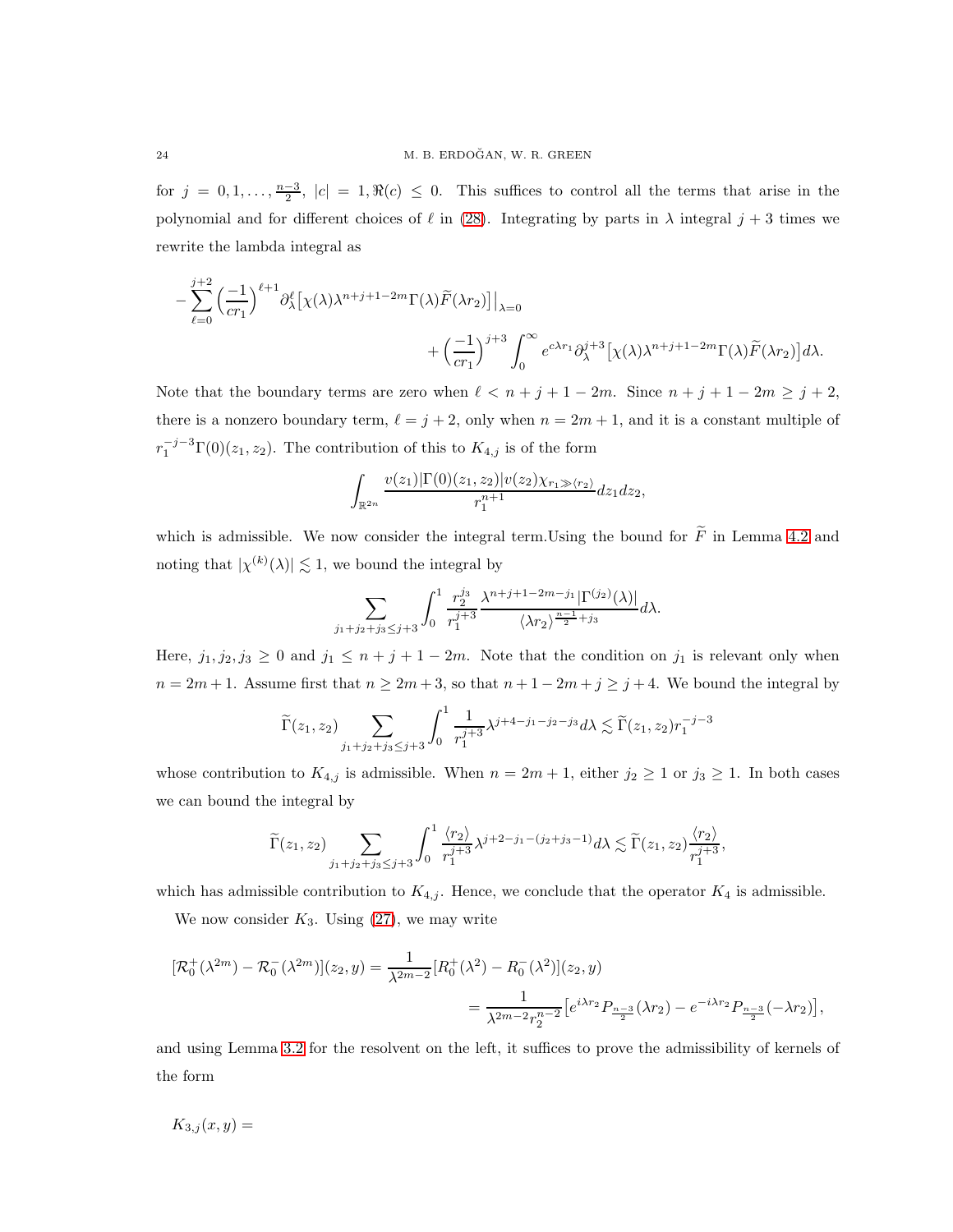for $j = 0, 1, \dots, \frac{n-3}{2}$, $|c| = 1, \Re(c) \leq 0$. This suffices to control all the terms that arise in the polynomial and for different choices of $\ell$ in (28). Integrating by parts in $\lambda$ integral $j+3$ times we rewrite the lambda integral as

$$-\sum_{\ell=0}^{j+2} \Big(\frac{-1}{cr_1}\Big)^{\ell+1} \partial_\lambda^\ell \big[\chi(\lambda)\lambda^{n+j+1-2m}\Gamma(\lambda)\widetilde{F}(\lambda r_2)\big]\big|_{\lambda=0} + \Big(\frac{-1}{cr_1}\Big)^{j+3} \int_0^\infty e^{c\lambda r_1} \partial_\lambda^{j+3} \big[\chi(\lambda)\lambda^{n+j+1-2m}\Gamma(\lambda)\widetilde{F}(\lambda r_2)\big] d\lambda.$$

Note that the boundary terms are zero when $\ell < n+j+1-2m$. Since $n+j+1-2m \geq j+2$, there is a nonzero boundary term, $\ell = j+2$, only when $n = 2m+1$, and it is a constant multiple of $r_1^{-j-3}\Gamma(0)(z_1, z_2)$. The contribution of this to $K_{4,j}$ is of the form

$$\int_{\mathbb{R}^{2n}} \frac{v(z_1)|\Gamma(0)(z_1, z_2)|v(z_2)\chi_{r_1 \gg \langle r_2 \rangle}}{r_1^{n+1}} dz_1 dz_2,$$

which is admissible. We now consider the integral term.Using the bound for $\widetilde{F}$ in Lemma 4.2 and noting that $|\chi^{(k)}(\lambda)| \lesssim 1$, we bound the integral by

$$\sum_{j_1+j_2+j_3 \leq j+3} \int_0^1 \frac{r_2^{j_3}}{r_1^{j+3}} \frac{\lambda^{n+j+1-2m-j_1}|\Gamma^{(j_2)}(\lambda)|}{\langle \lambda r_2 \rangle^{\frac{n-1}{2}+j_3}} d\lambda.$$

Here, $j_1, j_2, j_3 \geq 0$ and $j_1 \leq n+j+1-2m$. Note that the condition on $j_1$ is relevant only when $n = 2m+1$. Assume first that $n \geq 2m+3$, so that $n+1-2m+j \geq j+4$. We bound the integral by

$$\widetilde{\Gamma}(z_1, z_2) \sum_{j_1+j_2+j_3 \leq j+3} \int_0^1 \frac{1}{r_1^{j+3}} \lambda^{j+4-j_1-j_2-j_3} d\lambda \lesssim \widetilde{\Gamma}(z_1, z_2) r_1^{-j-3}$$

whose contribution to $K_{4,j}$ is admissible. When $n = 2m+1$, either $j_2 \geq 1$ or $j_3 \geq 1$. In both cases we can bound the integral by

$$\widetilde{\Gamma}(z_1, z_2) \sum_{j_1+j_2+j_3 \leq j+3} \int_0^1 \frac{\langle r_2 \rangle}{r_1^{j+3}} \lambda^{j+2-j_1-(j_2+j_3-1)} d\lambda \lesssim \widetilde{\Gamma}(z_1, z_2) \frac{\langle r_2 \rangle}{r_1^{j+3}},$$

which has admissible contribution to $K_{4,j}$. Hence, we conclude that the operator $K_4$ is admissible.

We now consider $K_3$. Using (27), we may write

$$[\mathcal{R}_0^+(\lambda^{2m}) - \mathcal{R}_0^-(\lambda^{2m})](z_2, y) = \frac{1}{\lambda^{2m-2}}[R_0^+(\lambda^2) - R_0^-(\lambda^2)](z_2, y) = \frac{1}{\lambda^{2m-2} r_2^{n-2}} \big[e^{i\lambda r_2} P_{\frac{n-3}{2}}(\lambda r_2) - e^{-i\lambda r_2} P_{\frac{n-3}{2}}(-\lambda r_2)\big],$$

and using Lemma 3.2 for the resolvent on the left, it suffices to prove the admissibility of kernels of the form

$K_{3,j}(x, y) =$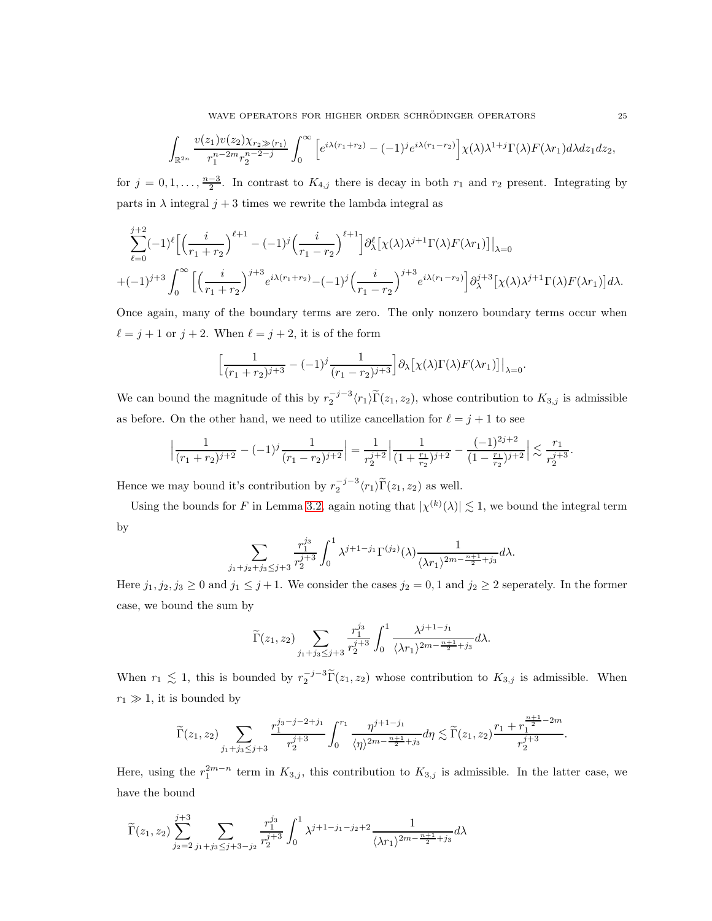$$\int_{\mathbb{R}^{2n}} \frac{v(z_1)v(z_2)\chi_{r_2\gg\langle r_1\rangle}}{r_1^{n-2m}r_2^{n-2-j}} \int_0^\infty \Big[e^{i\lambda(r_1+r_2)} - (-1)^j e^{i\lambda(r_1-r_2)}\Big]\chi(\lambda)\lambda^{1+j}\Gamma(\lambda)F(\lambda r_1)d\lambda dz_1 dz_2,$$

for $j = 0, 1, \dots, \frac{n-3}{2}$. In contrast to $K_{4,j}$ there is decay in both $r_1$ and $r_2$ present. Integrating by parts in $\lambda$ integral $j+3$ times we rewrite the lambda integral as

$$\sum_{\ell=0}^{j+2}(-1)^\ell\Big[\Big(\frac{i}{r_1+r_2}\Big)^{\ell+1} - (-1)^j\Big(\frac{i}{r_1-r_2}\Big)^{\ell+1}\Big]\partial_\lambda^\ell\big[\chi(\lambda)\lambda^{j+1}\Gamma(\lambda)F(\lambda r_1)\big]\big|_{\lambda=0}$$
$$+(-1)^{j+3}\int_0^\infty \Big[\Big(\frac{i}{r_1+r_2}\Big)^{j+3}e^{i\lambda(r_1+r_2)} - (-1)^j\Big(\frac{i}{r_1-r_2}\Big)^{j+3}e^{i\lambda(r_1-r_2)}\Big]\partial_\lambda^{j+3}\big[\chi(\lambda)\lambda^{j+1}\Gamma(\lambda)F(\lambda r_1)\big]d\lambda.$$

Once again, many of the boundary terms are zero. The only nonzero boundary terms occur when $\ell = j+1$ or $j+2$. When $\ell = j+2$, it is of the form

$$\Big[\frac{1}{(r_1+r_2)^{j+3}} - (-1)^j\frac{1}{(r_1-r_2)^{j+3}}\Big]\partial_\lambda\big[\chi(\lambda)\Gamma(\lambda)F(\lambda r_1)\big]\big|_{\lambda=0}.$$

We can bound the magnitude of this by $r_2^{-j-3}\langle r_1\rangle\widetilde{\Gamma}(z_1,z_2)$, whose contribution to $K_{3,j}$ is admissible as before. On the other hand, we need to utilize cancellation for $\ell = j+1$ to see

$$\Big|\frac{1}{(r_1+r_2)^{j+2}} - (-1)^j\frac{1}{(r_1-r_2)^{j+2}}\Big| = \frac{1}{r_2^{j+2}}\Big|\frac{1}{(1+\frac{r_1}{r_2})^{j+2}} - \frac{(-1)^{2j+2}}{(1-\frac{r_1}{r_2})^{j+2}}\Big| \lesssim \frac{r_1}{r_2^{j+3}}.$$

Hence we may bound it's contribution by $r_2^{-j-3}\langle r_1\rangle\widetilde{\Gamma}(z_1,z_2)$ as well.

Using the bounds for $F$ in Lemma 3.2, again noting that $|\chi^{(k)}(\lambda)| \lesssim 1$, we bound the integral term by

$$\sum_{j_1+j_2+j_3\leq j+3}\frac{r_1^{j_3}}{r_2^{j+3}}\int_0^1 \lambda^{j+1-j_1}\Gamma^{(j_2)}(\lambda)\frac{1}{\langle\lambda r_1\rangle^{2m-\frac{n+1}{2}+j_3}}d\lambda.$$

Here $j_1, j_2, j_3 \geq 0$ and $j_1 \leq j+1$. We consider the cases $j_2 = 0, 1$ and $j_2 \geq 2$ seperately. In the former case, we bound the sum by

$$\widetilde{\Gamma}(z_1,z_2)\sum_{j_1+j_3\leq j+3}\frac{r_1^{j_3}}{r_2^{j+3}}\int_0^1 \frac{\lambda^{j+1-j_1}}{\langle\lambda r_1\rangle^{2m-\frac{n+1}{2}+j_3}}d\lambda.$$

When $r_1 \lesssim 1$, this is bounded by $r_2^{-j-3}\widetilde{\Gamma}(z_1,z_2)$ whose contribution to $K_{3,j}$ is admissible. When $r_1 \gg 1$, it is bounded by

$$\widetilde{\Gamma}(z_1,z_2)\sum_{j_1+j_3\leq j+3}\frac{r_1^{j_3-j-2+j_1}}{r_2^{j+3}}\int_0^{r_1}\frac{\eta^{j+1-j_1}}{\langle\eta\rangle^{2m-\frac{n+1}{2}+j_3}}d\eta \lesssim \widetilde{\Gamma}(z_1,z_2)\frac{r_1+r_1^{\frac{n+1}{2}-2m}}{r_2^{j+3}}.$$

Here, using the $r_1^{2m-n}$ term in $K_{3,j}$, this contribution to $K_{3,j}$ is admissible. In the latter case, we have the bound

$$\widetilde{\Gamma}(z_1,z_2)\sum_{j_2=2}^{j+3}\sum_{j_1+j_3\leq j+3-j_2}\frac{r_1^{j_3}}{r_2^{j+3}}\int_0^1 \lambda^{j+1-j_1-j_2+2}\frac{1}{\langle\lambda r_1\rangle^{2m-\frac{n+1}{2}+j_3}}d\lambda$$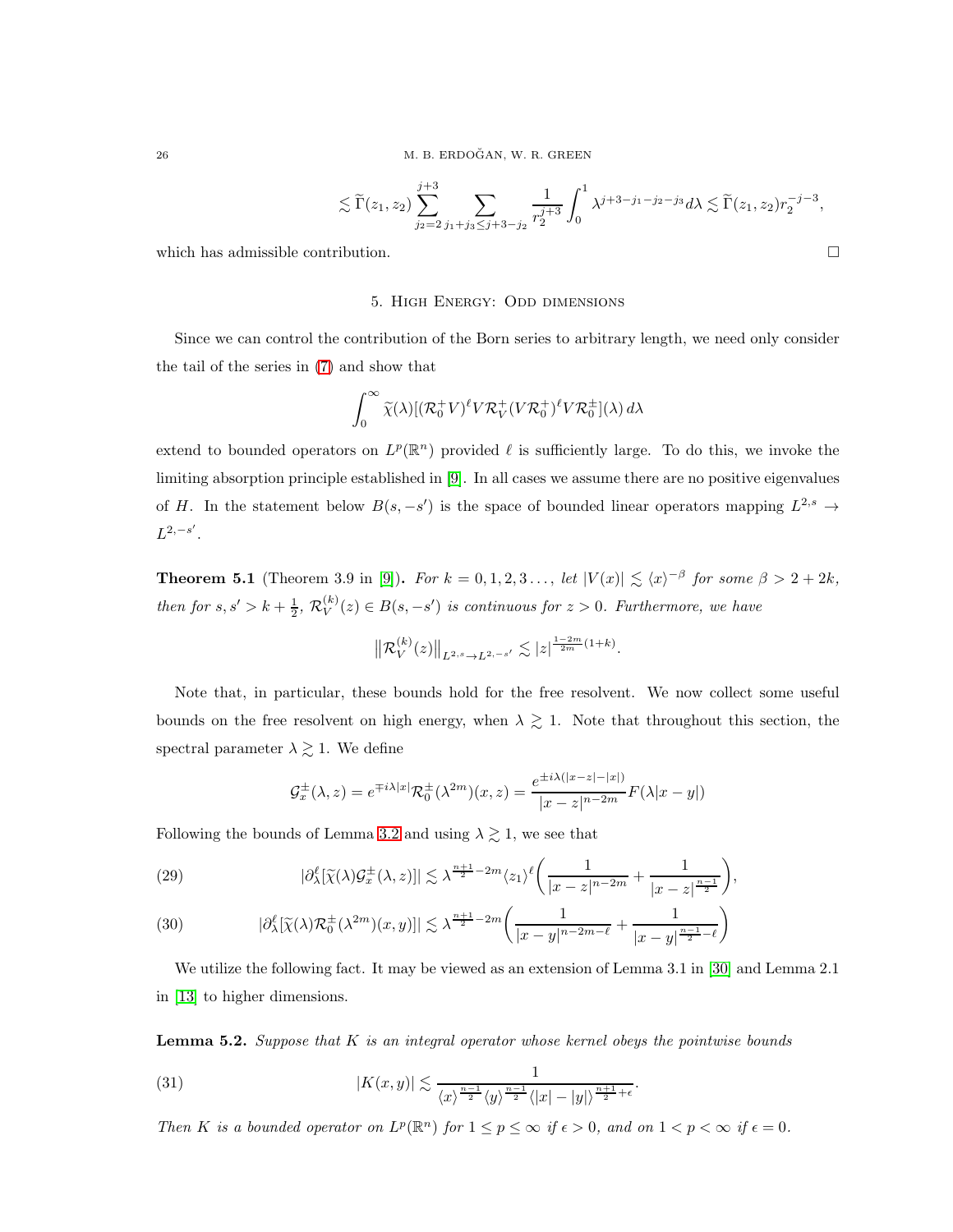$$\lesssim \widetilde{\Gamma}(z_1,z_2)\sum_{j_2=2}^{j+3}\sum_{j_1+j_3\leq j+3-j_2}\frac{1}{r_2^{j+3}}\int_0^1 \lambda^{j+3-j_1-j_2-j_3}\,d\lambda \lesssim \widetilde{\Gamma}(z_1,z_2) r_2^{-j-3},$$

which has admissible contribution. $\square$

## 5. High Energy: Odd dimensions

Since we can control the contribution of the Born series to arbitrary length, we need only consider the tail of the series in (7) and show that

$$\int_0^\infty \widetilde{\chi}(\lambda)[(\mathcal{R}_0^+V)^\ell V\mathcal{R}_V^+(V\mathcal{R}_0^+)^\ell V\mathcal{R}_0^\pm](\lambda)\,d\lambda$$

extend to bounded operators on $L^p(\mathbb{R}^n)$ provided $\ell$ is sufficiently large. To do this, we invoke the limiting absorption principle established in [9]. In all cases we assume there are no positive eigenvalues of $H$. In the statement below $B(s,-s')$ is the space of bounded linear operators mapping $L^{2,s}\to L^{2,-s'}$.

**Theorem 5.1** (Theorem 3.9 in [9])**.** *For $k=0,1,2,3\ldots$, let $|V(x)|\lesssim\langle x\rangle^{-\beta}$ for some $\beta>2+2k$, then for $s,s'>k+\frac{1}{2}$, $\mathcal{R}_V^{(k)}(z)\in B(s,-s')$ is continuous for $z>0$. Furthermore, we have*

$$\big\|\mathcal{R}_V^{(k)}(z)\big\|_{L^{2,s}\to L^{2,-s'}}\lesssim |z|^{\frac{1-2m}{2m}(1+k)}.$$

Note that, in particular, these bounds hold for the free resolvent. We now collect some useful bounds on the free resolvent on high energy, when $\lambda\gtrsim 1$. Note that throughout this section, the spectral parameter $\lambda\gtrsim 1$. We define

$$\mathcal{G}_x^\pm(\lambda,z)=e^{\mp i\lambda|x|}\mathcal{R}_0^\pm(\lambda^{2m})(x,z)=\frac{e^{\pm i\lambda(|x-z|-|x|)}}{|x-z|^{n-2m}}F(\lambda|x-y|)$$

Following the bounds of Lemma 3.2 and using $\lambda\gtrsim 1$, we see that

$$|\partial_\lambda^\ell[\widetilde{\chi}(\lambda)\mathcal{G}_x^\pm(\lambda,z)]|\lesssim \lambda^{\frac{n+1}{2}-2m}\langle z_1\rangle^\ell\bigg(\frac{1}{|x-z|^{n-2m}}+\frac{1}{|x-z|^{\frac{n-1}{2}}}\bigg), \tag{29}$$

$$|\partial_\lambda^\ell[\widetilde{\chi}(\lambda)\mathcal{R}_0^\pm(\lambda^{2m})(x,y)]|\lesssim \lambda^{\frac{n+1}{2}-2m}\bigg(\frac{1}{|x-y|^{n-2m-\ell}}+\frac{1}{|x-y|^{\frac{n-1}{2}-\ell}}\bigg) \tag{30}$$

We utilize the following fact. It may be viewed as an extension of Lemma 3.1 in [30] and Lemma 2.1 in [13] to higher dimensions.

**Lemma 5.2.** *Suppose that $K$ is an integral operator whose kernel obeys the pointwise bounds*

$$|K(x,y)|\lesssim\frac{1}{\langle x\rangle^{\frac{n-1}{2}}\langle y\rangle^{\frac{n-1}{2}}\langle|x|-|y|\rangle^{\frac{n+1}{2}+\epsilon}}. \tag{31}$$

*Then $K$ is a bounded operator on $L^p(\mathbb{R}^n)$ for $1\leq p\leq\infty$ if $\epsilon>0$, and on $1<p<\infty$ if $\epsilon=0$.*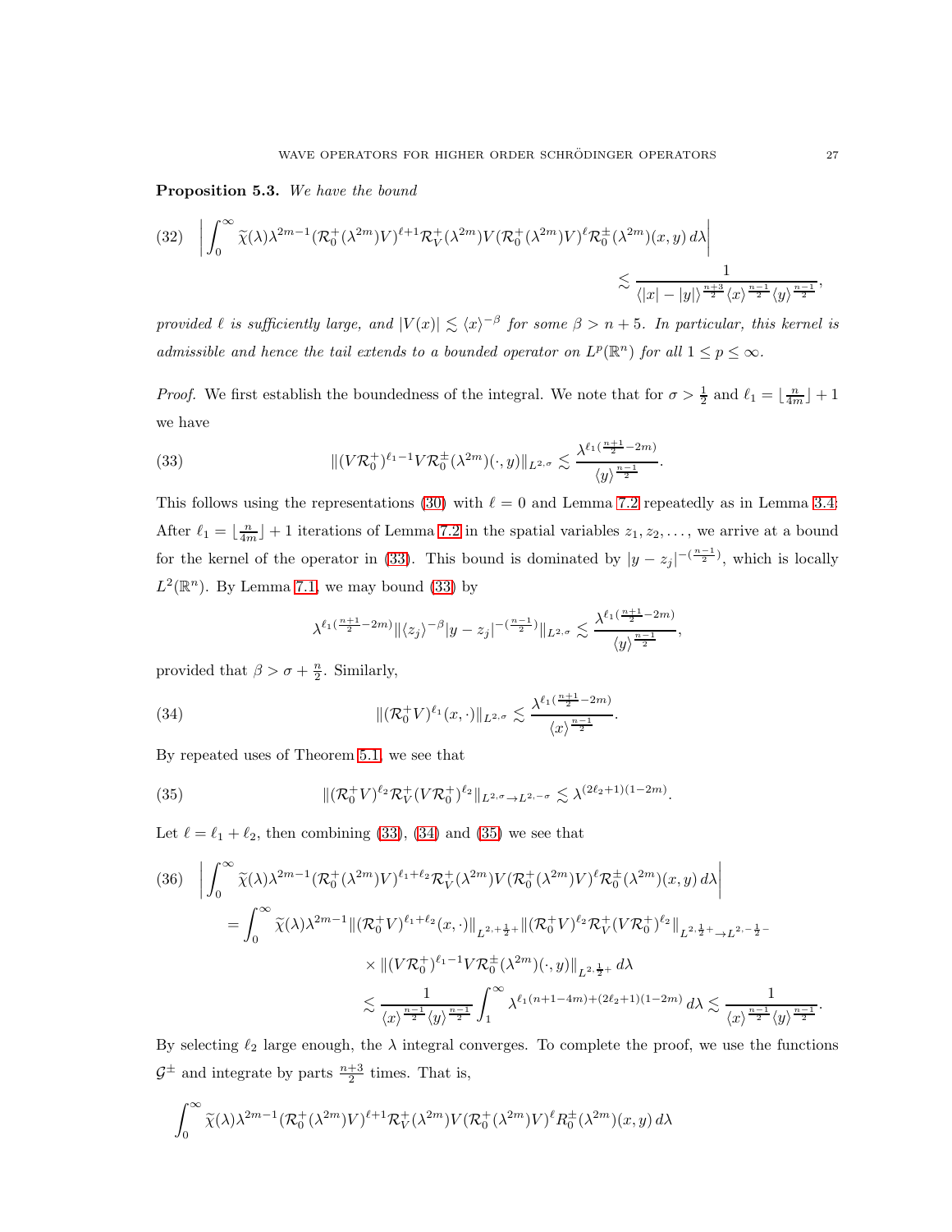**Proposition 5.3.** *We have the bound*

$$\left|\int_0^\infty \widetilde{\chi}(\lambda)\lambda^{2m-1}(\mathcal{R}_0^+(\lambda^{2m})V)^{\ell+1}\mathcal{R}_V^+(\lambda^{2m})V(\mathcal{R}_0^+(\lambda^{2m})V)^{\ell}\mathcal{R}_0^\pm(\lambda^{2m})(x,y)\,d\lambda\right| \lesssim \frac{1}{\langle |x|-|y|\rangle^{\frac{n+3}{2}}\langle x\rangle^{\frac{n-1}{2}}\langle y\rangle^{\frac{n-1}{2}}}, \tag{32}$$

*provided $\ell$ is sufficiently large, and $|V(x)| \lesssim \langle x\rangle^{-\beta}$ for some $\beta > n+5$. In particular, this kernel is admissible and hence the tail extends to a bounded operator on $L^p(\mathbb{R}^n)$ for all $1 \le p \le \infty$.*

*Proof.* We first establish the boundedness of the integral. We note that for $\sigma > \frac{1}{2}$ and $\ell_1 = \lfloor \frac{n}{4m} \rfloor + 1$ we have

$$\|(V\mathcal{R}_0^+)^{\ell_1-1}V\mathcal{R}_0^\pm(\lambda^{2m})(\cdot,y)\|_{L^{2,\sigma}} \lesssim \frac{\lambda^{\ell_1(\frac{n+1}{2}-2m)}}{\langle y\rangle^{\frac{n-1}{2}}}. \tag{33}$$

This follows using the representations (30) with $\ell = 0$ and Lemma 7.2 repeatedly as in Lemma 3.4. After $\ell_1 = \lfloor \frac{n}{4m} \rfloor + 1$ iterations of Lemma 7.2 in the spatial variables $z_1, z_2, \dots$, we arrive at a bound for the kernel of the operator in (33). This bound is dominated by $|y - z_j|^{-(\frac{n-1}{2})}$, which is locally $L^2(\mathbb{R}^n)$. By Lemma 7.1, we may bound (33) by

$$\lambda^{\ell_1(\frac{n+1}{2}-2m)}\|\langle z_j\rangle^{-\beta}|y-z_j|^{-(\frac{n-1}{2})}\|_{L^{2,\sigma}} \lesssim \frac{\lambda^{\ell_1(\frac{n+1}{2}-2m)}}{\langle y\rangle^{\frac{n-1}{2}}},$$

provided that $\beta > \sigma + \frac{n}{2}$. Similarly,

$$\|(\mathcal{R}_0^+V)^{\ell_1}(x,\cdot)\|_{L^{2,\sigma}} \lesssim \frac{\lambda^{\ell_1(\frac{n+1}{2}-2m)}}{\langle x\rangle^{\frac{n-1}{2}}}. \tag{34}$$

By repeated uses of Theorem 5.1, we see that

$$\|(\mathcal{R}_0^+V)^{\ell_2}\mathcal{R}_V^+(V\mathcal{R}_0^+)^{\ell_2}\|_{L^{2,\sigma}\to L^{2,-\sigma}} \lesssim \lambda^{(2\ell_2+1)(1-2m)}. \tag{35}$$

Let $\ell = \ell_1 + \ell_2$, then combining (33), (34) and (35) we see that

$$\begin{aligned}
&\left|\int_0^\infty \widetilde{\chi}(\lambda)\lambda^{2m-1}(\mathcal{R}_0^+(\lambda^{2m})V)^{\ell_1+\ell_2}\mathcal{R}_V^+(\lambda^{2m})V(\mathcal{R}_0^+(\lambda^{2m})V)^{\ell}\mathcal{R}_0^\pm(\lambda^{2m})(x,y)\,d\lambda\right| \\
&\quad = \int_0^\infty \widetilde{\chi}(\lambda)\lambda^{2m-1}\|(\mathcal{R}_0^+V)^{\ell_1+\ell_2}(x,\cdot)\|_{L^{2,+\frac{1}{2}+}}\|(\mathcal{R}_0^+V)^{\ell_2}\mathcal{R}_V^+(V\mathcal{R}_0^+)^{\ell_2}\|_{L^{2,\frac{1}{2}+}\to L^{2,-\frac{1}{2}-}} \\
&\qquad \times \|(V\mathcal{R}_0^+)^{\ell_1-1}V\mathcal{R}_0^\pm(\lambda^{2m})(\cdot,y)\|_{L^{2,\frac{1}{2}+}}\,d\lambda \\
&\quad \lesssim \frac{1}{\langle x\rangle^{\frac{n-1}{2}}\langle y\rangle^{\frac{n-1}{2}}}\int_1^\infty \lambda^{\ell_1(n+1-4m)+(2\ell_2+1)(1-2m)}\,d\lambda \lesssim \frac{1}{\langle x\rangle^{\frac{n-1}{2}}\langle y\rangle^{\frac{n-1}{2}}}.
\end{aligned} \tag{36}$$

By selecting $\ell_2$ large enough, the $\lambda$ integral converges. To complete the proof, we use the functions $\mathcal{G}^\pm$ and integrate by parts $\frac{n+3}{2}$ times. That is,

$$\int_0^\infty \widetilde{\chi}(\lambda)\lambda^{2m-1}(\mathcal{R}_0^+(\lambda^{2m})V)^{\ell+1}\mathcal{R}_V^+(\lambda^{2m})V(\mathcal{R}_0^+(\lambda^{2m})V)^{\ell}R_0^\pm(\lambda^{2m})(x,y)\,d\lambda$$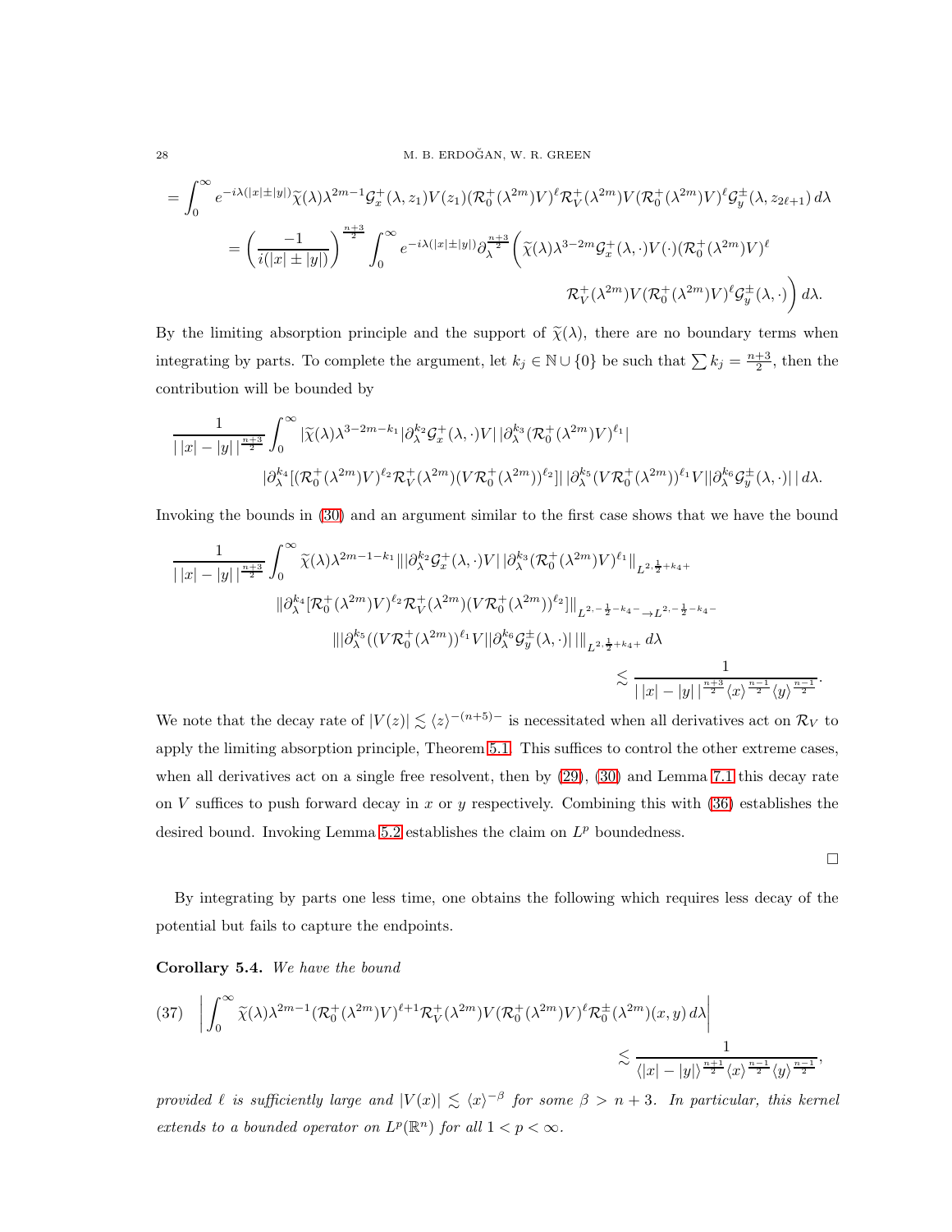$$
= \int_0^\infty e^{-i\lambda(|x|\pm|y|)}\widetilde{\chi}(\lambda)\lambda^{2m-1}\mathcal{G}_x^+(\lambda,z_1)V(z_1)(\mathcal{R}_0^+(\lambda^{2m})V)^\ell\mathcal{R}_V^+(\lambda^{2m})V(\mathcal{R}_0^+(\lambda^{2m})V)^\ell\mathcal{G}_y^\pm(\lambda,z_{2\ell+1})\,d\lambda
$$

$$
= \left(\frac{-1}{i(|x|\pm|y|)}\right)^{\frac{n+3}{2}}\int_0^\infty e^{-i\lambda(|x|\pm|y|)}\partial_\lambda^{\frac{n+3}{2}}\Big(\widetilde{\chi}(\lambda)\lambda^{3-2m}\mathcal{G}_x^+(\lambda,\cdot)V(\cdot)(\mathcal{R}_0^+(\lambda^{2m})V)^\ell
\mathcal{R}_V^+(\lambda^{2m})V(\mathcal{R}_0^+(\lambda^{2m})V)^\ell\mathcal{G}_y^\pm(\lambda,\cdot)\Big)\,d\lambda.
$$

By the limiting absorption principle and the support of $\widetilde{\chi}(\lambda)$, there are no boundary terms when integrating by parts. To complete the argument, let $k_j\in\mathbb{N}\cup\{0\}$ be such that $\sum k_j=\frac{n+3}{2}$, then the contribution will be bounded by

$$
\frac{1}{|\,|x|-|y|\,|^{\frac{n+3}{2}}}\int_0^\infty |\widetilde{\chi}(\lambda)\lambda^{3-2m-k_1}|\partial_\lambda^{k_2}\mathcal{G}_x^+(\lambda,\cdot)V|\,|\partial_\lambda^{k_3}(\mathcal{R}_0^+(\lambda^{2m})V)^{\ell_1}|
|\partial_\lambda^{k_4}[(\mathcal{R}_0^+(\lambda^{2m})V)^{\ell_2}\mathcal{R}_V^+(\lambda^{2m})(V\mathcal{R}_0^+(\lambda^{2m}))^{\ell_2}]|\,|\partial_\lambda^{k_5}(V\mathcal{R}_0^+(\lambda^{2m}))^{\ell_1}V||\partial_\lambda^{k_6}\mathcal{G}_y^\pm(\lambda,\cdot)|\,|\,d\lambda.
$$

Invoking the bounds in (30) and an argument similar to the first case shows that we have the bound

$$
\frac{1}{|\,|x|-|y|\,|^{\frac{n+3}{2}}}\int_0^\infty \widetilde{\chi}(\lambda)\lambda^{2m-1-k_1}\||\partial_\lambda^{k_2}\mathcal{G}_x^+(\lambda,\cdot)V|\,|\partial_\lambda^{k_3}(\mathcal{R}_0^+(\lambda^{2m})V)^{\ell_1}\|_{L^{2,\frac12+k_4+}}
\|\partial_\lambda^{k_4}[\mathcal{R}_0^+(\lambda^{2m})V)^{\ell_2}\mathcal{R}_V^+(\lambda^{2m})(V\mathcal{R}_0^+(\lambda^{2m}))^{\ell_2}]\|_{L^{2,-\frac12-k_4-}\to L^{2,-\frac12-k_4-}}
\||\partial_\lambda^{k_5}((V\mathcal{R}_0^+(\lambda^{2m}))^{\ell_1}V|\partial_\lambda^{k_6}\mathcal{G}_y^\pm(\lambda,\cdot)|\,|\|_{L^{2,\frac12+k_4+}}\,d\lambda
\lesssim \frac{1}{|\,|x|-|y|\,|^{\frac{n+3}{2}}\langle x\rangle^{\frac{n-1}{2}}\langle y\rangle^{\frac{n-1}{2}}}.
$$

We note that the decay rate of $|V(z)|\lesssim\langle z\rangle^{-(n+5)-}$ is necessitated when all derivatives act on $\mathcal{R}_V$ to apply the limiting absorption principle, Theorem 5.1. This suffices to control the other extreme cases, when all derivatives act on a single free resolvent, then by (29), (30) and Lemma 7.1 this decay rate on $V$ suffices to push forward decay in $x$ or $y$ respectively. Combining this with (36) establishes the desired bound. Invoking Lemma 5.2 establishes the claim on $L^p$ boundedness.

□

By integrating by parts one less time, one obtains the following which requires less decay of the potential but fails to capture the endpoints.

**Corollary 5.4.** *We have the bound*

$$
(37)\quad \left|\int_0^\infty \widetilde{\chi}(\lambda)\lambda^{2m-1}(\mathcal{R}_0^+(\lambda^{2m})V)^{\ell+1}\mathcal{R}_V^+(\lambda^{2m})V(\mathcal{R}_0^+(\lambda^{2m})V)^\ell\mathcal{R}_0^\pm(\lambda^{2m})(x,y)\,d\lambda\right|
\lesssim \frac{1}{\langle|x|-|y|\rangle^{\frac{n+1}{2}}\langle x\rangle^{\frac{n-1}{2}}\langle y\rangle^{\frac{n-1}{2}}},
$$

*provided $\ell$ is sufficiently large and $|V(x)|\lesssim\langle x\rangle^{-\beta}$ for some $\beta>n+3$. In particular, this kernel extends to a bounded operator on $L^p(\mathbb{R}^n)$ for all $1<p<\infty$.*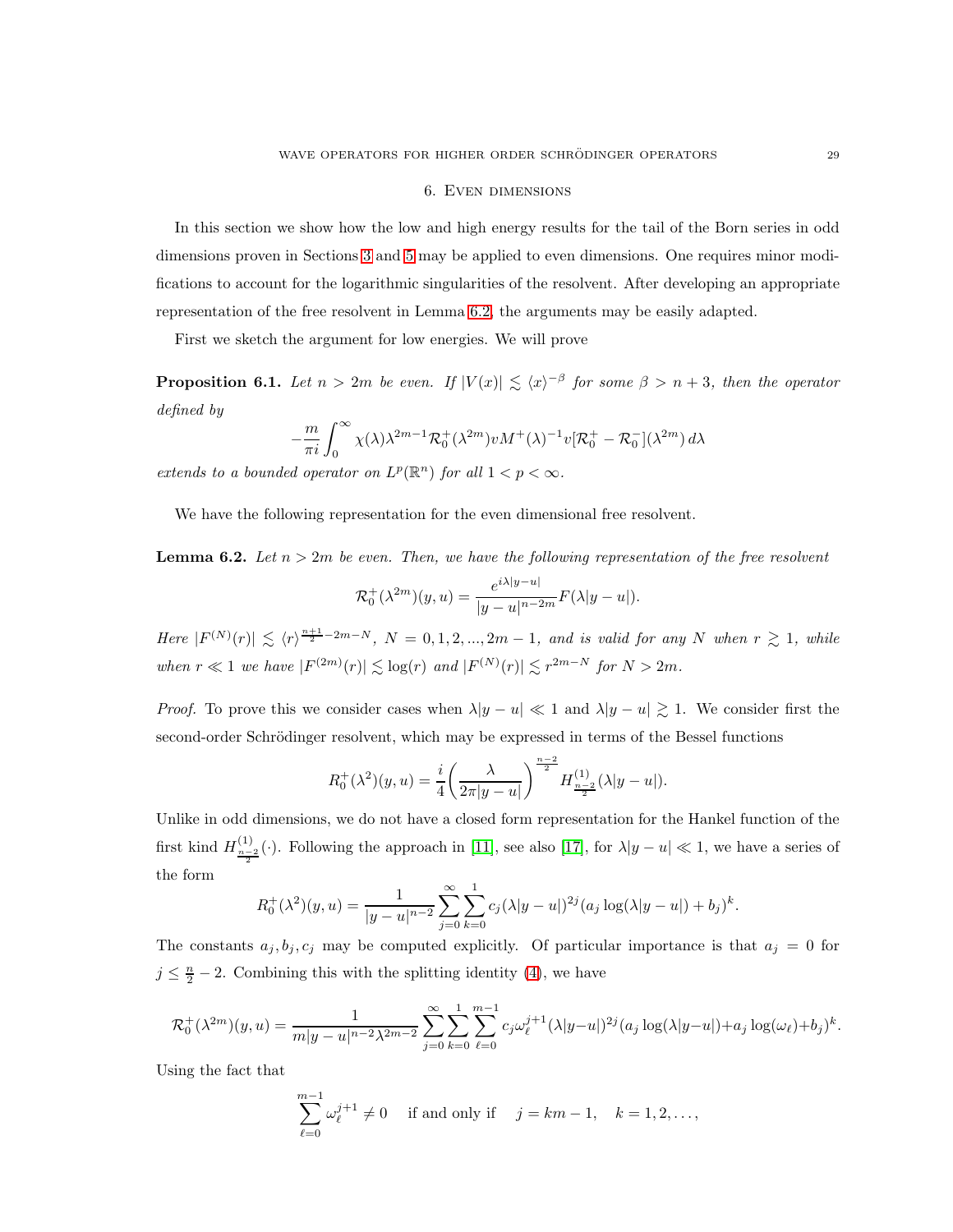## 6. Even dimensions

In this section we show how the low and high energy results for the tail of the Born series in odd dimensions proven in Sections 3 and 5 may be applied to even dimensions. One requires minor modifications to account for the logarithmic singularities of the resolvent. After developing an appropriate representation of the free resolvent in Lemma 6.2, the arguments may be easily adapted.

First we sketch the argument for low energies. We will prove

**Proposition 6.1.** *Let $n > 2m$ be even. If $|V(x)| \lesssim \langle x \rangle^{-\beta}$ for some $\beta > n+3$, then the operator defined by*

$$-\frac{m}{\pi i}\int_0^\infty \chi(\lambda)\lambda^{2m-1}\mathcal{R}_0^+(\lambda^{2m})vM^+(\lambda)^{-1}v[\mathcal{R}_0^+ - \mathcal{R}_0^-](\lambda^{2m})\,d\lambda$$

*extends to a bounded operator on $L^p(\mathbb{R}^n)$ for all $1 < p < \infty$.*

We have the following representation for the even dimensional free resolvent.

**Lemma 6.2.** *Let $n > 2m$ be even. Then, we have the following representation of the free resolvent*

$$\mathcal{R}_0^+(\lambda^{2m})(y,u) = \frac{e^{i\lambda|y-u|}}{|y-u|^{n-2m}}F(\lambda|y-u|).$$

*Here $|F^{(N)}(r)| \lesssim \langle r \rangle^{\frac{n+1}{2}-2m-N}$, $N = 0,1,2,...,2m-1$, and is valid for any $N$ when $r \gtrsim 1$, while when $r \ll 1$ we have $|F^{(2m)}(r)| \lesssim \log(r)$ and $|F^{(N)}(r)| \lesssim r^{2m-N}$ for $N > 2m$.*

*Proof.* To prove this we consider cases when $\lambda|y-u| \ll 1$ and $\lambda|y-u| \gtrsim 1$. We consider first the second-order Schrödinger resolvent, which may be expressed in terms of the Bessel functions

$$R_0^+(\lambda^2)(y,u) = \frac{i}{4}\bigg(\frac{\lambda}{2\pi|y-u|}\bigg)^{\frac{n-2}{2}} H^{(1)}_{\frac{n-2}{2}}(\lambda|y-u|).$$

Unlike in odd dimensions, we do not have a closed form representation for the Hankel function of the first kind $H^{(1)}_{\frac{n-2}{2}}(\cdot)$. Following the approach in [11], see also [17], for $\lambda|y-u| \ll 1$, we have a series of the form

$$R_0^+(\lambda^2)(y,u) = \frac{1}{|y-u|^{n-2}}\sum_{j=0}^\infty \sum_{k=0}^1 c_j(\lambda|y-u|)^{2j}(a_j\log(\lambda|y-u|)+b_j)^k.$$

The constants $a_j, b_j, c_j$ may be computed explicitly. Of particular importance is that $a_j = 0$ for $j \leq \frac{n}{2}-2$. Combining this with the splitting identity (4), we have

$$\mathcal{R}_0^+(\lambda^{2m})(y,u) = \frac{1}{m|y-u|^{n-2}\lambda^{2m-2}}\sum_{j=0}^\infty\sum_{k=0}^1\sum_{\ell=0}^{m-1} c_j\omega_\ell^{j+1}(\lambda|y-u|)^{2j}(a_j\log(\lambda|y-u|)+a_j\log(\omega_\ell)+b_j)^k.$$

Using the fact that

$$\sum_{\ell=0}^{m-1}\omega_\ell^{j+1} \neq 0 \quad \text{if and only if} \quad j = km-1, \quad k = 1,2,\ldots,$$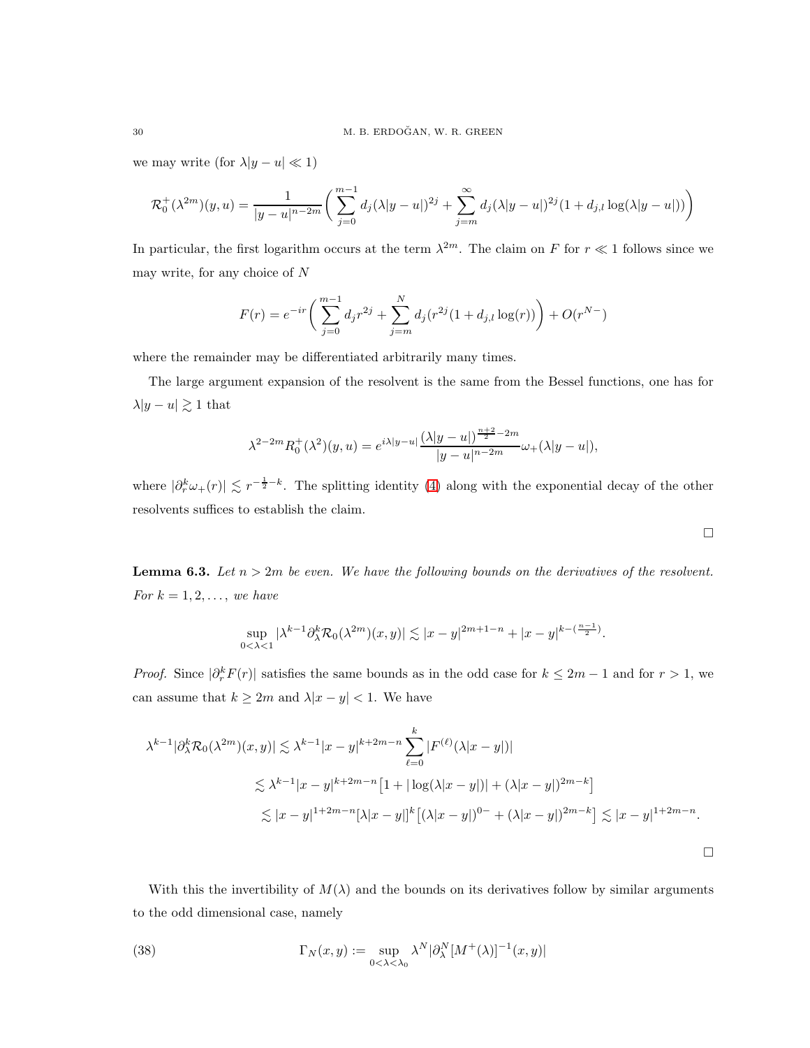we may write (for $\lambda|y-u|\ll 1$)

$$\mathcal{R}_0^+(\lambda^{2m})(y,u)=\frac{1}{|y-u|^{n-2m}}\bigg(\sum_{j=0}^{m-1}d_j(\lambda|y-u|)^{2j}+\sum_{j=m}^{\infty}d_j(\lambda|y-u|)^{2j}(1+d_{j,l}\log(\lambda|y-u|))\bigg)$$

In particular, the first logarithm occurs at the term $\lambda^{2m}$. The claim on $F$ for $r\ll 1$ follows since we may write, for any choice of $N$

$$F(r)=e^{-ir}\bigg(\sum_{j=0}^{m-1}d_jr^{2j}+\sum_{j=m}^{N}d_j(r^{2j}(1+d_{j,l}\log(r))\bigg)+O(r^{N-})$$

where the remainder may be differentiated arbitrarily many times.

The large argument expansion of the resolvent is the same from the Bessel functions, one has for $\lambda|y-u|\gtrsim 1$ that

$$\lambda^{2-2m}R_0^+(\lambda^2)(y,u)=e^{i\lambda|y-u|}\frac{(\lambda|y-u|)^{\frac{n+2}{2}-2m}}{|y-u|^{n-2m}}\omega_+(\lambda|y-u|),$$

where $|\partial_r^k\omega_+(r)|\lesssim r^{-\frac{1}{2}-k}$. The splitting identity (4) along with the exponential decay of the other resolvents suffices to establish the claim.

□

**Lemma 6.3.** *Let $n>2m$ be even. We have the following bounds on the derivatives of the resolvent. For $k=1,2,\dots,$ we have*

$$\sup_{0<\lambda<1}|\lambda^{k-1}\partial_\lambda^k\mathcal{R}_0(\lambda^{2m})(x,y)|\lesssim|x-y|^{2m+1-n}+|x-y|^{k-(\frac{n-1}{2})}.$$

*Proof.* Since $|\partial_r^kF(r)|$ satisfies the same bounds as in the odd case for $k\le 2m-1$ and for $r>1$, we can assume that $k\geq 2m$ and $\lambda|x-y|<1$. We have

$$\begin{aligned}\lambda^{k-1}|\partial_\lambda^k\mathcal{R}_0(\lambda^{2m})(x,y)|&\lesssim\lambda^{k-1}|x-y|^{k+2m-n}\sum_{\ell=0}^{k}|F^{(\ell)}(\lambda|x-y|)|\\&\lesssim\lambda^{k-1}|x-y|^{k+2m-n}\big[1+|\log(\lambda|x-y|)|+(\lambda|x-y|)^{2m-k}\big]\\&\lesssim|x-y|^{1+2m-n}[\lambda|x-y|]^k\big[(\lambda|x-y|)^{0-}+(\lambda|x-y|)^{2m-k}\big]\lesssim|x-y|^{1+2m-n}.\end{aligned}$$

□

With this the invertibility of $M(\lambda)$ and the bounds on its derivatives follow by similar arguments to the odd dimensional case, namely

$$\Gamma_N(x,y):=\sup_{0<\lambda<\lambda_0}\lambda^N|\partial_\lambda^N[M^+(\lambda)]^{-1}(x,y)| \tag{38}$$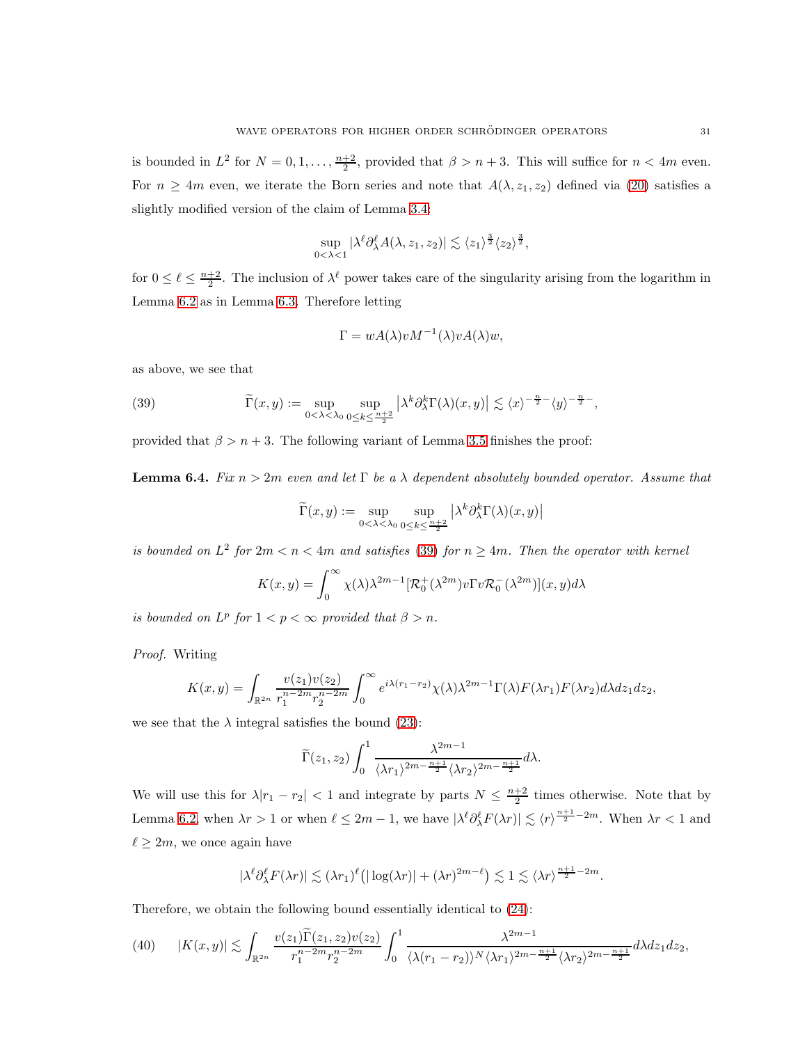is bounded in $L^2$ for $N = 0, 1, \dots, \frac{n+2}{2}$, provided that $\beta > n+3$. This will suffice for $n < 4m$ even. For $n \geq 4m$ even, we iterate the Born series and note that $A(\lambda, z_1, z_2)$ defined via (20) satisfies a slightly modified version of the claim of Lemma 3.4:

$$\sup_{0<\lambda<1} |\lambda^\ell \partial_\lambda^\ell A(\lambda, z_1, z_2)| \lesssim \langle z_1 \rangle^{\frac{3}{2}} \langle z_2 \rangle^{\frac{3}{2}},$$

for $0 \leq \ell \leq \frac{n+2}{2}$. The inclusion of $\lambda^\ell$ power takes care of the singularity arising from the logarithm in Lemma 6.2 as in Lemma 6.3. Therefore letting

$$\Gamma = wA(\lambda)vM^{-1}(\lambda)vA(\lambda)w,$$

as above, we see that

$$\widetilde{\Gamma}(x,y) := \sup_{0<\lambda<\lambda_0} \sup_{0\leq k \leq \frac{n+2}{2}} \left| \lambda^k \partial_\lambda^k \Gamma(\lambda)(x,y) \right| \lesssim \langle x \rangle^{-\frac{n}{2}-} \langle y \rangle^{-\frac{n}{2}-}, \tag{39}$$

provided that $\beta > n+3$. The following variant of Lemma 3.5 finishes the proof:

**Lemma 6.4.** *Fix $n > 2m$ even and let $\Gamma$ be a $\lambda$ dependent absolutely bounded operator. Assume that*

$$\widetilde{\Gamma}(x,y) := \sup_{0<\lambda<\lambda_0} \sup_{0\leq k \leq \frac{n+2}{2}} \left| \lambda^k \partial_\lambda^k \Gamma(\lambda)(x,y) \right|$$

*is bounded on $L^2$ for $2m < n < 4m$ and satisfies (39) for $n \geq 4m$. Then the operator with kernel*

$$K(x,y) = \int_0^\infty \chi(\lambda) \lambda^{2m-1} [\mathcal{R}_0^+(\lambda^{2m}) v \Gamma v \mathcal{R}_0^-(\lambda^{2m})](x,y) d\lambda$$

*is bounded on $L^p$ for $1 < p < \infty$ provided that $\beta > n$.*

*Proof.* Writing

$$K(x,y) = \int_{\mathbb{R}^{2n}} \frac{v(z_1)v(z_2)}{r_1^{n-2m} r_2^{n-2m}} \int_0^\infty e^{i\lambda(r_1 - r_2)} \chi(\lambda) \lambda^{2m-1} \Gamma(\lambda) F(\lambda r_1) F(\lambda r_2) d\lambda dz_1 dz_2,$$

we see that the $\lambda$ integral satisfies the bound (23):

$$\widetilde{\Gamma}(z_1, z_2) \int_0^1 \frac{\lambda^{2m-1}}{\langle \lambda r_1 \rangle^{2m - \frac{n+1}{2}} \langle \lambda r_2 \rangle^{2m - \frac{n+1}{2}}} d\lambda.$$

We will use this for $\lambda |r_1 - r_2| < 1$ and integrate by parts $N \leq \frac{n+2}{2}$ times otherwise. Note that by Lemma 6.2, when $\lambda r > 1$ or when $\ell \leq 2m - 1$, we have $|\lambda^\ell \partial_\lambda^\ell F(\lambda r)| \lesssim \langle r \rangle^{\frac{n+1}{2} - 2m}$. When $\lambda r < 1$ and $\ell \geq 2m$, we once again have

$$|\lambda^\ell \partial_\lambda^\ell F(\lambda r)| \lesssim (\lambda r_1)^\ell \big( |\log(\lambda r)| + (\lambda r)^{2m-\ell} \big) \lesssim 1 \lesssim \langle \lambda r \rangle^{\frac{n+1}{2} - 2m}.$$

Therefore, we obtain the following bound essentially identical to (24):

$$|K(x,y)| \lesssim \int_{\mathbb{R}^{2n}} \frac{v(z_1)\widetilde{\Gamma}(z_1,z_2)v(z_2)}{r_1^{n-2m} r_2^{n-2m}} \int_0^1 \frac{\lambda^{2m-1}}{\langle \lambda(r_1 - r_2) \rangle^N \langle \lambda r_1 \rangle^{2m - \frac{n+1}{2}} \langle \lambda r_2 \rangle^{2m - \frac{n+1}{2}}} d\lambda dz_1 dz_2, \tag{40}$$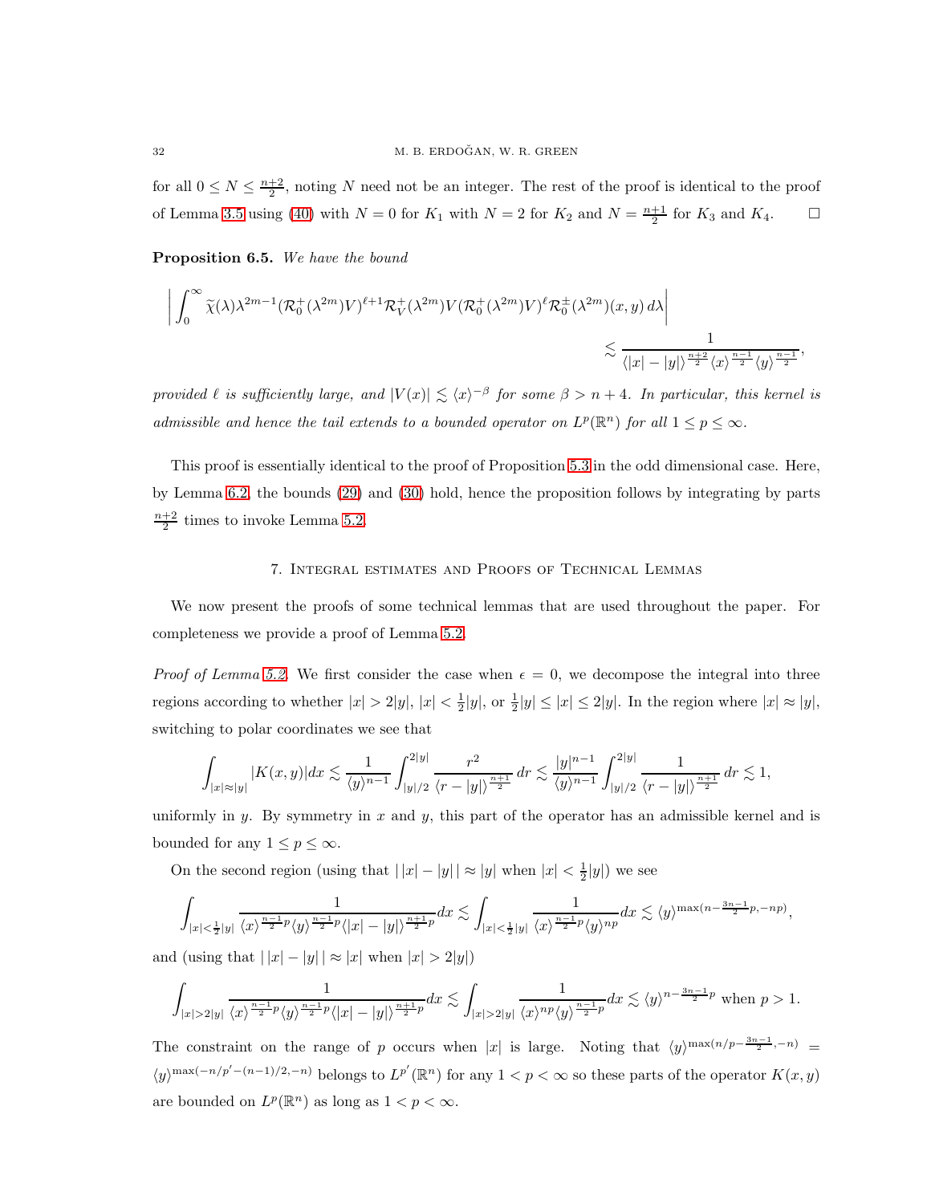for all $0 \leq N \leq \frac{n+2}{2}$, noting $N$ need not be an integer. The rest of the proof is identical to the proof of Lemma 3.5 using (40) with $N = 0$ for $K_1$ with $N = 2$ for $K_2$ and $N = \frac{n+1}{2}$ for $K_3$ and $K_4$. $\square$

**Proposition 6.5.** *We have the bound*

$$\left| \int_0^\infty \widetilde{\chi}(\lambda) \lambda^{2m-1} (\mathcal{R}_0^+(\lambda^{2m})V)^{\ell+1} \mathcal{R}_V^+(\lambda^{2m}) V (\mathcal{R}_0^+(\lambda^{2m})V)^\ell \mathcal{R}_0^\pm(\lambda^{2m})(x,y)\, d\lambda \right|$$
$$\lesssim \frac{1}{\langle |x|-|y| \rangle^{\frac{n+2}{2}} \langle x \rangle^{\frac{n-1}{2}} \langle y \rangle^{\frac{n-1}{2}}},$$

*provided $\ell$ is sufficiently large, and $|V(x)| \lesssim \langle x \rangle^{-\beta}$ for some $\beta > n+4$. In particular, this kernel is admissible and hence the tail extends to a bounded operator on $L^p(\mathbb{R}^n)$ for all $1 \leq p \leq \infty$.*

This proof is essentially identical to the proof of Proposition 5.3 in the odd dimensional case. Here, by Lemma 6.2, the bounds (29) and (30) hold, hence the proposition follows by integrating by parts $\frac{n+2}{2}$ times to invoke Lemma 5.2.

## 7. Integral estimates and Proofs of Technical Lemmas

We now present the proofs of some technical lemmas that are used throughout the paper. For completeness we provide a proof of Lemma 5.2.

*Proof of Lemma 5.2.* We first consider the case when $\epsilon = 0$, we decompose the integral into three regions according to whether $|x| > 2|y|$, $|x| < \frac{1}{2}|y|$, or $\frac{1}{2}|y| \leq |x| \leq 2|y|$. In the region where $|x| \approx |y|$, switching to polar coordinates we see that

$$\int_{|x|\approx|y|} |K(x,y)|dx \lesssim \frac{1}{\langle y \rangle^{n-1}} \int_{|y|/2}^{2|y|} \frac{r^2}{\langle r-|y| \rangle^{\frac{n+1}{2}}}\, dr \lesssim \frac{|y|^{n-1}}{\langle y \rangle^{n-1}} \int_{|y|/2}^{2|y|} \frac{1}{\langle r-|y| \rangle^{\frac{n+1}{2}}}\, dr \lesssim 1,$$

uniformly in $y$. By symmetry in $x$ and $y$, this part of the operator has an admissible kernel and is bounded for any $1 \leq p \leq \infty$.

On the second region (using that $|\,|x|-|y|\,| \approx |y|$ when $|x| < \frac{1}{2}|y|$) we see

$$\int_{|x|<\frac{1}{2}|y|} \frac{1}{\langle x \rangle^{\frac{n-1}{2}p} \langle y \rangle^{\frac{n-1}{2}p} \langle |x|-|y| \rangle^{\frac{n+1}{2}p}} dx \lesssim \int_{|x|<\frac{1}{2}|y|} \frac{1}{\langle x \rangle^{\frac{n-1}{2}p} \langle y \rangle^{np}} dx \lesssim \langle y \rangle^{\max(n-\frac{3n-1}{2}p, -np)},$$

and (using that $|\,|x|-|y|\,| \approx |x|$ when $|x| > 2|y|$)

$$\int_{|x|>2|y|} \frac{1}{\langle x \rangle^{\frac{n-1}{2}p} \langle y \rangle^{\frac{n-1}{2}p} \langle |x|-|y| \rangle^{\frac{n+1}{2}p}} dx \lesssim \int_{|x|>2|y|} \frac{1}{\langle x \rangle^{np} \langle y \rangle^{\frac{n-1}{2}p}} dx \lesssim \langle y \rangle^{n-\frac{3n-1}{2}p} \text{ when } p > 1.$$

The constraint on the range of $p$ occurs when $|x|$ is large. Noting that $\langle y \rangle^{\max(n/p-\frac{3n-1}{2},-n)} = \langle y \rangle^{\max(-n/p'-(n-1)/2,-n)}$ belongs to $L^{p'}(\mathbb{R}^n)$ for any $1 < p < \infty$ so these parts of the operator $K(x,y)$ are bounded on $L^p(\mathbb{R}^n)$ as long as $1 < p < \infty$.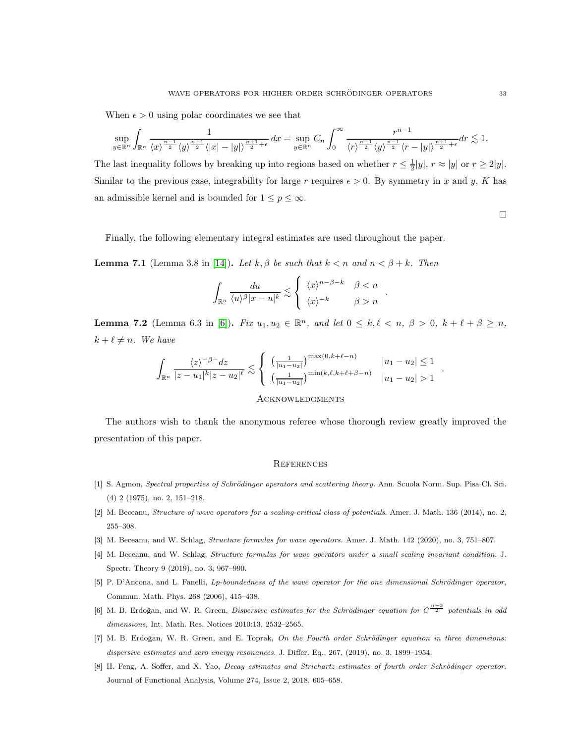When $\epsilon > 0$ using polar coordinates we see that

$$\sup_{y\in\mathbb{R}^n} \int_{\mathbb{R}^n} \frac{1}{\langle x\rangle^{\frac{n-1}{2}} \langle y\rangle^{\frac{n-1}{2}} \langle |x|-|y|\rangle^{\frac{n+1}{2}+\epsilon}}\, dx = \sup_{y\in\mathbb{R}^n} C_n \int_0^\infty \frac{r^{n-1}}{\langle r\rangle^{\frac{n-1}{2}} \langle y\rangle^{\frac{n-1}{2}} \langle r-|y|\rangle^{\frac{n+1}{2}+\epsilon}} dr \lesssim 1.$$

The last inequality follows by breaking up into regions based on whether $r \leq \frac{1}{2}|y|$, $r \approx |y|$ or $r \geq 2|y|$. Similar to the previous case, integrability for large $r$ requires $\epsilon > 0$. By symmetry in $x$ and $y$, $K$ has an admissible kernel and is bounded for $1 \leq p \leq \infty$.

□

Finally, the following elementary integral estimates are used throughout the paper.

**Lemma 7.1** (Lemma 3.8 in [14]). *Let $k, \beta$ be such that $k < n$ and $n < \beta + k$. Then*

$$\int_{\mathbb{R}^n} \frac{du}{\langle u\rangle^{\beta} |x-u|^k} \lesssim \begin{cases} \langle x\rangle^{n-\beta-k} & \beta < n \\ \langle x\rangle^{-k} & \beta > n \end{cases}.$$

**Lemma 7.2** (Lemma 6.3 in [6]). *Fix $u_1, u_2 \in \mathbb{R}^n$, and let $0 \leq k, \ell < n$, $\beta > 0$, $k + \ell + \beta \geq n$, $k + \ell \neq n$. We have*

$$\int_{\mathbb{R}^n} \frac{\langle z\rangle^{-\beta-} dz}{|z-u_1|^k |z-u_2|^\ell} \lesssim \begin{cases} \left(\frac{1}{|u_1-u_2|}\right)^{\max(0,k+\ell-n)} & |u_1-u_2| \leq 1 \\ \left(\frac{1}{|u_1-u_2|}\right)^{\min(k,\ell,k+\ell+\beta-n)} & |u_1-u_2| > 1 \end{cases}.$$

## Acknowledgments

The authors wish to thank the anonymous referee whose thorough review greatly improved the presentation of this paper.

## References

[1] S. Agmon, *Spectral properties of Schrödinger operators and scattering theory.* Ann. Scuola Norm. Sup. Pisa Cl. Sci. (4) 2 (1975), no. 2, 151–218.

[2] M. Beceanu, *Structure of wave operators for a scaling-critical class of potentials*. Amer. J. Math. 136 (2014), no. 2, 255–308.

[3] M. Beceanu, and W. Schlag, *Structure formulas for wave operators.* Amer. J. Math. 142 (2020), no. 3, 751–807.

[4] M. Beceanu, and W. Schlag, *Structure formulas for wave operators under a small scaling invariant condition.* J. Spectr. Theory 9 (2019), no. 3, 967–990.

[5] P. D'Ancona, and L. Fanelli, *Lp-boundedness of the wave operator for the one dimensional Schrödinger operator*, Commun. Math. Phys. 268 (2006), 415–438.

[6] M. B. Erdoğan, and W. R. Green, *Dispersive estimates for the Schrödinger equation for $C^{\frac{n-3}{2}}$ potentials in odd dimensions,* Int. Math. Res. Notices 2010:13, 2532–2565.

[7] M. B. Erdoğan, W. R. Green, and E. Toprak, *On the Fourth order Schrödinger equation in three dimensions: dispersive estimates and zero energy resonances.* J. Differ. Eq., 267, (2019), no. 3, 1899–1954.

[8] H. Feng, A. Soffer, and X. Yao, *Decay estimates and Strichartz estimates of fourth order Schrödinger operator.* Journal of Functional Analysis, Volume 274, Issue 2, 2018, 605–658.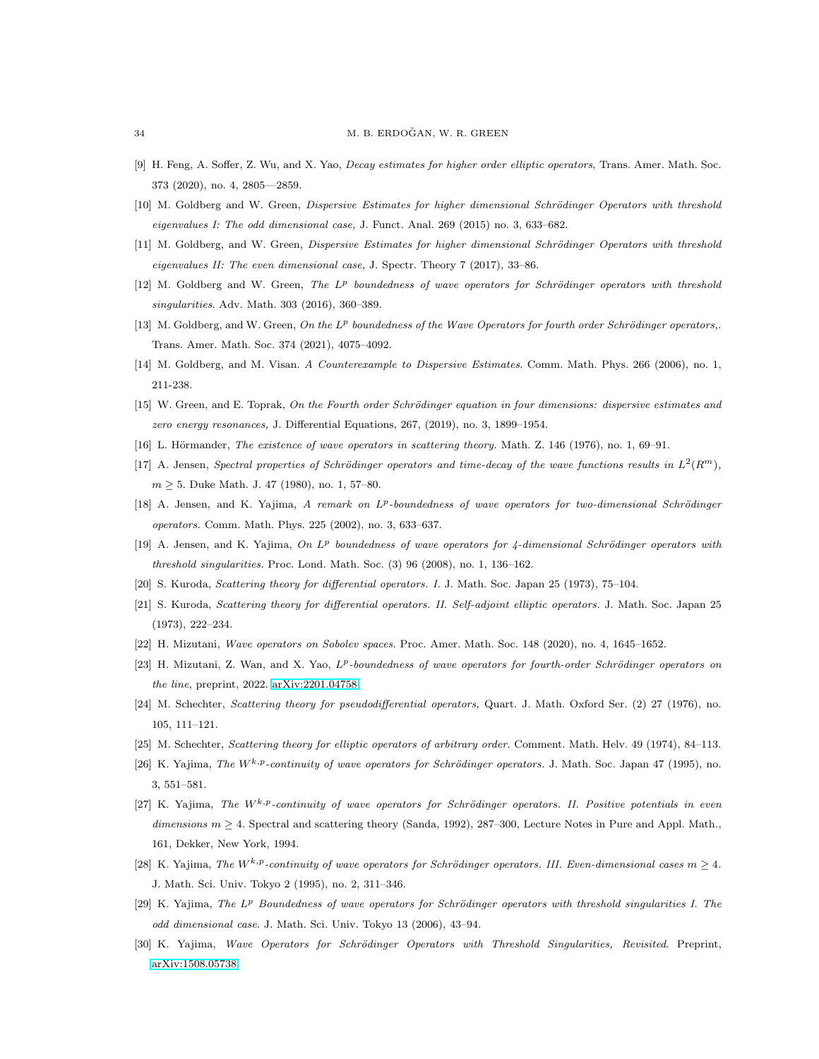[9] H. Feng, A. Soffer, Z. Wu, and X. Yao, *Decay estimates for higher order elliptic operators*, Trans. Amer. Math. Soc. 373 (2020), no. 4, 2805––2859.

[10] M. Goldberg and W. Green, *Dispersive Estimates for higher dimensional Schrödinger Operators with threshold eigenvalues I: The odd dimensional case,* J. Funct. Anal. 269 (2015) no. 3, 633–682.

[11] M. Goldberg, and W. Green, *Dispersive Estimates for higher dimensional Schrödinger Operators with threshold eigenvalues II: The even dimensional case,* J. Spectr. Theory 7 (2017), 33–86.

[12] M. Goldberg and W. Green, *The $L^p$ boundedness of wave operators for Schrödinger operators with threshold singularities*. Adv. Math. 303 (2016), 360–389.

[13] M. Goldberg, and W. Green, *On the $L^p$ boundedness of the Wave Operators for fourth order Schrödinger operators,*. Trans. Amer. Math. Soc. 374 (2021), 4075–4092.

[14] M. Goldberg, and M. Visan. *A Counterexample to Dispersive Estimates*. Comm. Math. Phys. 266 (2006), no. 1, 211-238.

[15] W. Green, and E. Toprak, *On the Fourth order Schrödinger equation in four dimensions: dispersive estimates and zero energy resonances,* J. Differential Equations, 267, (2019), no. 3, 1899–1954.

[16] L. Hörmander, *The existence of wave operators in scattering theory*. Math. Z. 146 (1976), no. 1, 69–91.

[17] A. Jensen, *Spectral properties of Schrödinger operators and time-decay of the wave functions results in $L^2(R^m)$, $m \geq 5$*. Duke Math. J. 47 (1980), no. 1, 57–80.

[18] A. Jensen, and K. Yajima, *A remark on $L^p$-boundedness of wave operators for two-dimensional Schrödinger operators.* Comm. Math. Phys. 225 (2002), no. 3, 633–637.

[19] A. Jensen, and K. Yajima, *On $L^p$ boundedness of wave operators for 4-dimensional Schrödinger operators with threshold singularities.* Proc. Lond. Math. Soc. (3) 96 (2008), no. 1, 136–162.

[20] S. Kuroda, *Scattering theory for differential operators. I.* J. Math. Soc. Japan 25 (1973), 75–104.

[21] S. Kuroda, *Scattering theory for differential operators. II. Self-adjoint elliptic operators.* J. Math. Soc. Japan 25 (1973), 222–234.

[22] H. Mizutani, *Wave operators on Sobolev spaces.* Proc. Amer. Math. Soc. 148 (2020), no. 4, 1645–1652.

[23] H. Mizutani, Z. Wan, and X. Yao, *$L^p$-boundedness of wave operators for fourth-order Schrödinger operators on the line*, preprint, 2022. arXiv:2201.04758

[24] M. Schechter, *Scattering theory for pseudodifferential operators,* Quart. J. Math. Oxford Ser. (2) 27 (1976), no. 105, 111–121.

[25] M. Schechter, *Scattering theory for elliptic operators of arbitrary order*. Comment. Math. Helv. 49 (1974), 84–113.

[26] K. Yajima, *The $W^{k,p}$-continuity of wave operators for Schrödinger operators.* J. Math. Soc. Japan 47 (1995), no. 3, 551–581.

[27] K. Yajima, *The $W^{k,p}$-continuity of wave operators for Schrödinger operators. II. Positive potentials in even dimensions $m \geq 4$.* Spectral and scattering theory (Sanda, 1992), 287–300, Lecture Notes in Pure and Appl. Math., 161, Dekker, New York, 1994.

[28] K. Yajima, *The $W^{k,p}$-continuity of wave operators for Schrödinger operators. III. Even-dimensional cases $m \geq 4$.* J. Math. Sci. Univ. Tokyo 2 (1995), no. 2, 311–346.

[29] K. Yajima, *The $L^p$ Boundedness of wave operators for Schrödinger operators with threshold singularities I. The odd dimensional case*. J. Math. Sci. Univ. Tokyo 13 (2006), 43–94.

[30] K. Yajima, *Wave Operators for Schrödinger Operators with Threshold Singularities, Revisited*. Preprint, arXiv:1508.05738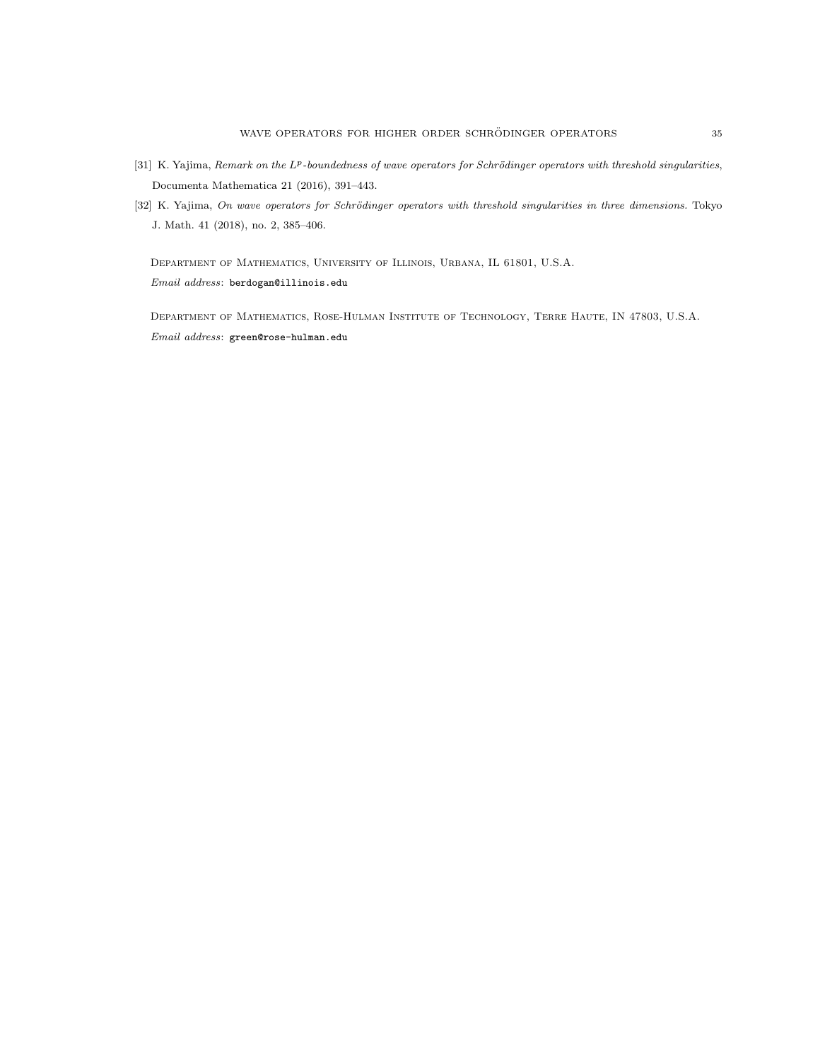[31] K. Yajima, *Remark on the $L^p$-boundedness of wave operators for Schrödinger operators with threshold singularities*, Documenta Mathematica 21 (2016), 391–443.

[32] K. Yajima, *On wave operators for Schrödinger operators with threshold singularities in three dimensions.* Tokyo J. Math. 41 (2018), no. 2, 385–406.

Department of Mathematics, University of Illinois, Urbana, IL 61801, U.S.A.
*Email address*: berdogan@illinois.edu

Department of Mathematics, Rose-Hulman Institute of Technology, Terre Haute, IN 47803, U.S.A.
*Email address*: green@rose-hulman.edu